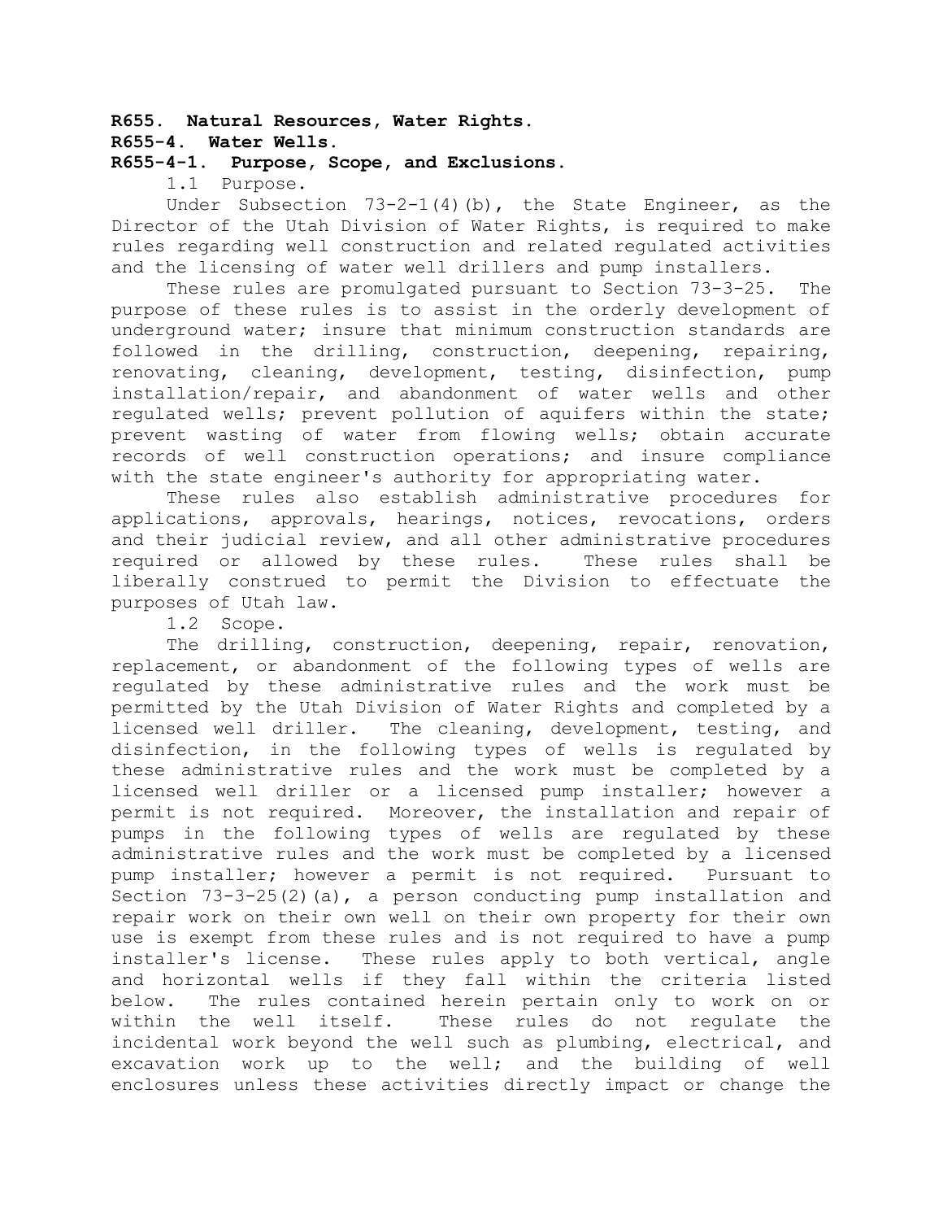**R655. Natural Resources, Water Rights.**

**R655-4. Water Wells.**

**R655-4-1. Purpose, Scope, and Exclusions.**

1.1 Purpose.

Under Subsection 73-2-1(4)(b), the State Engineer, as the Director of the Utah Division of Water Rights, is required to make rules regarding well construction and related regulated activities and the licensing of water well drillers and pump installers.

These rules are promulgated pursuant to Section 73-3-25. The purpose of these rules is to assist in the orderly development of underground water; insure that minimum construction standards are followed in the drilling, construction, deepening, repairing, renovating, cleaning, development, testing, disinfection, pump installation/repair, and abandonment of water wells and other regulated wells; prevent pollution of aquifers within the state; prevent wasting of water from flowing wells; obtain accurate records of well construction operations; and insure compliance with the state engineer's authority for appropriating water.

These rules also establish administrative procedures for applications, approvals, hearings, notices, revocations, orders and their judicial review, and all other administrative procedures required or allowed by these rules. These rules shall be liberally construed to permit the Division to effectuate the purposes of Utah law.

1.2 Scope.

The drilling, construction, deepening, repair, renovation, replacement, or abandonment of the following types of wells are regulated by these administrative rules and the work must be permitted by the Utah Division of Water Rights and completed by a licensed well driller. The cleaning, development, testing, and disinfection, in the following types of wells is regulated by these administrative rules and the work must be completed by a licensed well driller or a licensed pump installer; however a permit is not required. Moreover, the installation and repair of pumps in the following types of wells are regulated by these administrative rules and the work must be completed by a licensed pump installer; however a permit is not required. Pursuant to Section 73-3-25(2)(a), a person conducting pump installation and repair work on their own well on their own property for their own use is exempt from these rules and is not required to have a pump installer's license. These rules apply to both vertical, angle and horizontal wells if they fall within the criteria listed below. The rules contained herein pertain only to work on or within the well itself. These rules do not regulate the incidental work beyond the well such as plumbing, electrical, and excavation work up to the well; and the building of well enclosures unless these activities directly impact or change the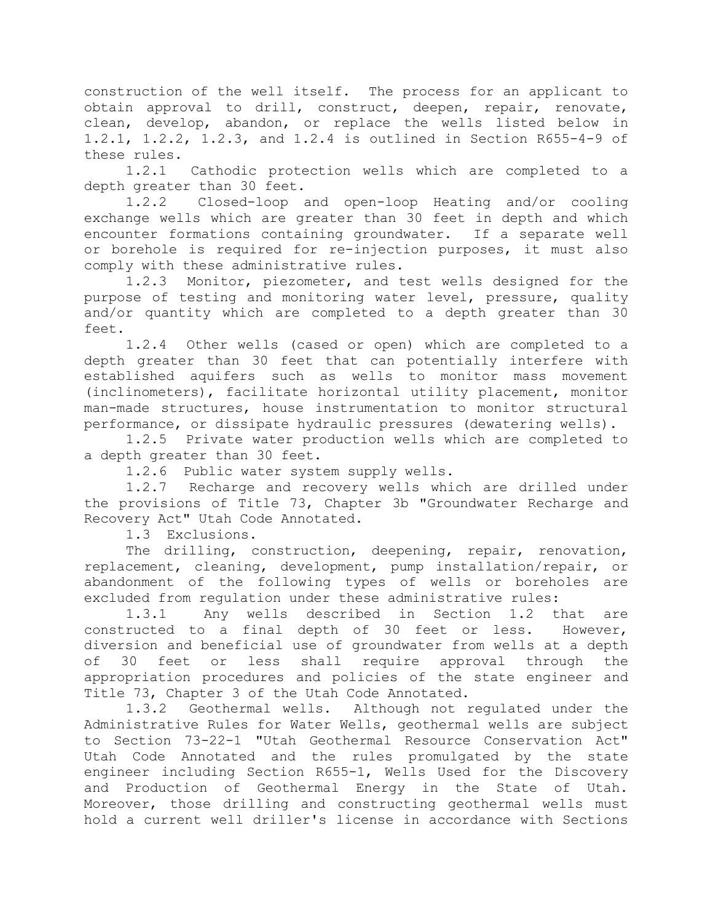construction of the well itself. The process for an applicant to obtain approval to drill, construct, deepen, repair, renovate, clean, develop, abandon, or replace the wells listed below in 1.2.1, 1.2.2, 1.2.3, and 1.2.4 is outlined in Section R655-4-9 of these rules.

1.2.1 Cathodic protection wells which are completed to a depth greater than 30 feet.

1.2.2 Closed-loop and open-loop Heating and/or cooling exchange wells which are greater than 30 feet in depth and which encounter formations containing groundwater. If a separate well or borehole is required for re-injection purposes, it must also comply with these administrative rules.

1.2.3 Monitor, piezometer, and test wells designed for the purpose of testing and monitoring water level, pressure, quality and/or quantity which are completed to a depth greater than 30 feet.

1.2.4 Other wells (cased or open) which are completed to a depth greater than 30 feet that can potentially interfere with established aquifers such as wells to monitor mass movement (inclinometers), facilitate horizontal utility placement, monitor man-made structures, house instrumentation to monitor structural performance, or dissipate hydraulic pressures (dewatering wells).

1.2.5 Private water production wells which are completed to a depth greater than 30 feet.

1.2.6 Public water system supply wells.

1.2.7 Recharge and recovery wells which are drilled under the provisions of Title 73, Chapter 3b "Groundwater Recharge and Recovery Act" Utah Code Annotated.

1.3 Exclusions.

The drilling, construction, deepening, repair, renovation, replacement, cleaning, development, pump installation/repair, or abandonment of the following types of wells or boreholes are excluded from regulation under these administrative rules:

1.3.1 Any wells described in Section 1.2 that are constructed to a final depth of 30 feet or less. However, diversion and beneficial use of groundwater from wells at a depth of 30 feet or less shall require approval through the appropriation procedures and policies of the state engineer and Title 73, Chapter 3 of the Utah Code Annotated.

1.3.2 Geothermal wells. Although not regulated under the Administrative Rules for Water Wells, geothermal wells are subject to Section 73-22-1 "Utah Geothermal Resource Conservation Act" Utah Code Annotated and the rules promulgated by the state engineer including Section R655-1, Wells Used for the Discovery and Production of Geothermal Energy in the State of Utah. Moreover, those drilling and constructing geothermal wells must hold a current well driller's license in accordance with Sections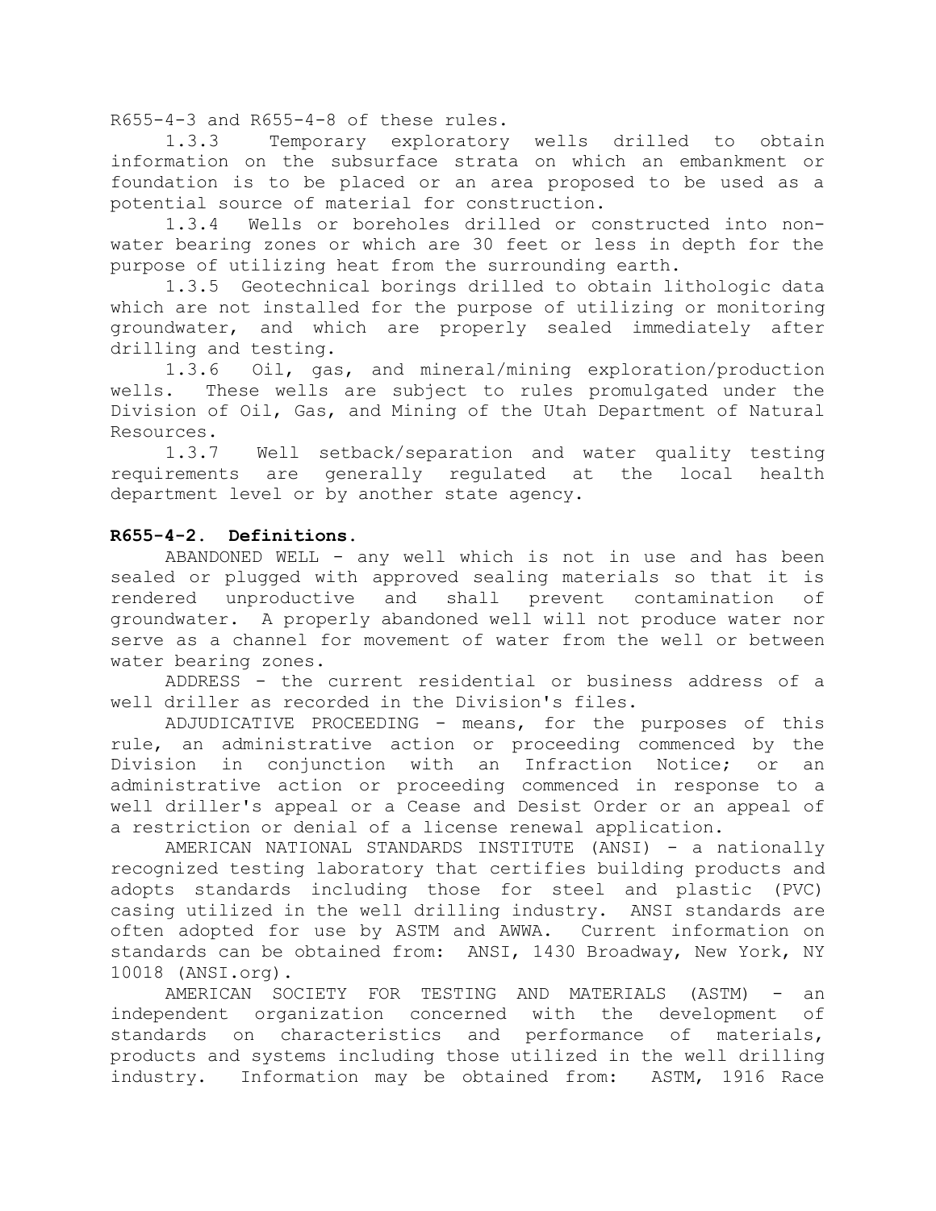R655-4-3 and R655-4-8 of these rules.

1.3.3 Temporary exploratory wells drilled to obtain information on the subsurface strata on which an embankment or foundation is to be placed or an area proposed to be used as a potential source of material for construction.

1.3.4 Wells or boreholes drilled or constructed into non-water bearing zones or which are 30 feet or less in depth for the purpose of utilizing heat from the surrounding earth.

1.3.5 Geotechnical borings drilled to obtain lithologic data which are not installed for the purpose of utilizing or monitoring groundwater, and which are properly sealed immediately after drilling and testing.

1.3.6 Oil, gas, and mineral/mining exploration/production wells. These wells are subject to rules promulgated under the Division of Oil, Gas, and Mining of the Utah Department of Natural Resources.

1.3.7 Well setback/separation and water quality testing requirements are generally regulated at the local health department level or by another state agency.

**R655-4-2. Definitions.**

ABANDONED WELL - any well which is not in use and has been sealed or plugged with approved sealing materials so that it is rendered unproductive and shall prevent contamination of groundwater. A properly abandoned well will not produce water nor serve as a channel for movement of water from the well or between water bearing zones.

ADDRESS - the current residential or business address of a well driller as recorded in the Division's files.

ADJUDICATIVE PROCEEDING - means, for the purposes of this rule, an administrative action or proceeding commenced by the Division in conjunction with an Infraction Notice; or an administrative action or proceeding commenced in response to a well driller's appeal or a Cease and Desist Order or an appeal of a restriction or denial of a license renewal application.

AMERICAN NATIONAL STANDARDS INSTITUTE (ANSI) - a nationally recognized testing laboratory that certifies building products and adopts standards including those for steel and plastic (PVC) casing utilized in the well drilling industry. ANSI standards are often adopted for use by ASTM and AWWA. Current information on standards can be obtained from: ANSI, 1430 Broadway, New York, NY 10018 (ANSI.org).

AMERICAN SOCIETY FOR TESTING AND MATERIALS (ASTM) - an independent organization concerned with the development of standards on characteristics and performance of materials, products and systems including those utilized in the well drilling industry. Information may be obtained from: ASTM, 1916 Race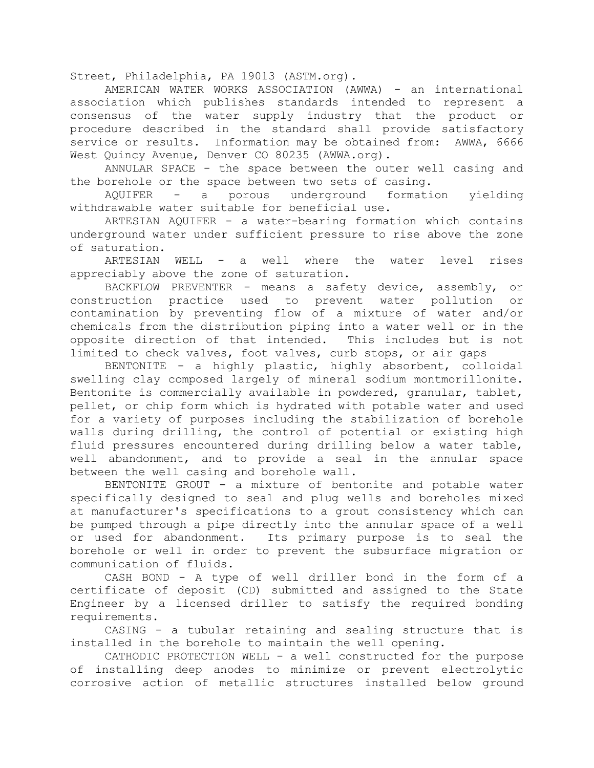Street, Philadelphia, PA 19013 (ASTM.org).

AMERICAN WATER WORKS ASSOCIATION (AWWA) - an international association which publishes standards intended to represent a consensus of the water supply industry that the product or procedure described in the standard shall provide satisfactory service or results. Information may be obtained from: AWWA, 6666 West Quincy Avenue, Denver CO 80235 (AWWA.org).

ANNULAR SPACE - the space between the outer well casing and the borehole or the space between two sets of casing.

AQUIFER - a porous underground formation yielding withdrawable water suitable for beneficial use.

ARTESIAN AQUIFER - a water-bearing formation which contains underground water under sufficient pressure to rise above the zone of saturation.

ARTESIAN WELL - a well where the water level rises appreciably above the zone of saturation.

BACKFLOW PREVENTER - means a safety device, assembly, or construction practice used to prevent water pollution or contamination by preventing flow of a mixture of water and/or chemicals from the distribution piping into a water well or in the opposite direction of that intended. This includes but is not limited to check valves, foot valves, curb stops, or air gaps

BENTONITE - a highly plastic, highly absorbent, colloidal swelling clay composed largely of mineral sodium montmorillonite. Bentonite is commercially available in powdered, granular, tablet, pellet, or chip form which is hydrated with potable water and used for a variety of purposes including the stabilization of borehole walls during drilling, the control of potential or existing high fluid pressures encountered during drilling below a water table, well abandonment, and to provide a seal in the annular space between the well casing and borehole wall.

BENTONITE GROUT - a mixture of bentonite and potable water specifically designed to seal and plug wells and boreholes mixed at manufacturer's specifications to a grout consistency which can be pumped through a pipe directly into the annular space of a well or used for abandonment. Its primary purpose is to seal the borehole or well in order to prevent the subsurface migration or communication of fluids.

CASH BOND - A type of well driller bond in the form of a certificate of deposit (CD) submitted and assigned to the State Engineer by a licensed driller to satisfy the required bonding requirements.

CASING - a tubular retaining and sealing structure that is installed in the borehole to maintain the well opening.

CATHODIC PROTECTION WELL - a well constructed for the purpose of installing deep anodes to minimize or prevent electrolytic corrosive action of metallic structures installed below ground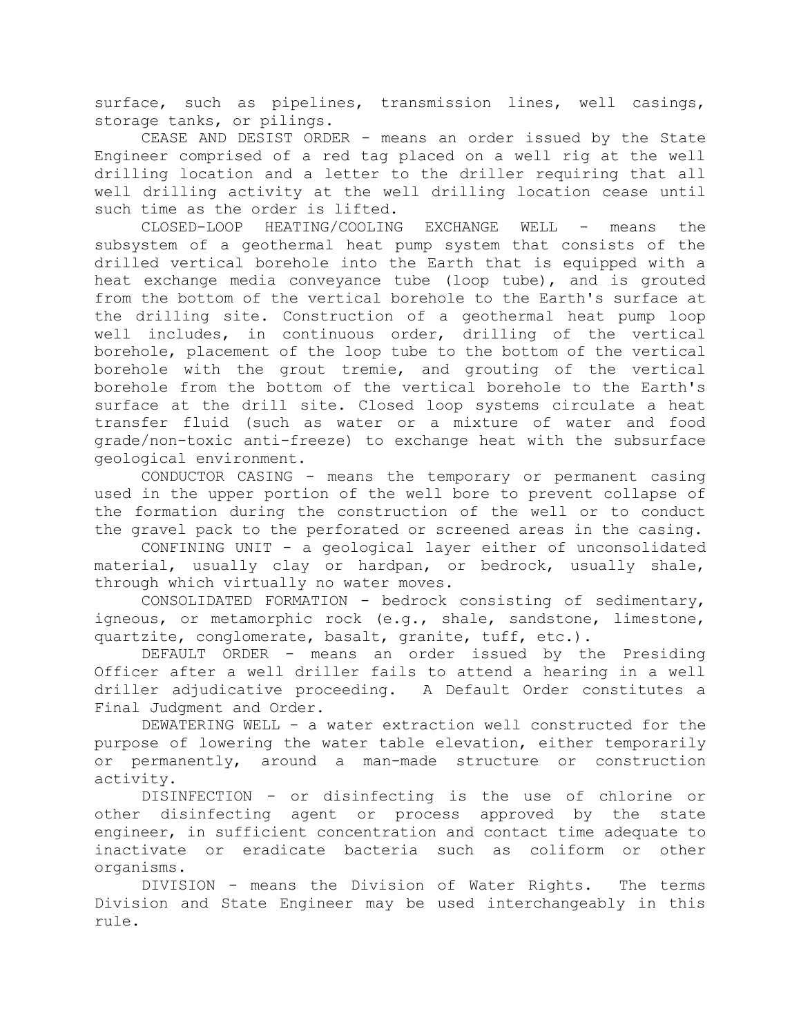surface, such as pipelines, transmission lines, well casings, storage tanks, or pilings.

CEASE AND DESIST ORDER - means an order issued by the State Engineer comprised of a red tag placed on a well rig at the well drilling location and a letter to the driller requiring that all well drilling activity at the well drilling location cease until such time as the order is lifted.

CLOSED-LOOP HEATING/COOLING EXCHANGE WELL - means the subsystem of a geothermal heat pump system that consists of the drilled vertical borehole into the Earth that is equipped with a heat exchange media conveyance tube (loop tube), and is grouted from the bottom of the vertical borehole to the Earth's surface at the drilling site. Construction of a geothermal heat pump loop well includes, in continuous order, drilling of the vertical borehole, placement of the loop tube to the bottom of the vertical borehole with the grout tremie, and grouting of the vertical borehole from the bottom of the vertical borehole to the Earth's surface at the drill site. Closed loop systems circulate a heat transfer fluid (such as water or a mixture of water and food grade/non-toxic anti-freeze) to exchange heat with the subsurface geological environment.

CONDUCTOR CASING - means the temporary or permanent casing used in the upper portion of the well bore to prevent collapse of the formation during the construction of the well or to conduct the gravel pack to the perforated or screened areas in the casing.

CONFINING UNIT - a geological layer either of unconsolidated material, usually clay or hardpan, or bedrock, usually shale, through which virtually no water moves.

CONSOLIDATED FORMATION - bedrock consisting of sedimentary, igneous, or metamorphic rock (e.g., shale, sandstone, limestone, quartzite, conglomerate, basalt, granite, tuff, etc.).

DEFAULT ORDER - means an order issued by the Presiding Officer after a well driller fails to attend a hearing in a well driller adjudicative proceeding. A Default Order constitutes a Final Judgment and Order.

DEWATERING WELL - a water extraction well constructed for the purpose of lowering the water table elevation, either temporarily or permanently, around a man-made structure or construction activity.

DISINFECTION - or disinfecting is the use of chlorine or other disinfecting agent or process approved by the state engineer, in sufficient concentration and contact time adequate to inactivate or eradicate bacteria such as coliform or other organisms.

DIVISION - means the Division of Water Rights. The terms Division and State Engineer may be used interchangeably in this rule.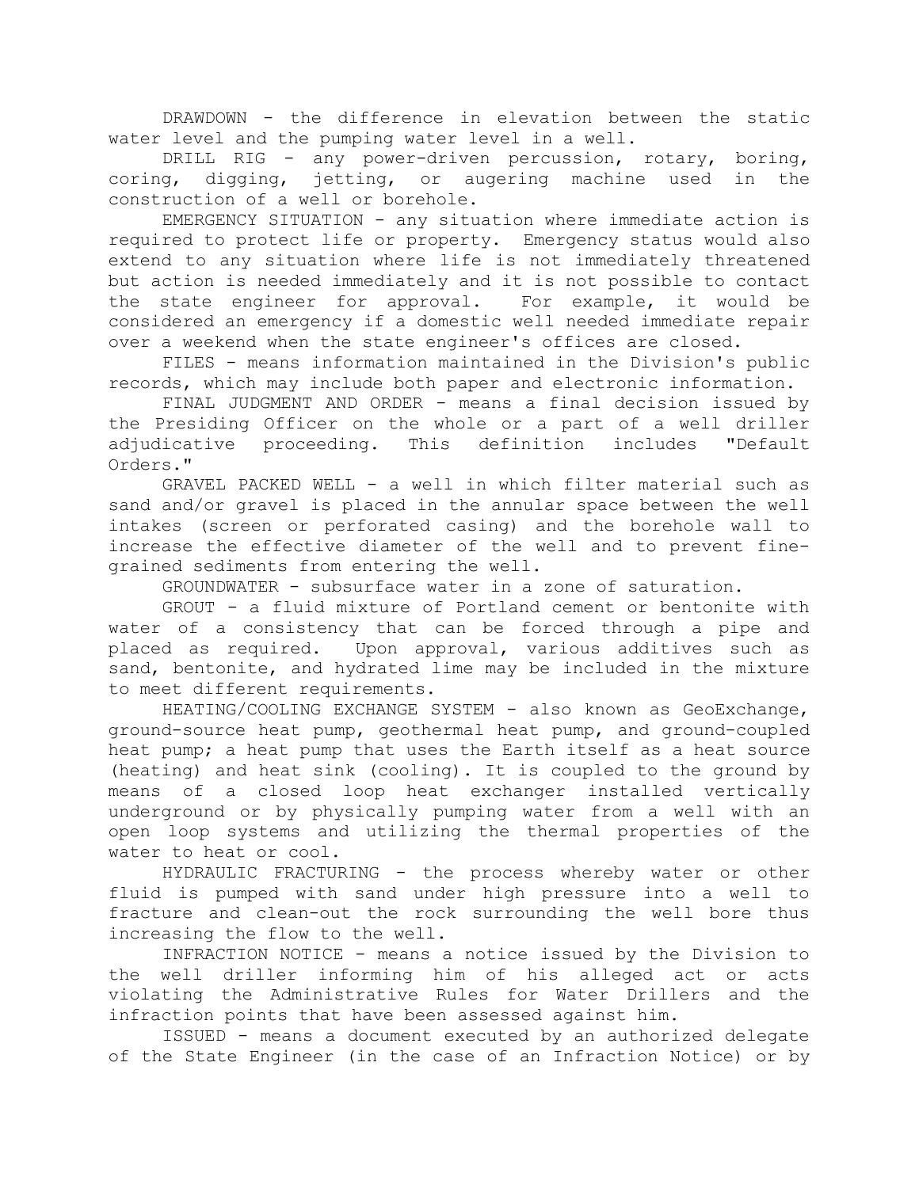DRAWDOWN - the difference in elevation between the static water level and the pumping water level in a well.

DRILL RIG - any power-driven percussion, rotary, boring, coring, digging, jetting, or augering machine used in the construction of a well or borehole.

EMERGENCY SITUATION - any situation where immediate action is required to protect life or property. Emergency status would also extend to any situation where life is not immediately threatened but action is needed immediately and it is not possible to contact the state engineer for approval. For example, it would be considered an emergency if a domestic well needed immediate repair over a weekend when the state engineer's offices are closed.

FILES - means information maintained in the Division's public records, which may include both paper and electronic information.

FINAL JUDGMENT AND ORDER - means a final decision issued by the Presiding Officer on the whole or a part of a well driller adjudicative proceeding. This definition includes "Default Orders."

GRAVEL PACKED WELL - a well in which filter material such as sand and/or gravel is placed in the annular space between the well intakes (screen or perforated casing) and the borehole wall to increase the effective diameter of the well and to prevent fine-grained sediments from entering the well.

GROUNDWATER - subsurface water in a zone of saturation.

GROUT - a fluid mixture of Portland cement or bentonite with water of a consistency that can be forced through a pipe and placed as required. Upon approval, various additives such as sand, bentonite, and hydrated lime may be included in the mixture to meet different requirements.

HEATING/COOLING EXCHANGE SYSTEM - also known as GeoExchange, ground-source heat pump, geothermal heat pump, and ground-coupled heat pump; a heat pump that uses the Earth itself as a heat source (heating) and heat sink (cooling). It is coupled to the ground by means of a closed loop heat exchanger installed vertically underground or by physically pumping water from a well with an open loop systems and utilizing the thermal properties of the water to heat or cool.

HYDRAULIC FRACTURING - the process whereby water or other fluid is pumped with sand under high pressure into a well to fracture and clean-out the rock surrounding the well bore thus increasing the flow to the well.

INFRACTION NOTICE - means a notice issued by the Division to the well driller informing him of his alleged act or acts violating the Administrative Rules for Water Drillers and the infraction points that have been assessed against him.

ISSUED - means a document executed by an authorized delegate of the State Engineer (in the case of an Infraction Notice) or by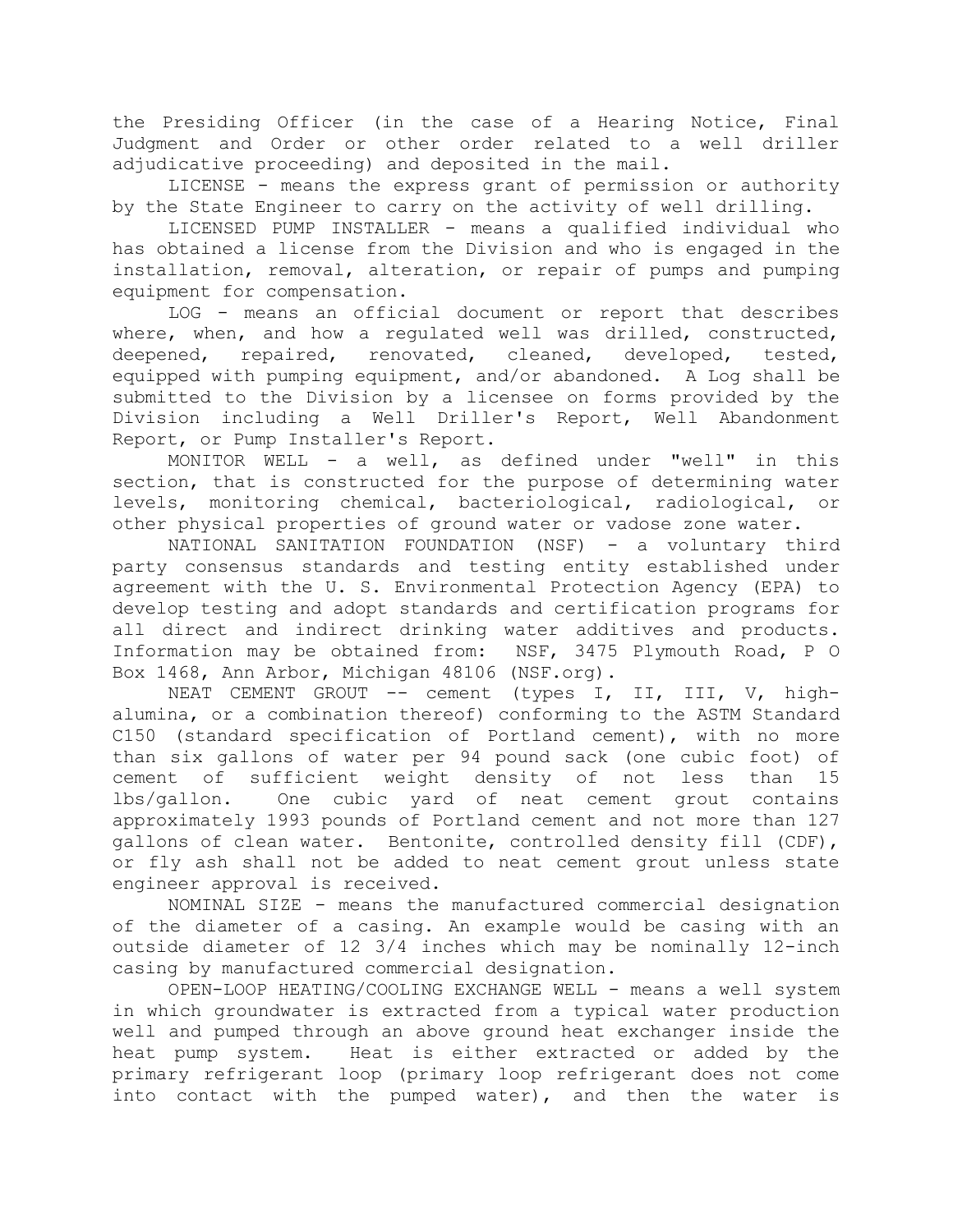the Presiding Officer (in the case of a Hearing Notice, Final Judgment and Order or other order related to a well driller adjudicative proceeding) and deposited in the mail.

LICENSE - means the express grant of permission or authority by the State Engineer to carry on the activity of well drilling.

LICENSED PUMP INSTALLER - means a qualified individual who has obtained a license from the Division and who is engaged in the installation, removal, alteration, or repair of pumps and pumping equipment for compensation.

LOG - means an official document or report that describes where, when, and how a regulated well was drilled, constructed, deepened, repaired, renovated, cleaned, developed, tested, equipped with pumping equipment, and/or abandoned. A Log shall be submitted to the Division by a licensee on forms provided by the Division including a Well Driller's Report, Well Abandonment Report, or Pump Installer's Report.

MONITOR WELL - a well, as defined under "well" in this section, that is constructed for the purpose of determining water levels, monitoring chemical, bacteriological, radiological, or other physical properties of ground water or vadose zone water.

NATIONAL SANITATION FOUNDATION (NSF) - a voluntary third party consensus standards and testing entity established under agreement with the U. S. Environmental Protection Agency (EPA) to develop testing and adopt standards and certification programs for all direct and indirect drinking water additives and products. Information may be obtained from: NSF, 3475 Plymouth Road, P O Box 1468, Ann Arbor, Michigan 48106 (NSF.org).

NEAT CEMENT GROUT -- cement (types I, II, III, V, high-alumina, or a combination thereof) conforming to the ASTM Standard C150 (standard specification of Portland cement), with no more than six gallons of water per 94 pound sack (one cubic foot) of cement of sufficient weight density of not less than 15 lbs/gallon. One cubic yard of neat cement grout contains approximately 1993 pounds of Portland cement and not more than 127 gallons of clean water. Bentonite, controlled density fill (CDF), or fly ash shall not be added to neat cement grout unless state engineer approval is received.

NOMINAL SIZE - means the manufactured commercial designation of the diameter of a casing. An example would be casing with an outside diameter of 12 3/4 inches which may be nominally 12-inch casing by manufactured commercial designation.

OPEN-LOOP HEATING/COOLING EXCHANGE WELL - means a well system in which groundwater is extracted from a typical water production well and pumped through an above ground heat exchanger inside the heat pump system. Heat is either extracted or added by the primary refrigerant loop (primary loop refrigerant does not come into contact with the pumped water), and then the water is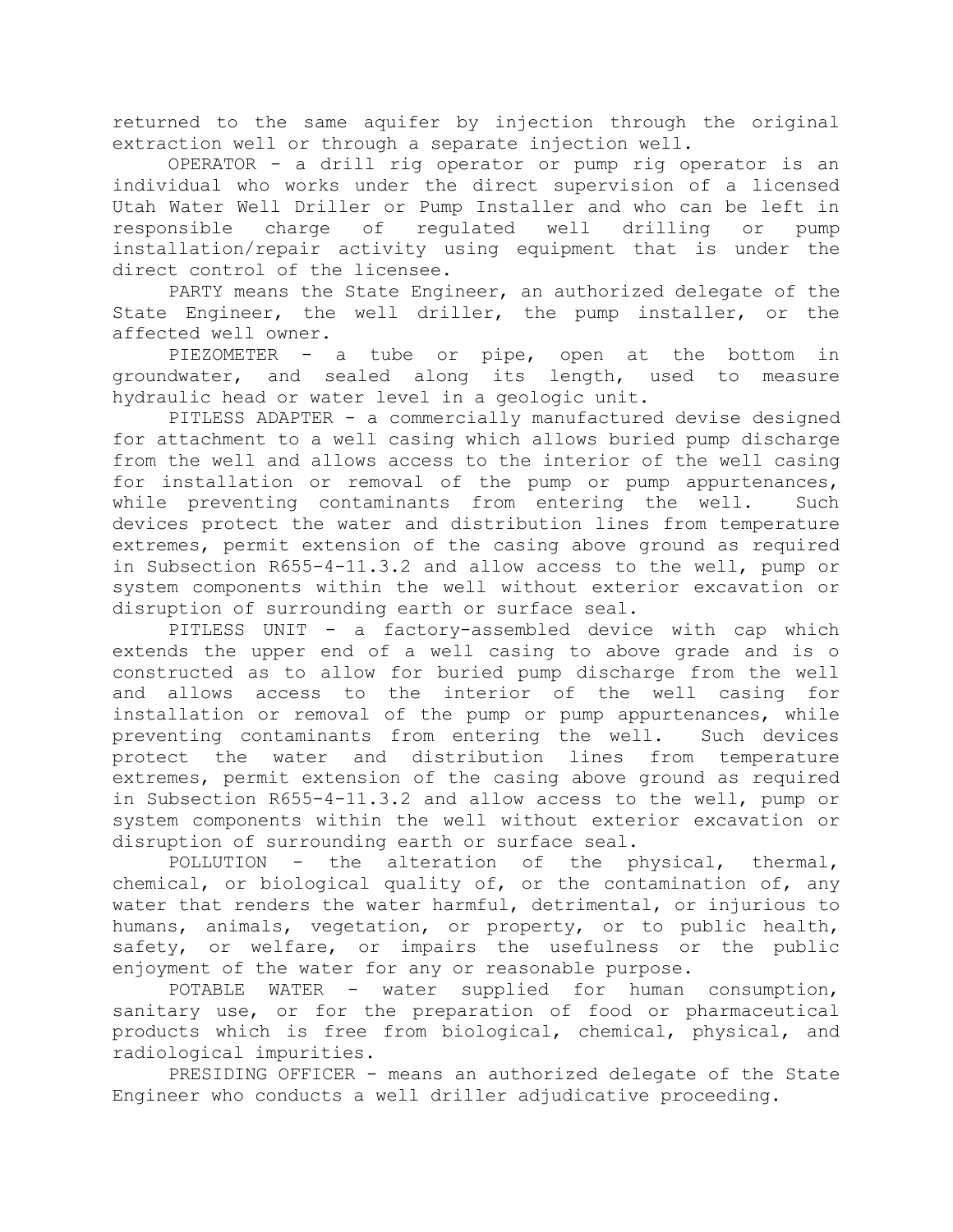returned to the same aquifer by injection through the original extraction well or through a separate injection well.

OPERATOR - a drill rig operator or pump rig operator is an individual who works under the direct supervision of a licensed Utah Water Well Driller or Pump Installer and who can be left in responsible charge of regulated well drilling or pump installation/repair activity using equipment that is under the direct control of the licensee.

PARTY means the State Engineer, an authorized delegate of the State Engineer, the well driller, the pump installer, or the affected well owner.

PIEZOMETER - a tube or pipe, open at the bottom in groundwater, and sealed along its length, used to measure hydraulic head or water level in a geologic unit.

PITLESS ADAPTER - a commercially manufactured devise designed for attachment to a well casing which allows buried pump discharge from the well and allows access to the interior of the well casing for installation or removal of the pump or pump appurtenances, while preventing contaminants from entering the well. Such devices protect the water and distribution lines from temperature extremes, permit extension of the casing above ground as required in Subsection R655-4-11.3.2 and allow access to the well, pump or system components within the well without exterior excavation or disruption of surrounding earth or surface seal.

PITLESS UNIT - a factory-assembled device with cap which extends the upper end of a well casing to above grade and is o constructed as to allow for buried pump discharge from the well and allows access to the interior of the well casing for installation or removal of the pump or pump appurtenances, while preventing contaminants from entering the well. Such devices protect the water and distribution lines from temperature extremes, permit extension of the casing above ground as required in Subsection R655-4-11.3.2 and allow access to the well, pump or system components within the well without exterior excavation or disruption of surrounding earth or surface seal.

POLLUTION - the alteration of the physical, thermal, chemical, or biological quality of, or the contamination of, any water that renders the water harmful, detrimental, or injurious to humans, animals, vegetation, or property, or to public health, safety, or welfare, or impairs the usefulness or the public enjoyment of the water for any or reasonable purpose.

POTABLE WATER - water supplied for human consumption, sanitary use, or for the preparation of food or pharmaceutical products which is free from biological, chemical, physical, and radiological impurities.

PRESIDING OFFICER - means an authorized delegate of the State Engineer who conducts a well driller adjudicative proceeding.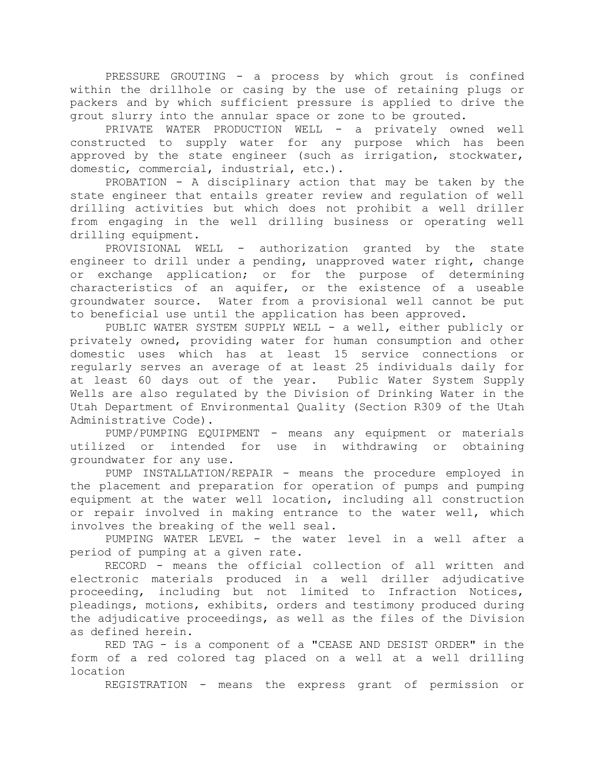PRESSURE GROUTING - a process by which grout is confined within the drillhole or casing by the use of retaining plugs or packers and by which sufficient pressure is applied to drive the grout slurry into the annular space or zone to be grouted.

PRIVATE WATER PRODUCTION WELL - a privately owned well constructed to supply water for any purpose which has been approved by the state engineer (such as irrigation, stockwater, domestic, commercial, industrial, etc.).

PROBATION - A disciplinary action that may be taken by the state engineer that entails greater review and regulation of well drilling activities but which does not prohibit a well driller from engaging in the well drilling business or operating well drilling equipment.

PROVISIONAL WELL - authorization granted by the state engineer to drill under a pending, unapproved water right, change or exchange application; or for the purpose of determining characteristics of an aquifer, or the existence of a useable groundwater source. Water from a provisional well cannot be put to beneficial use until the application has been approved.

PUBLIC WATER SYSTEM SUPPLY WELL - a well, either publicly or privately owned, providing water for human consumption and other domestic uses which has at least 15 service connections or regularly serves an average of at least 25 individuals daily for at least 60 days out of the year. Public Water System Supply Wells are also regulated by the Division of Drinking Water in the Utah Department of Environmental Quality (Section R309 of the Utah Administrative Code).

PUMP/PUMPING EQUIPMENT - means any equipment or materials utilized or intended for use in withdrawing or obtaining groundwater for any use.

PUMP INSTALLATION/REPAIR - means the procedure employed in the placement and preparation for operation of pumps and pumping equipment at the water well location, including all construction or repair involved in making entrance to the water well, which involves the breaking of the well seal.

PUMPING WATER LEVEL - the water level in a well after a period of pumping at a given rate.

RECORD - means the official collection of all written and electronic materials produced in a well driller adjudicative proceeding, including but not limited to Infraction Notices, pleadings, motions, exhibits, orders and testimony produced during the adjudicative proceedings, as well as the files of the Division as defined herein.

RED TAG - is a component of a "CEASE AND DESIST ORDER" in the form of a red colored tag placed on a well at a well drilling location

REGISTRATION - means the express grant of permission or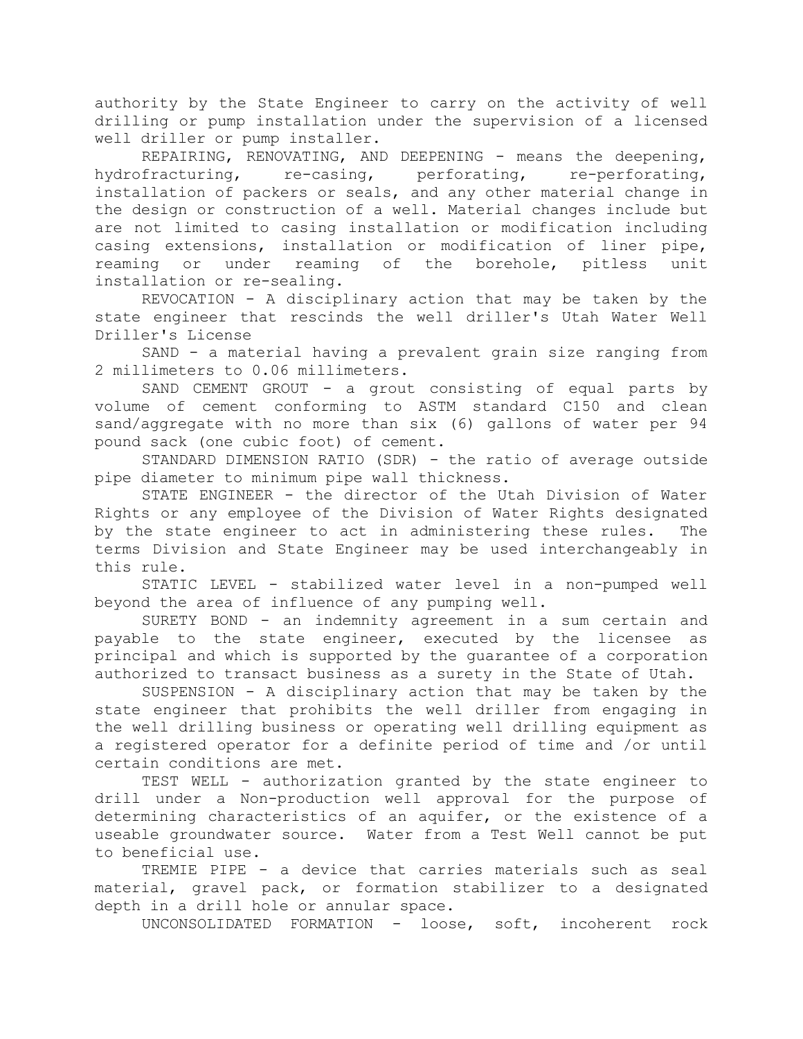authority by the State Engineer to carry on the activity of well drilling or pump installation under the supervision of a licensed well driller or pump installer.

REPAIRING, RENOVATING, AND DEEPENING - means the deepening, hydrofracturing, re-casing, perforating, re-perforating, installation of packers or seals, and any other material change in the design or construction of a well. Material changes include but are not limited to casing installation or modification including casing extensions, installation or modification of liner pipe, reaming or under reaming of the borehole, pitless unit installation or re-sealing.

REVOCATION - A disciplinary action that may be taken by the state engineer that rescinds the well driller's Utah Water Well Driller's License

SAND - a material having a prevalent grain size ranging from 2 millimeters to 0.06 millimeters.

SAND CEMENT GROUT - a grout consisting of equal parts by volume of cement conforming to ASTM standard C150 and clean sand/aggregate with no more than six (6) gallons of water per 94 pound sack (one cubic foot) of cement.

STANDARD DIMENSION RATIO (SDR) - the ratio of average outside pipe diameter to minimum pipe wall thickness.

STATE ENGINEER - the director of the Utah Division of Water Rights or any employee of the Division of Water Rights designated by the state engineer to act in administering these rules. The terms Division and State Engineer may be used interchangeably in this rule.

STATIC LEVEL - stabilized water level in a non-pumped well beyond the area of influence of any pumping well.

SURETY BOND - an indemnity agreement in a sum certain and payable to the state engineer, executed by the licensee as principal and which is supported by the guarantee of a corporation authorized to transact business as a surety in the State of Utah.

SUSPENSION - A disciplinary action that may be taken by the state engineer that prohibits the well driller from engaging in the well drilling business or operating well drilling equipment as a registered operator for a definite period of time and /or until certain conditions are met.

TEST WELL - authorization granted by the state engineer to drill under a Non-production well approval for the purpose of determining characteristics of an aquifer, or the existence of a useable groundwater source. Water from a Test Well cannot be put to beneficial use.

TREMIE PIPE - a device that carries materials such as seal material, gravel pack, or formation stabilizer to a designated depth in a drill hole or annular space.

UNCONSOLIDATED FORMATION - loose, soft, incoherent rock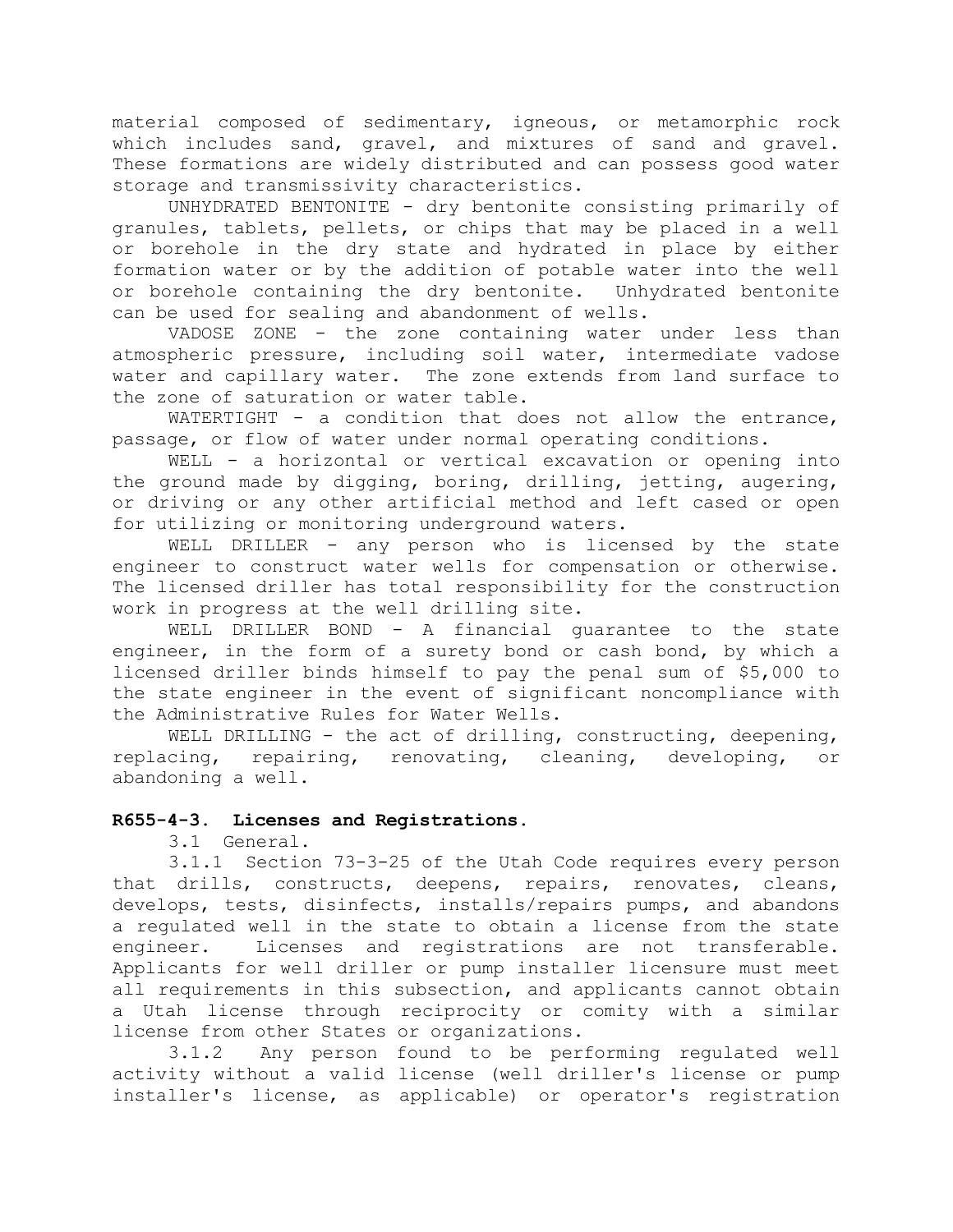material composed of sedimentary, igneous, or metamorphic rock which includes sand, gravel, and mixtures of sand and gravel. These formations are widely distributed and can possess good water storage and transmissivity characteristics.

UNHYDRATED BENTONITE - dry bentonite consisting primarily of granules, tablets, pellets, or chips that may be placed in a well or borehole in the dry state and hydrated in place by either formation water or by the addition of potable water into the well or borehole containing the dry bentonite. Unhydrated bentonite can be used for sealing and abandonment of wells.

VADOSE ZONE - the zone containing water under less than atmospheric pressure, including soil water, intermediate vadose water and capillary water. The zone extends from land surface to the zone of saturation or water table.

WATERTIGHT - a condition that does not allow the entrance, passage, or flow of water under normal operating conditions.

WELL - a horizontal or vertical excavation or opening into the ground made by digging, boring, drilling, jetting, augering, or driving or any other artificial method and left cased or open for utilizing or monitoring underground waters.

WELL DRILLER - any person who is licensed by the state engineer to construct water wells for compensation or otherwise. The licensed driller has total responsibility for the construction work in progress at the well drilling site.

WELL DRILLER BOND - A financial guarantee to the state engineer, in the form of a surety bond or cash bond, by which a licensed driller binds himself to pay the penal sum of $5,000 to the state engineer in the event of significant noncompliance with the Administrative Rules for Water Wells.

WELL DRILLING - the act of drilling, constructing, deepening, replacing, repairing, renovating, cleaning, developing, or abandoning a well.

## R655-4-3. Licenses and Registrations.

3.1 General.

3.1.1 Section 73-3-25 of the Utah Code requires every person that drills, constructs, deepens, repairs, renovates, cleans, develops, tests, disinfects, installs/repairs pumps, and abandons a regulated well in the state to obtain a license from the state engineer. Licenses and registrations are not transferable. Applicants for well driller or pump installer licensure must meet all requirements in this subsection, and applicants cannot obtain a Utah license through reciprocity or comity with a similar license from other States or organizations.

3.1.2 Any person found to be performing regulated well activity without a valid license (well driller's license or pump installer's license, as applicable) or operator's registration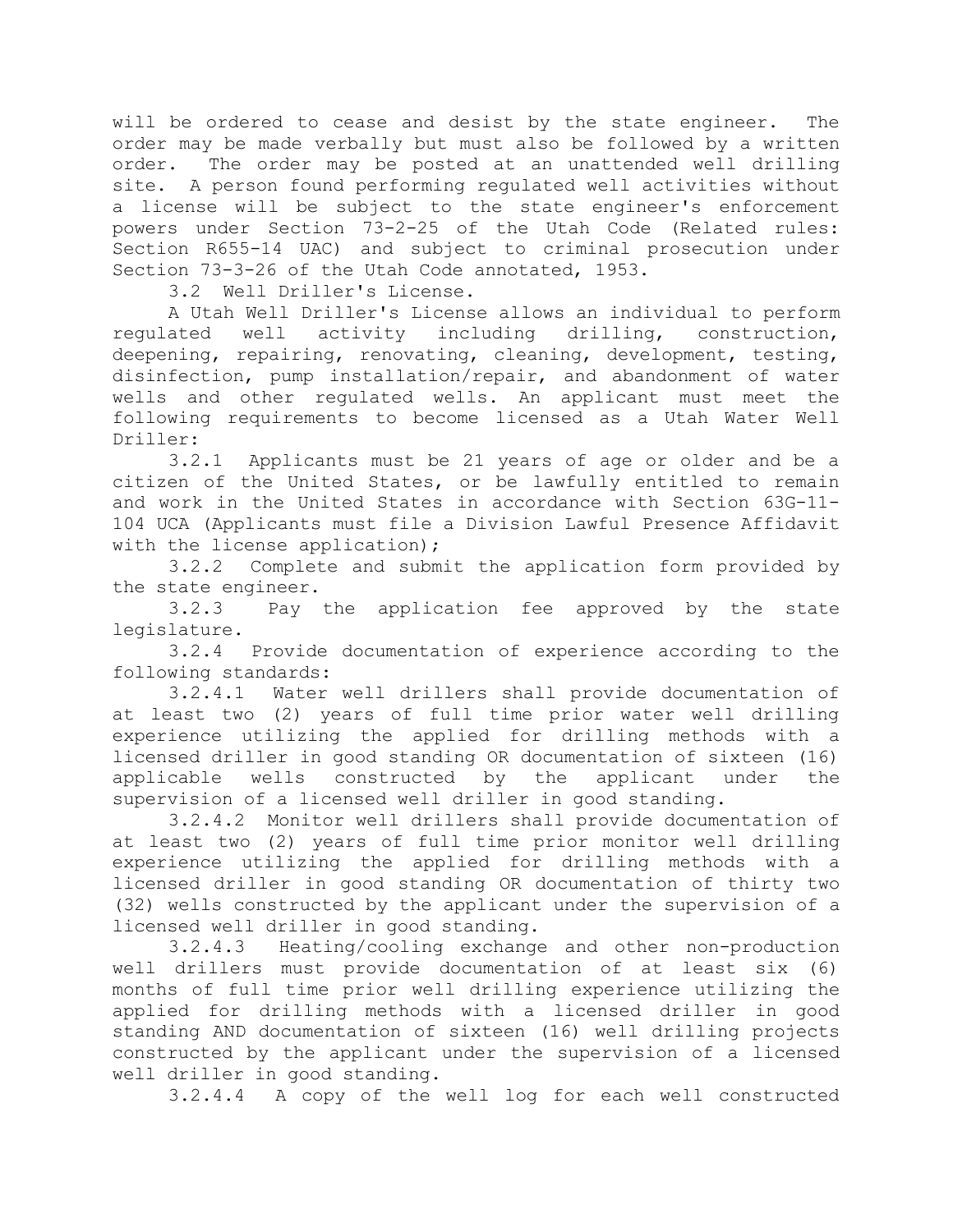will be ordered to cease and desist by the state engineer. The order may be made verbally but must also be followed by a written order. The order may be posted at an unattended well drilling site. A person found performing regulated well activities without a license will be subject to the state engineer's enforcement powers under Section 73-2-25 of the Utah Code (Related rules: Section R655-14 UAC) and subject to criminal prosecution under Section 73-3-26 of the Utah Code annotated, 1953.

3.2 Well Driller's License.

A Utah Well Driller's License allows an individual to perform regulated well activity including drilling, construction, deepening, repairing, renovating, cleaning, development, testing, disinfection, pump installation/repair, and abandonment of water wells and other regulated wells. An applicant must meet the following requirements to become licensed as a Utah Water Well Driller:

3.2.1 Applicants must be 21 years of age or older and be a citizen of the United States, or be lawfully entitled to remain and work in the United States in accordance with Section 63G-11-104 UCA (Applicants must file a Division Lawful Presence Affidavit with the license application);

3.2.2 Complete and submit the application form provided by the state engineer.

3.2.3 Pay the application fee approved by the state legislature.

3.2.4 Provide documentation of experience according to the following standards:

3.2.4.1 Water well drillers shall provide documentation of at least two (2) years of full time prior water well drilling experience utilizing the applied for drilling methods with a licensed driller in good standing OR documentation of sixteen (16) applicable wells constructed by the applicant under the supervision of a licensed well driller in good standing.

3.2.4.2 Monitor well drillers shall provide documentation of at least two (2) years of full time prior monitor well drilling experience utilizing the applied for drilling methods with a licensed driller in good standing OR documentation of thirty two (32) wells constructed by the applicant under the supervision of a licensed well driller in good standing.

3.2.4.3 Heating/cooling exchange and other non-production well drillers must provide documentation of at least six (6) months of full time prior well drilling experience utilizing the applied for drilling methods with a licensed driller in good standing AND documentation of sixteen (16) well drilling projects constructed by the applicant under the supervision of a licensed well driller in good standing.

3.2.4.4 A copy of the well log for each well constructed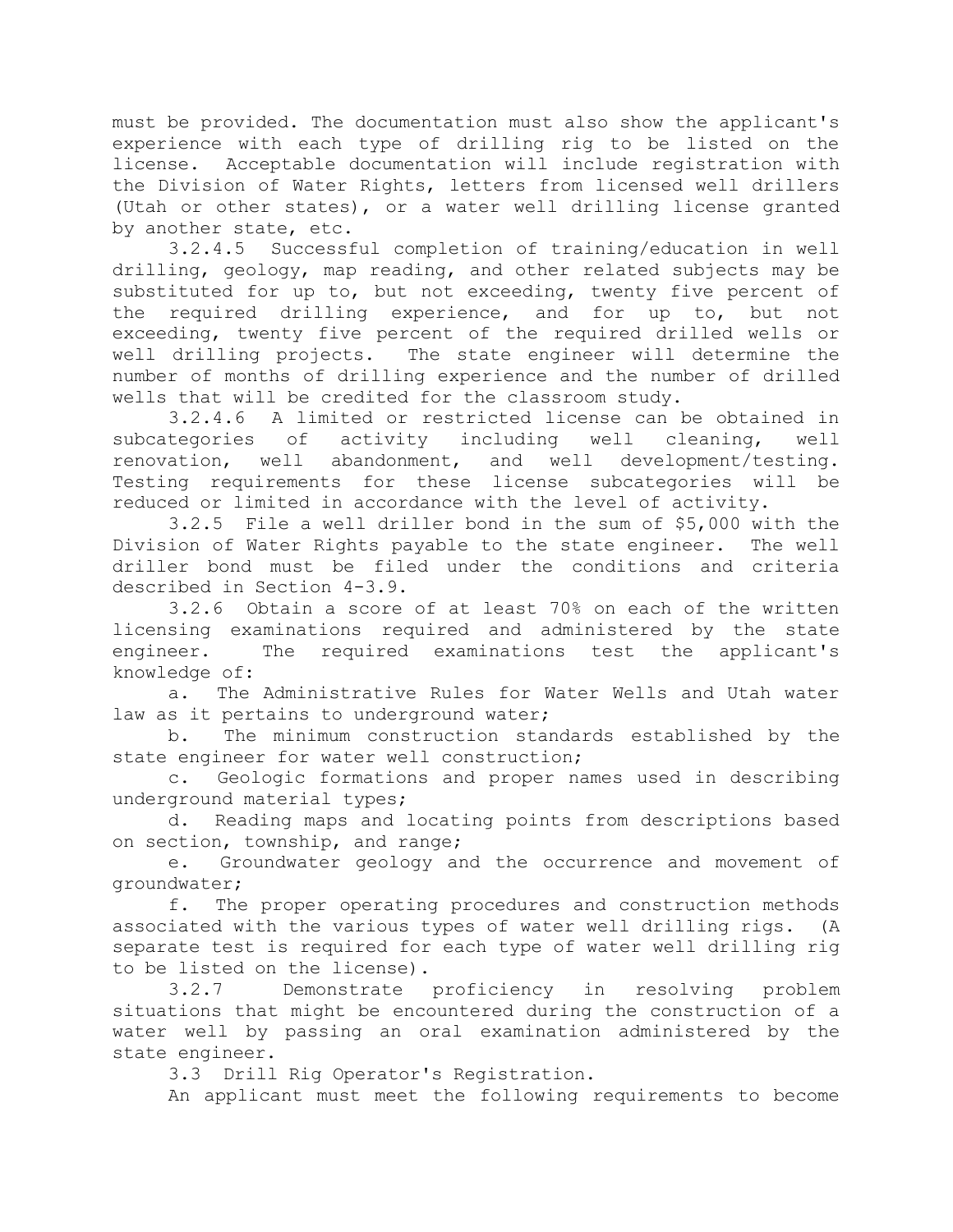must be provided. The documentation must also show the applicant's experience with each type of drilling rig to be listed on the license. Acceptable documentation will include registration with the Division of Water Rights, letters from licensed well drillers (Utah or other states), or a water well drilling license granted by another state, etc.

3.2.4.5 Successful completion of training/education in well drilling, geology, map reading, and other related subjects may be substituted for up to, but not exceeding, twenty five percent of the required drilling experience, and for up to, but not exceeding, twenty five percent of the required drilled wells or well drilling projects. The state engineer will determine the number of months of drilling experience and the number of drilled wells that will be credited for the classroom study.

3.2.4.6 A limited or restricted license can be obtained in subcategories of activity including well cleaning, well renovation, well abandonment, and well development/testing. Testing requirements for these license subcategories will be reduced or limited in accordance with the level of activity.

3.2.5 File a well driller bond in the sum of $5,000 with the Division of Water Rights payable to the state engineer. The well driller bond must be filed under the conditions and criteria described in Section 4-3.9.

3.2.6 Obtain a score of at least 70% on each of the written licensing examinations required and administered by the state engineer. The required examinations test the applicant's knowledge of:

a. The Administrative Rules for Water Wells and Utah water law as it pertains to underground water;

b. The minimum construction standards established by the state engineer for water well construction;

c. Geologic formations and proper names used in describing underground material types;

d. Reading maps and locating points from descriptions based on section, township, and range;

e. Groundwater geology and the occurrence and movement of groundwater;

f. The proper operating procedures and construction methods associated with the various types of water well drilling rigs. (A separate test is required for each type of water well drilling rig to be listed on the license).

3.2.7 Demonstrate proficiency in resolving problem situations that might be encountered during the construction of a water well by passing an oral examination administered by the state engineer.

3.3 Drill Rig Operator's Registration.

An applicant must meet the following requirements to become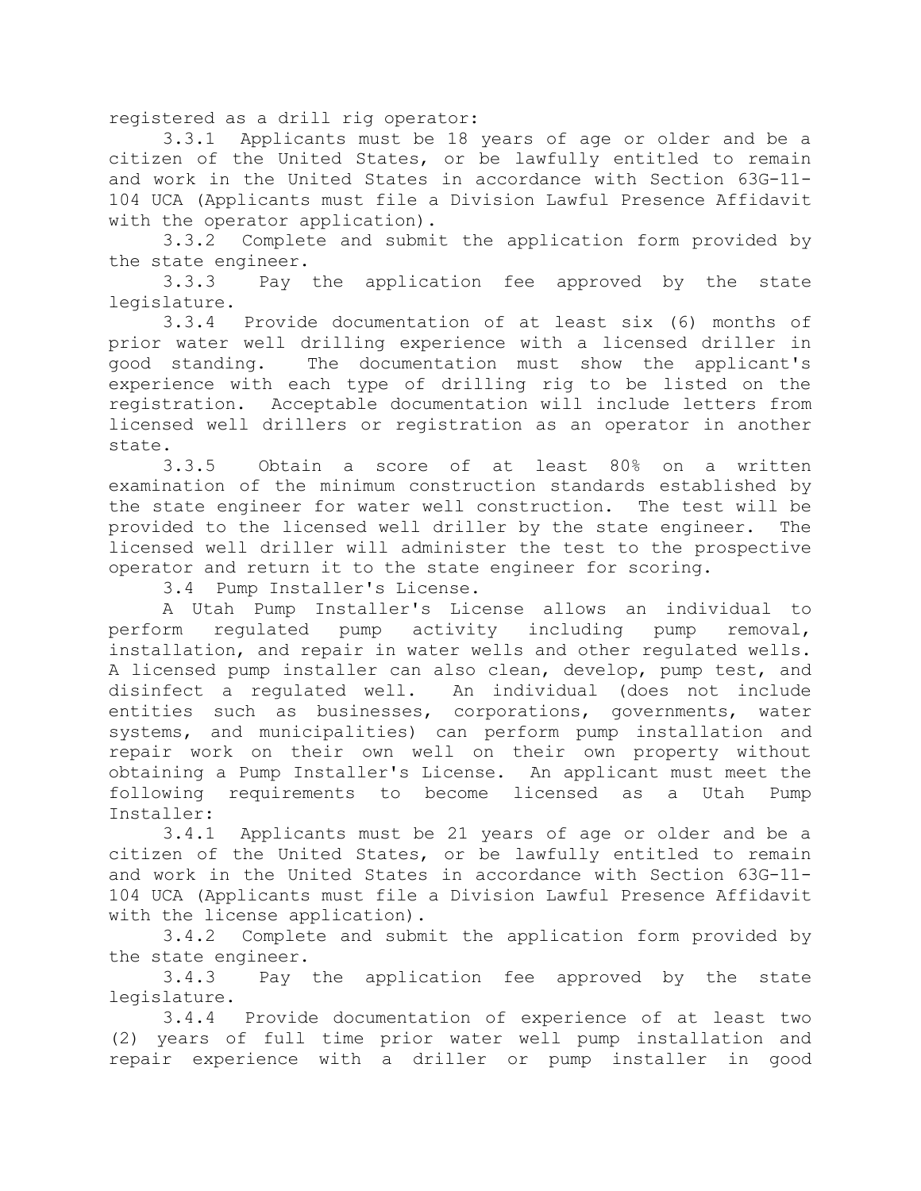registered as a drill rig operator:

3.3.1 Applicants must be 18 years of age or older and be a citizen of the United States, or be lawfully entitled to remain and work in the United States in accordance with Section 63G-11-104 UCA (Applicants must file a Division Lawful Presence Affidavit with the operator application).

3.3.2 Complete and submit the application form provided by the state engineer.

3.3.3 Pay the application fee approved by the state legislature.

3.3.4 Provide documentation of at least six (6) months of prior water well drilling experience with a licensed driller in good standing. The documentation must show the applicant's experience with each type of drilling rig to be listed on the registration. Acceptable documentation will include letters from licensed well drillers or registration as an operator in another state.

3.3.5 Obtain a score of at least 80% on a written examination of the minimum construction standards established by the state engineer for water well construction. The test will be provided to the licensed well driller by the state engineer. The licensed well driller will administer the test to the prospective operator and return it to the state engineer for scoring.

3.4 Pump Installer's License.

A Utah Pump Installer's License allows an individual to perform regulated pump activity including pump removal, installation, and repair in water wells and other regulated wells. A licensed pump installer can also clean, develop, pump test, and disinfect a regulated well. An individual (does not include entities such as businesses, corporations, governments, water systems, and municipalities) can perform pump installation and repair work on their own well on their own property without obtaining a Pump Installer's License. An applicant must meet the following requirements to become licensed as a Utah Pump Installer:

3.4.1 Applicants must be 21 years of age or older and be a citizen of the United States, or be lawfully entitled to remain and work in the United States in accordance with Section 63G-11-104 UCA (Applicants must file a Division Lawful Presence Affidavit with the license application).

3.4.2 Complete and submit the application form provided by the state engineer.

3.4.3 Pay the application fee approved by the state legislature.

3.4.4 Provide documentation of experience of at least two (2) years of full time prior water well pump installation and repair experience with a driller or pump installer in good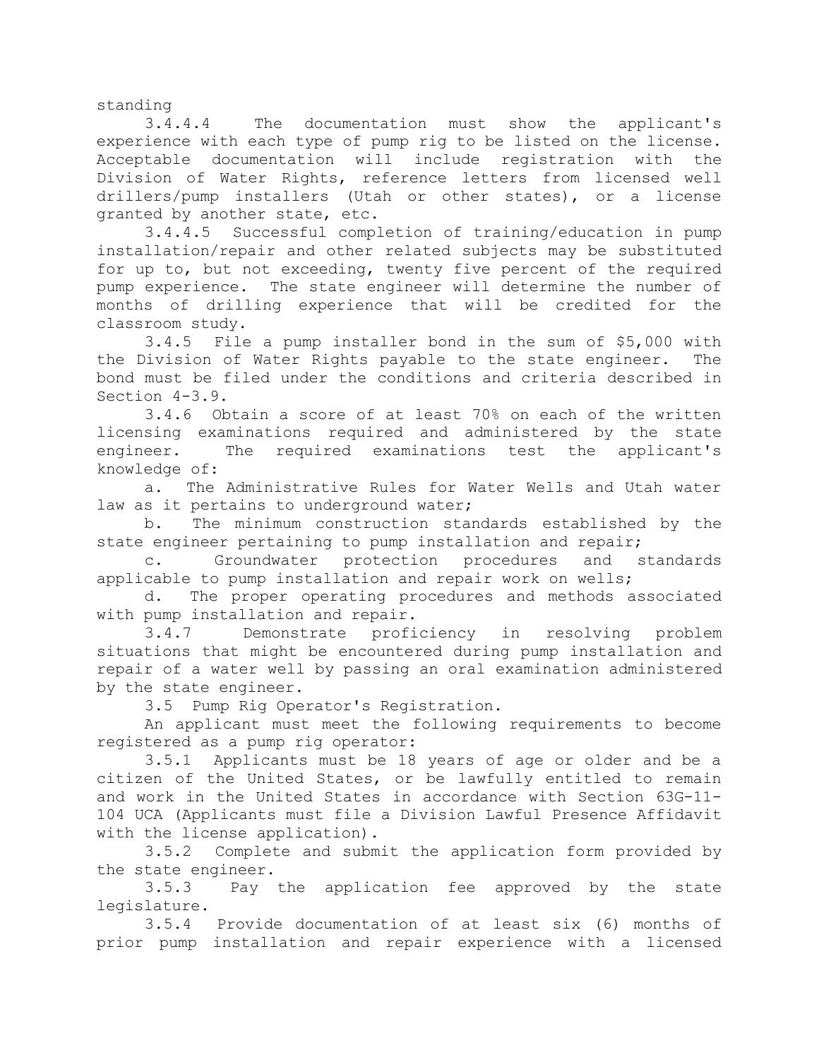standing

3.4.4.4 The documentation must show the applicant's experience with each type of pump rig to be listed on the license. Acceptable documentation will include registration with the Division of Water Rights, reference letters from licensed well drillers/pump installers (Utah or other states), or a license granted by another state, etc.

3.4.4.5 Successful completion of training/education in pump installation/repair and other related subjects may be substituted for up to, but not exceeding, twenty five percent of the required pump experience. The state engineer will determine the number of months of drilling experience that will be credited for the classroom study.

3.4.5 File a pump installer bond in the sum of $5,000 with the Division of Water Rights payable to the state engineer. The bond must be filed under the conditions and criteria described in Section 4-3.9.

3.4.6 Obtain a score of at least 70% on each of the written licensing examinations required and administered by the state engineer. The required examinations test the applicant's knowledge of:

a. The Administrative Rules for Water Wells and Utah water law as it pertains to underground water;

b. The minimum construction standards established by the state engineer pertaining to pump installation and repair;

c. Groundwater protection procedures and standards applicable to pump installation and repair work on wells;

d. The proper operating procedures and methods associated with pump installation and repair.

3.4.7 Demonstrate proficiency in resolving problem situations that might be encountered during pump installation and repair of a water well by passing an oral examination administered by the state engineer.

3.5 Pump Rig Operator's Registration.

An applicant must meet the following requirements to become registered as a pump rig operator:

3.5.1 Applicants must be 18 years of age or older and be a citizen of the United States, or be lawfully entitled to remain and work in the United States in accordance with Section 63G-11-104 UCA (Applicants must file a Division Lawful Presence Affidavit with the license application).

3.5.2 Complete and submit the application form provided by the state engineer.

3.5.3 Pay the application fee approved by the state legislature.

3.5.4 Provide documentation of at least six (6) months of prior pump installation and repair experience with a licensed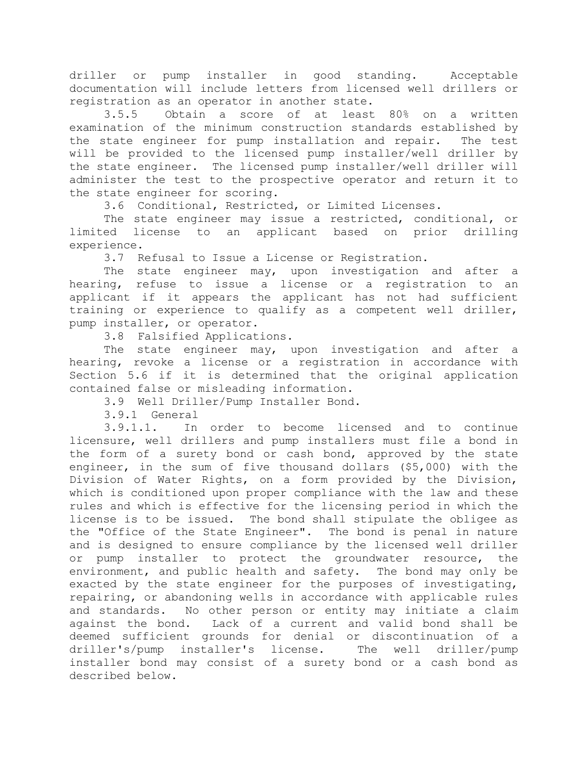driller or pump installer in good standing. Acceptable documentation will include letters from licensed well drillers or registration as an operator in another state.

3.5.5 Obtain a score of at least 80% on a written examination of the minimum construction standards established by the state engineer for pump installation and repair. The test will be provided to the licensed pump installer/well driller by the state engineer. The licensed pump installer/well driller will administer the test to the prospective operator and return it to the state engineer for scoring.

3.6 Conditional, Restricted, or Limited Licenses.

The state engineer may issue a restricted, conditional, or limited license to an applicant based on prior drilling experience.

3.7 Refusal to Issue a License or Registration.

The state engineer may, upon investigation and after a hearing, refuse to issue a license or a registration to an applicant if it appears the applicant has not had sufficient training or experience to qualify as a competent well driller, pump installer, or operator.

3.8 Falsified Applications.

The state engineer may, upon investigation and after a hearing, revoke a license or a registration in accordance with Section 5.6 if it is determined that the original application contained false or misleading information.

3.9 Well Driller/Pump Installer Bond.

3.9.1 General

3.9.1.1. In order to become licensed and to continue licensure, well drillers and pump installers must file a bond in the form of a surety bond or cash bond, approved by the state engineer, in the sum of five thousand dollars ($5,000) with the Division of Water Rights, on a form provided by the Division, which is conditioned upon proper compliance with the law and these rules and which is effective for the licensing period in which the license is to be issued. The bond shall stipulate the obligee as the "Office of the State Engineer". The bond is penal in nature and is designed to ensure compliance by the licensed well driller or pump installer to protect the groundwater resource, the environment, and public health and safety. The bond may only be exacted by the state engineer for the purposes of investigating, repairing, or abandoning wells in accordance with applicable rules and standards. No other person or entity may initiate a claim against the bond. Lack of a current and valid bond shall be deemed sufficient grounds for denial or discontinuation of a driller's/pump installer's license. The well driller/pump installer bond may consist of a surety bond or a cash bond as described below.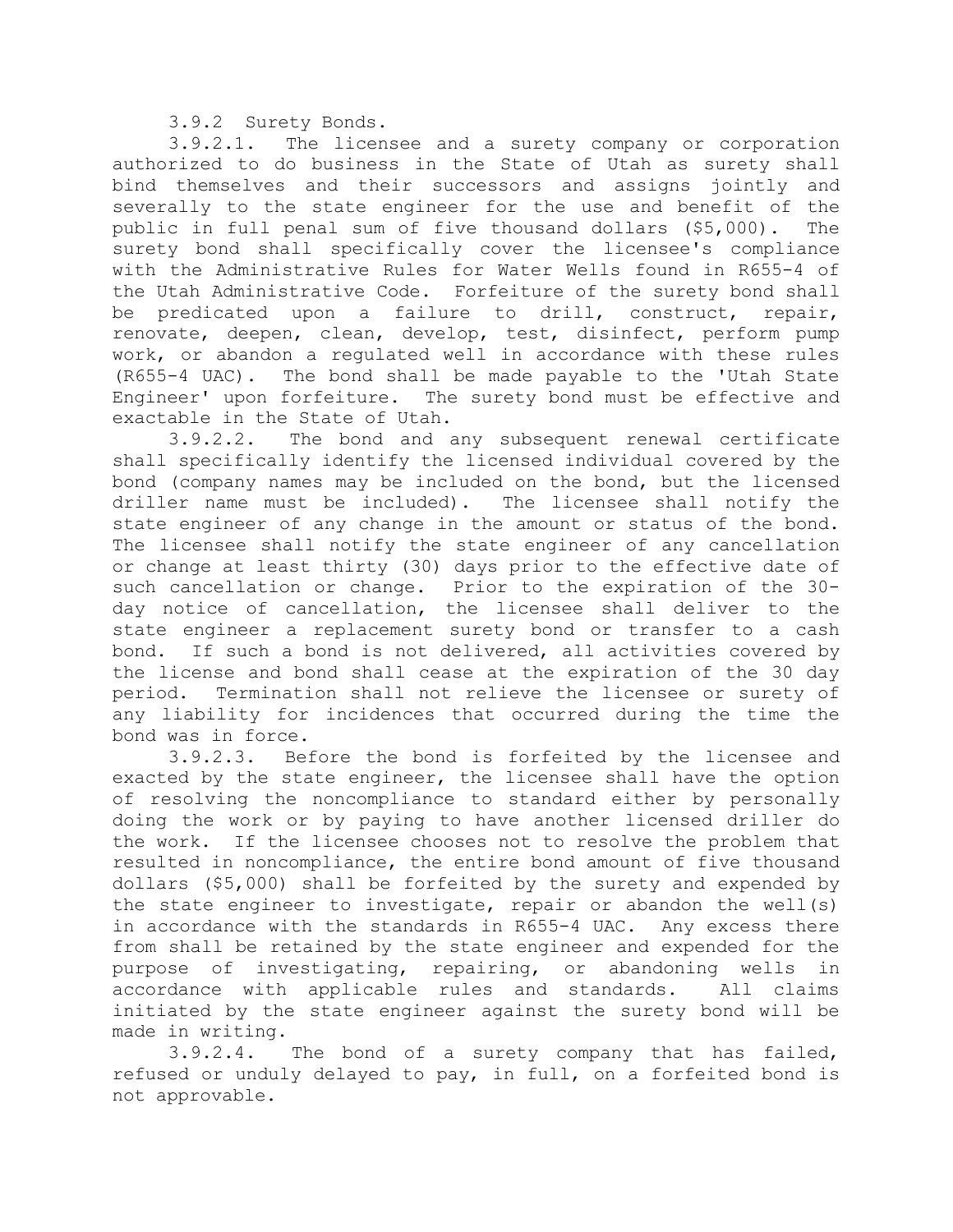3.9.2 Surety Bonds.

3.9.2.1. The licensee and a surety company or corporation authorized to do business in the State of Utah as surety shall bind themselves and their successors and assigns jointly and severally to the state engineer for the use and benefit of the public in full penal sum of five thousand dollars ($5,000). The surety bond shall specifically cover the licensee's compliance with the Administrative Rules for Water Wells found in R655-4 of the Utah Administrative Code. Forfeiture of the surety bond shall be predicated upon a failure to drill, construct, repair, renovate, deepen, clean, develop, test, disinfect, perform pump work, or abandon a regulated well in accordance with these rules (R655-4 UAC). The bond shall be made payable to the 'Utah State Engineer' upon forfeiture. The surety bond must be effective and exactable in the State of Utah.

3.9.2.2. The bond and any subsequent renewal certificate shall specifically identify the licensed individual covered by the bond (company names may be included on the bond, but the licensed driller name must be included). The licensee shall notify the state engineer of any change in the amount or status of the bond. The licensee shall notify the state engineer of any cancellation or change at least thirty (30) days prior to the effective date of such cancellation or change. Prior to the expiration of the 30-day notice of cancellation, the licensee shall deliver to the state engineer a replacement surety bond or transfer to a cash bond. If such a bond is not delivered, all activities covered by the license and bond shall cease at the expiration of the 30 day period. Termination shall not relieve the licensee or surety of any liability for incidences that occurred during the time the bond was in force.

3.9.2.3. Before the bond is forfeited by the licensee and exacted by the state engineer, the licensee shall have the option of resolving the noncompliance to standard either by personally doing the work or by paying to have another licensed driller do the work. If the licensee chooses not to resolve the problem that resulted in noncompliance, the entire bond amount of five thousand dollars ($5,000) shall be forfeited by the surety and expended by the state engineer to investigate, repair or abandon the well(s) in accordance with the standards in R655-4 UAC. Any excess there from shall be retained by the state engineer and expended for the purpose of investigating, repairing, or abandoning wells in accordance with applicable rules and standards. All claims initiated by the state engineer against the surety bond will be made in writing.

3.9.2.4. The bond of a surety company that has failed, refused or unduly delayed to pay, in full, on a forfeited bond is not approvable.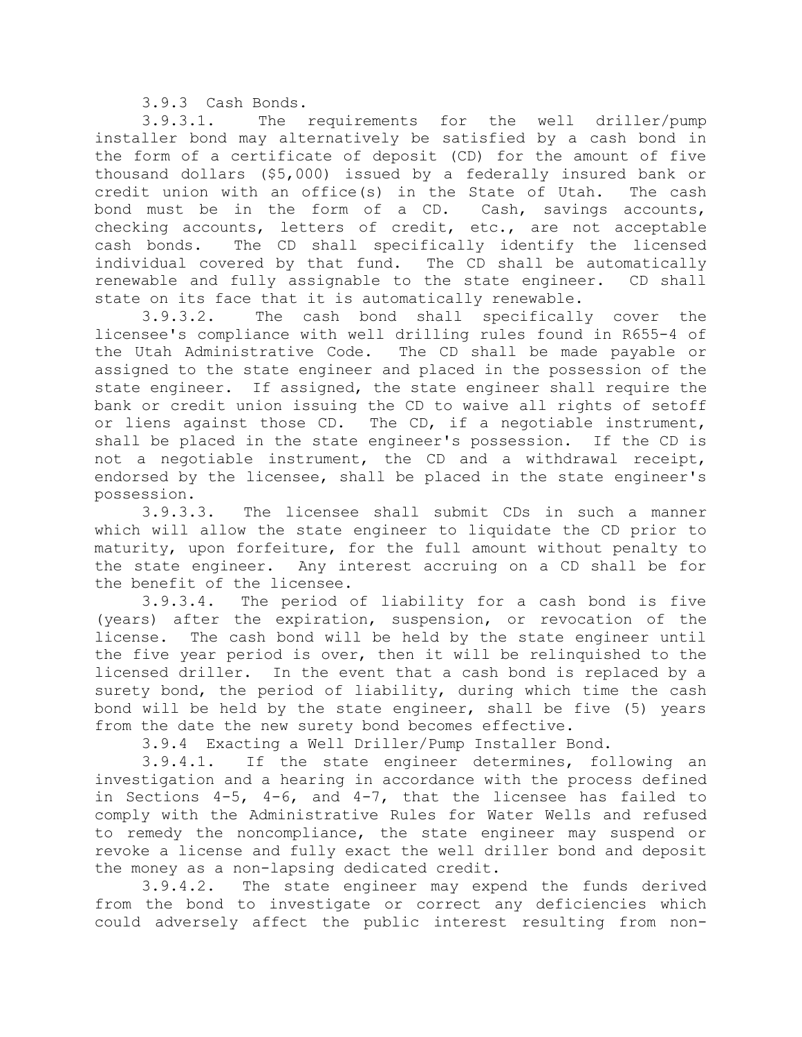3.9.3 Cash Bonds.

3.9.3.1. The requirements for the well driller/pump installer bond may alternatively be satisfied by a cash bond in the form of a certificate of deposit (CD) for the amount of five thousand dollars ($5,000) issued by a federally insured bank or credit union with an office(s) in the State of Utah. The cash bond must be in the form of a CD. Cash, savings accounts, checking accounts, letters of credit, etc., are not acceptable cash bonds. The CD shall specifically identify the licensed individual covered by that fund. The CD shall be automatically renewable and fully assignable to the state engineer. CD shall state on its face that it is automatically renewable.

3.9.3.2. The cash bond shall specifically cover the licensee's compliance with well drilling rules found in R655-4 of the Utah Administrative Code. The CD shall be made payable or assigned to the state engineer and placed in the possession of the state engineer. If assigned, the state engineer shall require the bank or credit union issuing the CD to waive all rights of setoff or liens against those CD. The CD, if a negotiable instrument, shall be placed in the state engineer's possession. If the CD is not a negotiable instrument, the CD and a withdrawal receipt, endorsed by the licensee, shall be placed in the state engineer's possession.

3.9.3.3. The licensee shall submit CDs in such a manner which will allow the state engineer to liquidate the CD prior to maturity, upon forfeiture, for the full amount without penalty to the state engineer. Any interest accruing on a CD shall be for the benefit of the licensee.

3.9.3.4. The period of liability for a cash bond is five (years) after the expiration, suspension, or revocation of the license. The cash bond will be held by the state engineer until the five year period is over, then it will be relinquished to the licensed driller. In the event that a cash bond is replaced by a surety bond, the period of liability, during which time the cash bond will be held by the state engineer, shall be five (5) years from the date the new surety bond becomes effective.

3.9.4 Exacting a Well Driller/Pump Installer Bond.

3.9.4.1. If the state engineer determines, following an investigation and a hearing in accordance with the process defined in Sections 4-5, 4-6, and 4-7, that the licensee has failed to comply with the Administrative Rules for Water Wells and refused to remedy the noncompliance, the state engineer may suspend or revoke a license and fully exact the well driller bond and deposit the money as a non-lapsing dedicated credit.

3.9.4.2. The state engineer may expend the funds derived from the bond to investigate or correct any deficiencies which could adversely affect the public interest resulting from non-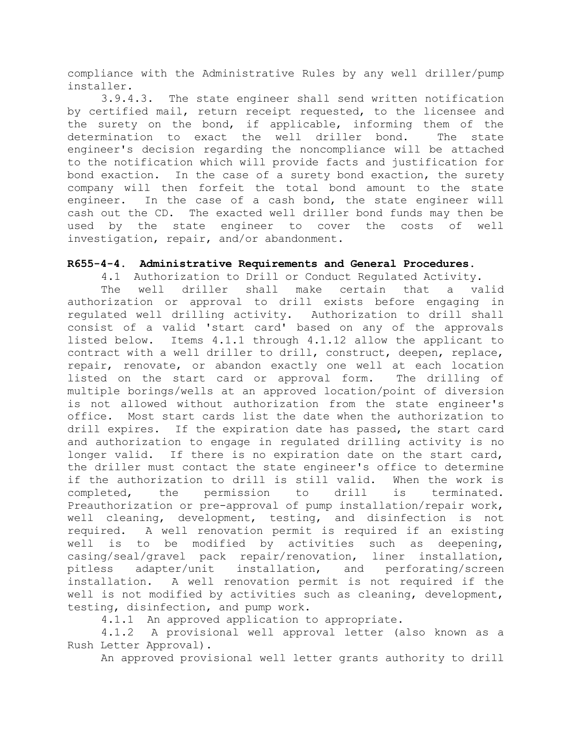compliance with the Administrative Rules by any well driller/pump installer.

3.9.4.3. The state engineer shall send written notification by certified mail, return receipt requested, to the licensee and the surety on the bond, if applicable, informing them of the determination to exact the well driller bond. The state engineer's decision regarding the noncompliance will be attached to the notification which will provide facts and justification for bond exaction. In the case of a surety bond exaction, the surety company will then forfeit the total bond amount to the state engineer. In the case of a cash bond, the state engineer will cash out the CD. The exacted well driller bond funds may then be used by the state engineer to cover the costs of well investigation, repair, and/or abandonment.

## R655-4-4. Administrative Requirements and General Procedures.

4.1 Authorization to Drill or Conduct Regulated Activity.

The well driller shall make certain that a valid authorization or approval to drill exists before engaging in regulated well drilling activity. Authorization to drill shall consist of a valid 'start card' based on any of the approvals listed below. Items 4.1.1 through 4.1.12 allow the applicant to contract with a well driller to drill, construct, deepen, replace, repair, renovate, or abandon exactly one well at each location listed on the start card or approval form. The drilling of multiple borings/wells at an approved location/point of diversion is not allowed without authorization from the state engineer's office. Most start cards list the date when the authorization to drill expires. If the expiration date has passed, the start card and authorization to engage in regulated drilling activity is no longer valid. If there is no expiration date on the start card, the driller must contact the state engineer's office to determine if the authorization to drill is still valid. When the work is completed, the permission to drill is terminated. Preauthorization or pre-approval of pump installation/repair work, well cleaning, development, testing, and disinfection is not required. A well renovation permit is required if an existing well is to be modified by activities such as deepening, casing/seal/gravel pack repair/renovation, liner installation, pitless adapter/unit installation, and perforating/screen installation. A well renovation permit is not required if the well is not modified by activities such as cleaning, development, testing, disinfection, and pump work.

4.1.1 An approved application to appropriate.

4.1.2 A provisional well approval letter (also known as a Rush Letter Approval).

An approved provisional well letter grants authority to drill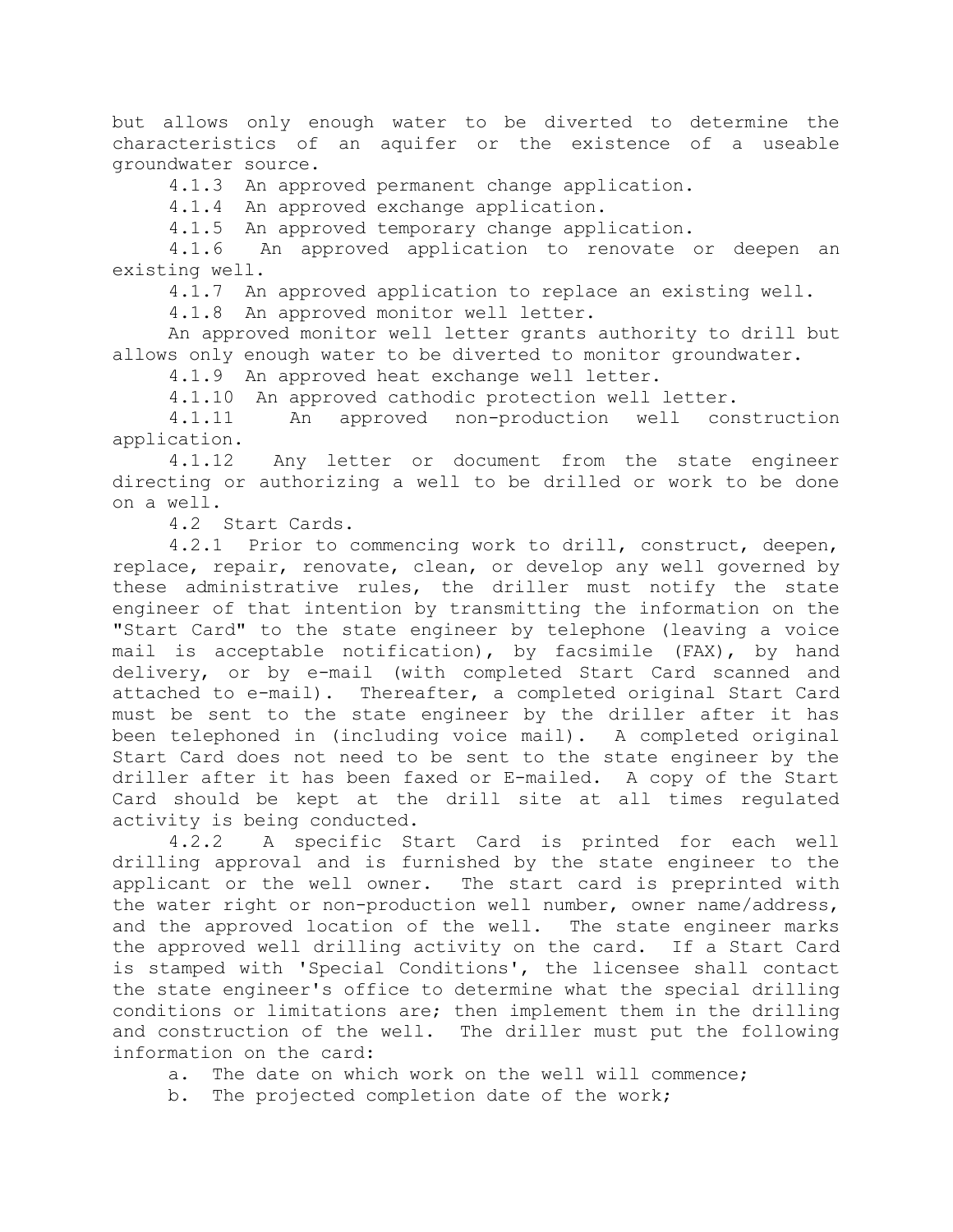but allows only enough water to be diverted to determine the characteristics of an aquifer or the existence of a useable groundwater source.

4.1.3 An approved permanent change application.

4.1.4 An approved exchange application.

4.1.5 An approved temporary change application.

4.1.6 An approved application to renovate or deepen an existing well.

4.1.7 An approved application to replace an existing well.

4.1.8 An approved monitor well letter.

An approved monitor well letter grants authority to drill but allows only enough water to be diverted to monitor groundwater.

4.1.9 An approved heat exchange well letter.

4.1.10 An approved cathodic protection well letter.

4.1.11 An approved non-production well construction application.

4.1.12 Any letter or document from the state engineer directing or authorizing a well to be drilled or work to be done on a well.

4.2 Start Cards.

4.2.1 Prior to commencing work to drill, construct, deepen, replace, repair, renovate, clean, or develop any well governed by these administrative rules, the driller must notify the state engineer of that intention by transmitting the information on the "Start Card" to the state engineer by telephone (leaving a voice mail is acceptable notification), by facsimile (FAX), by hand delivery, or by e-mail (with completed Start Card scanned and attached to e-mail). Thereafter, a completed original Start Card must be sent to the state engineer by the driller after it has been telephoned in (including voice mail). A completed original Start Card does not need to be sent to the state engineer by the driller after it has been faxed or E-mailed. A copy of the Start Card should be kept at the drill site at all times regulated activity is being conducted.

4.2.2 A specific Start Card is printed for each well drilling approval and is furnished by the state engineer to the applicant or the well owner. The start card is preprinted with the water right or non-production well number, owner name/address, and the approved location of the well. The state engineer marks the approved well drilling activity on the card. If a Start Card is stamped with 'Special Conditions', the licensee shall contact the state engineer's office to determine what the special drilling conditions or limitations are; then implement them in the drilling and construction of the well. The driller must put the following information on the card:

a. The date on which work on the well will commence;

b. The projected completion date of the work;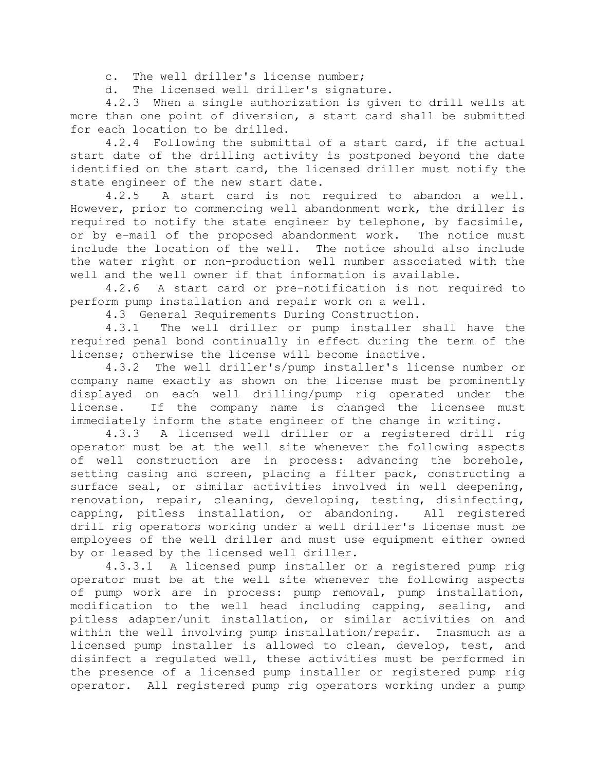c. The well driller's license number;

d. The licensed well driller's signature.

4.2.3 When a single authorization is given to drill wells at more than one point of diversion, a start card shall be submitted for each location to be drilled.

4.2.4 Following the submittal of a start card, if the actual start date of the drilling activity is postponed beyond the date identified on the start card, the licensed driller must notify the state engineer of the new start date.

4.2.5 A start card is not required to abandon a well. However, prior to commencing well abandonment work, the driller is required to notify the state engineer by telephone, by facsimile, or by e-mail of the proposed abandonment work. The notice must include the location of the well. The notice should also include the water right or non-production well number associated with the well and the well owner if that information is available.

4.2.6 A start card or pre-notification is not required to perform pump installation and repair work on a well.

4.3 General Requirements During Construction.

4.3.1 The well driller or pump installer shall have the required penal bond continually in effect during the term of the license; otherwise the license will become inactive.

4.3.2 The well driller's/pump installer's license number or company name exactly as shown on the license must be prominently displayed on each well drilling/pump rig operated under the license. If the company name is changed the licensee must immediately inform the state engineer of the change in writing.

4.3.3 A licensed well driller or a registered drill rig operator must be at the well site whenever the following aspects of well construction are in process: advancing the borehole, setting casing and screen, placing a filter pack, constructing a surface seal, or similar activities involved in well deepening, renovation, repair, cleaning, developing, testing, disinfecting, capping, pitless installation, or abandoning. All registered drill rig operators working under a well driller's license must be employees of the well driller and must use equipment either owned by or leased by the licensed well driller.

4.3.3.1 A licensed pump installer or a registered pump rig operator must be at the well site whenever the following aspects of pump work are in process: pump removal, pump installation, modification to the well head including capping, sealing, and pitless adapter/unit installation, or similar activities on and within the well involving pump installation/repair. Inasmuch as a licensed pump installer is allowed to clean, develop, test, and disinfect a regulated well, these activities must be performed in the presence of a licensed pump installer or registered pump rig operator. All registered pump rig operators working under a pump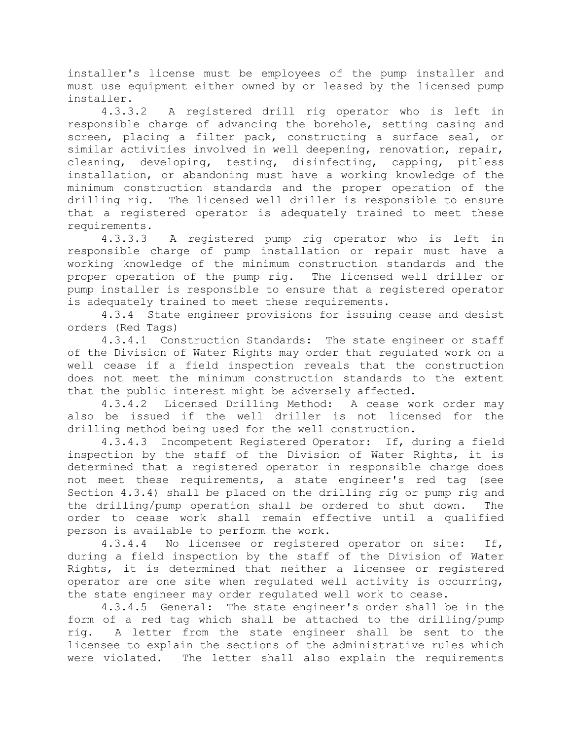installer's license must be employees of the pump installer and must use equipment either owned by or leased by the licensed pump installer.

4.3.3.2 A registered drill rig operator who is left in responsible charge of advancing the borehole, setting casing and screen, placing a filter pack, constructing a surface seal, or similar activities involved in well deepening, renovation, repair, cleaning, developing, testing, disinfecting, capping, pitless installation, or abandoning must have a working knowledge of the minimum construction standards and the proper operation of the drilling rig. The licensed well driller is responsible to ensure that a registered operator is adequately trained to meet these requirements.

4.3.3.3 A registered pump rig operator who is left in responsible charge of pump installation or repair must have a working knowledge of the minimum construction standards and the proper operation of the pump rig. The licensed well driller or pump installer is responsible to ensure that a registered operator is adequately trained to meet these requirements.

4.3.4 State engineer provisions for issuing cease and desist orders (Red Tags)

4.3.4.1 Construction Standards: The state engineer or staff of the Division of Water Rights may order that regulated work on a well cease if a field inspection reveals that the construction does not meet the minimum construction standards to the extent that the public interest might be adversely affected.

4.3.4.2 Licensed Drilling Method: A cease work order may also be issued if the well driller is not licensed for the drilling method being used for the well construction.

4.3.4.3 Incompetent Registered Operator: If, during a field inspection by the staff of the Division of Water Rights, it is determined that a registered operator in responsible charge does not meet these requirements, a state engineer's red tag (see Section 4.3.4) shall be placed on the drilling rig or pump rig and the drilling/pump operation shall be ordered to shut down. The order to cease work shall remain effective until a qualified person is available to perform the work.

4.3.4.4 No licensee or registered operator on site: If, during a field inspection by the staff of the Division of Water Rights, it is determined that neither a licensee or registered operator are one site when regulated well activity is occurring, the state engineer may order regulated well work to cease.

4.3.4.5 General: The state engineer's order shall be in the form of a red tag which shall be attached to the drilling/pump rig. A letter from the state engineer shall be sent to the licensee to explain the sections of the administrative rules which were violated. The letter shall also explain the requirements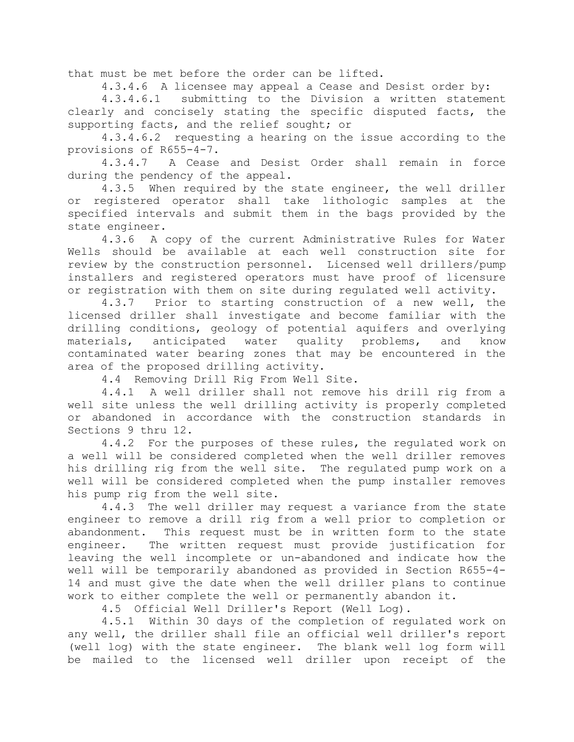that must be met before the order can be lifted.

4.3.4.6 A licensee may appeal a Cease and Desist order by:

4.3.4.6.1 submitting to the Division a written statement clearly and concisely stating the specific disputed facts, the supporting facts, and the relief sought; or

4.3.4.6.2 requesting a hearing on the issue according to the provisions of R655-4-7.

4.3.4.7 A Cease and Desist Order shall remain in force during the pendency of the appeal.

4.3.5 When required by the state engineer, the well driller or registered operator shall take lithologic samples at the specified intervals and submit them in the bags provided by the state engineer.

4.3.6 A copy of the current Administrative Rules for Water Wells should be available at each well construction site for review by the construction personnel. Licensed well drillers/pump installers and registered operators must have proof of licensure or registration with them on site during regulated well activity.

4.3.7 Prior to starting construction of a new well, the licensed driller shall investigate and become familiar with the drilling conditions, geology of potential aquifers and overlying materials, anticipated water quality problems, and know contaminated water bearing zones that may be encountered in the area of the proposed drilling activity.

4.4 Removing Drill Rig From Well Site.

4.4.1 A well driller shall not remove his drill rig from a well site unless the well drilling activity is properly completed or abandoned in accordance with the construction standards in Sections 9 thru 12.

4.4.2 For the purposes of these rules, the regulated work on a well will be considered completed when the well driller removes his drilling rig from the well site. The regulated pump work on a well will be considered completed when the pump installer removes his pump rig from the well site.

4.4.3 The well driller may request a variance from the state engineer to remove a drill rig from a well prior to completion or abandonment. This request must be in written form to the state engineer. The written request must provide justification for leaving the well incomplete or un-abandoned and indicate how the well will be temporarily abandoned as provided in Section R655-4-14 and must give the date when the well driller plans to continue work to either complete the well or permanently abandon it.

4.5 Official Well Driller's Report (Well Log).

4.5.1 Within 30 days of the completion of regulated work on any well, the driller shall file an official well driller's report (well log) with the state engineer. The blank well log form will be mailed to the licensed well driller upon receipt of the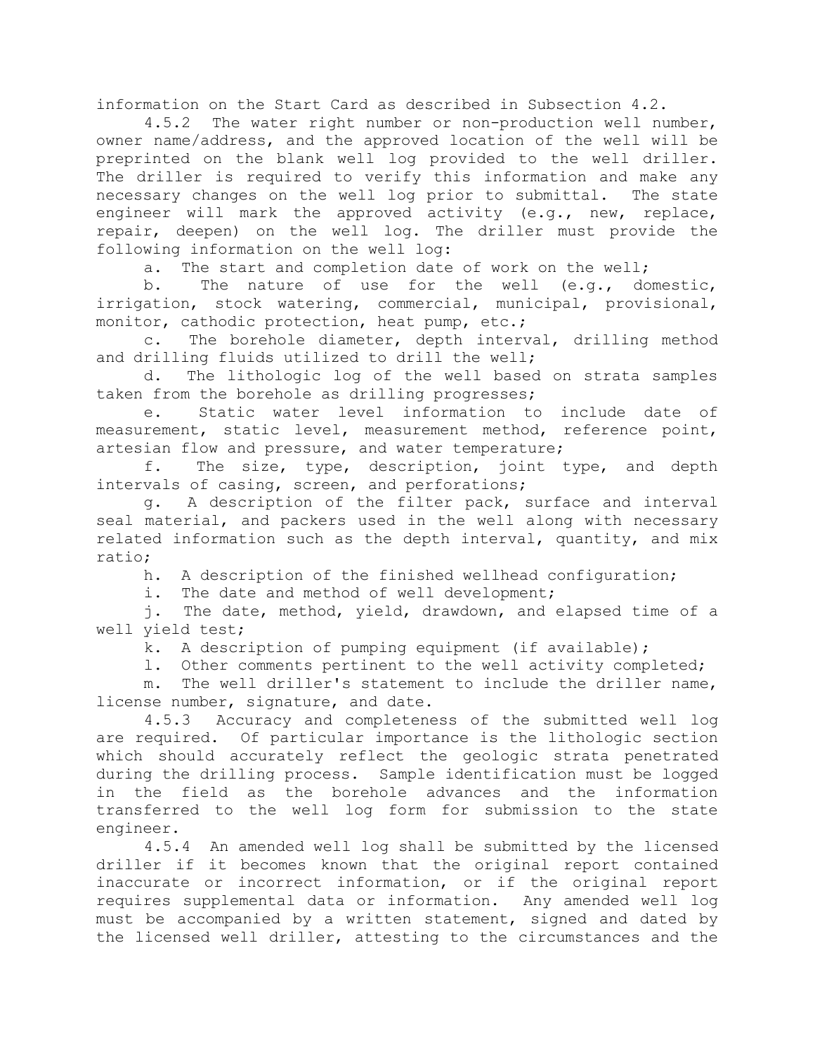information on the Start Card as described in Subsection 4.2.

4.5.2 The water right number or non-production well number, owner name/address, and the approved location of the well will be preprinted on the blank well log provided to the well driller. The driller is required to verify this information and make any necessary changes on the well log prior to submittal. The state engineer will mark the approved activity (e.g., new, replace, repair, deepen) on the well log. The driller must provide the following information on the well log:

a. The start and completion date of work on the well;

b. The nature of use for the well (e.g., domestic, irrigation, stock watering, commercial, municipal, provisional, monitor, cathodic protection, heat pump, etc.;

c. The borehole diameter, depth interval, drilling method and drilling fluids utilized to drill the well;

d. The lithologic log of the well based on strata samples taken from the borehole as drilling progresses;

e. Static water level information to include date of measurement, static level, measurement method, reference point, artesian flow and pressure, and water temperature;

f. The size, type, description, joint type, and depth intervals of casing, screen, and perforations;

g. A description of the filter pack, surface and interval seal material, and packers used in the well along with necessary related information such as the depth interval, quantity, and mix ratio;

h. A description of the finished wellhead configuration;

i. The date and method of well development;

j. The date, method, yield, drawdown, and elapsed time of a well yield test;

k. A description of pumping equipment (if available);

l. Other comments pertinent to the well activity completed;

m. The well driller's statement to include the driller name, license number, signature, and date.

4.5.3 Accuracy and completeness of the submitted well log are required. Of particular importance is the lithologic section which should accurately reflect the geologic strata penetrated during the drilling process. Sample identification must be logged in the field as the borehole advances and the information transferred to the well log form for submission to the state engineer.

4.5.4 An amended well log shall be submitted by the licensed driller if it becomes known that the original report contained inaccurate or incorrect information, or if the original report requires supplemental data or information. Any amended well log must be accompanied by a written statement, signed and dated by the licensed well driller, attesting to the circumstances and the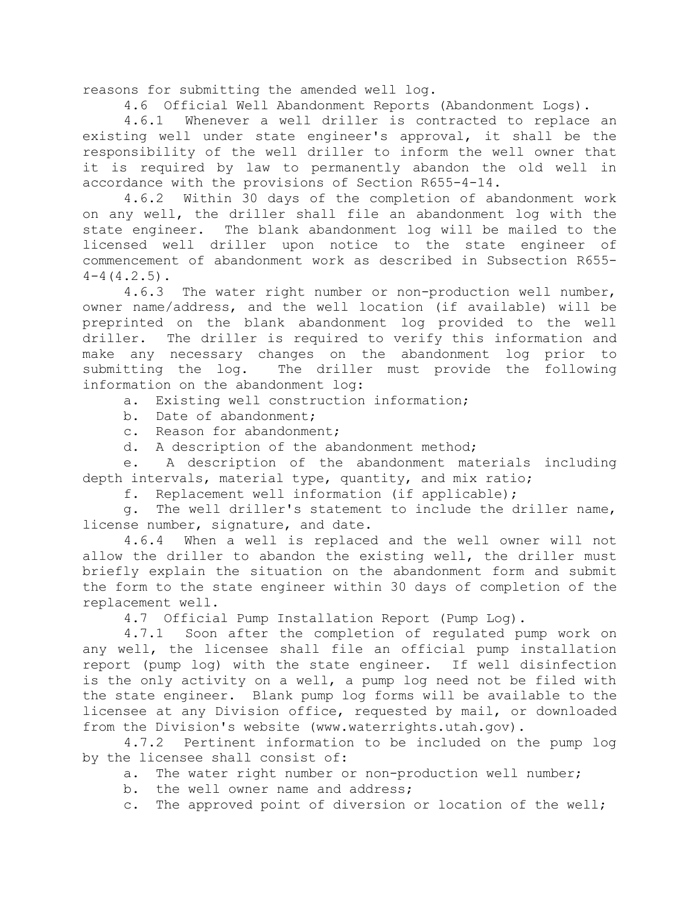reasons for submitting the amended well log.

4.6 Official Well Abandonment Reports (Abandonment Logs).

4.6.1 Whenever a well driller is contracted to replace an existing well under state engineer's approval, it shall be the responsibility of the well driller to inform the well owner that it is required by law to permanently abandon the old well in accordance with the provisions of Section R655-4-14.

4.6.2 Within 30 days of the completion of abandonment work on any well, the driller shall file an abandonment log with the state engineer. The blank abandonment log will be mailed to the licensed well driller upon notice to the state engineer of commencement of abandonment work as described in Subsection R655-4-4(4.2.5).

4.6.3 The water right number or non-production well number, owner name/address, and the well location (if available) will be preprinted on the blank abandonment log provided to the well driller. The driller is required to verify this information and make any necessary changes on the abandonment log prior to submitting the log. The driller must provide the following information on the abandonment log:

a. Existing well construction information;

b. Date of abandonment;

c. Reason for abandonment;

d. A description of the abandonment method;

e. A description of the abandonment materials including depth intervals, material type, quantity, and mix ratio;

f. Replacement well information (if applicable);

g. The well driller's statement to include the driller name, license number, signature, and date.

4.6.4 When a well is replaced and the well owner will not allow the driller to abandon the existing well, the driller must briefly explain the situation on the abandonment form and submit the form to the state engineer within 30 days of completion of the replacement well.

4.7 Official Pump Installation Report (Pump Log).

4.7.1 Soon after the completion of regulated pump work on any well, the licensee shall file an official pump installation report (pump log) with the state engineer. If well disinfection is the only activity on a well, a pump log need not be filed with the state engineer. Blank pump log forms will be available to the licensee at any Division office, requested by mail, or downloaded from the Division's website (www.waterrights.utah.gov).

4.7.2 Pertinent information to be included on the pump log by the licensee shall consist of:

a. The water right number or non-production well number;

b. the well owner name and address;

c. The approved point of diversion or location of the well;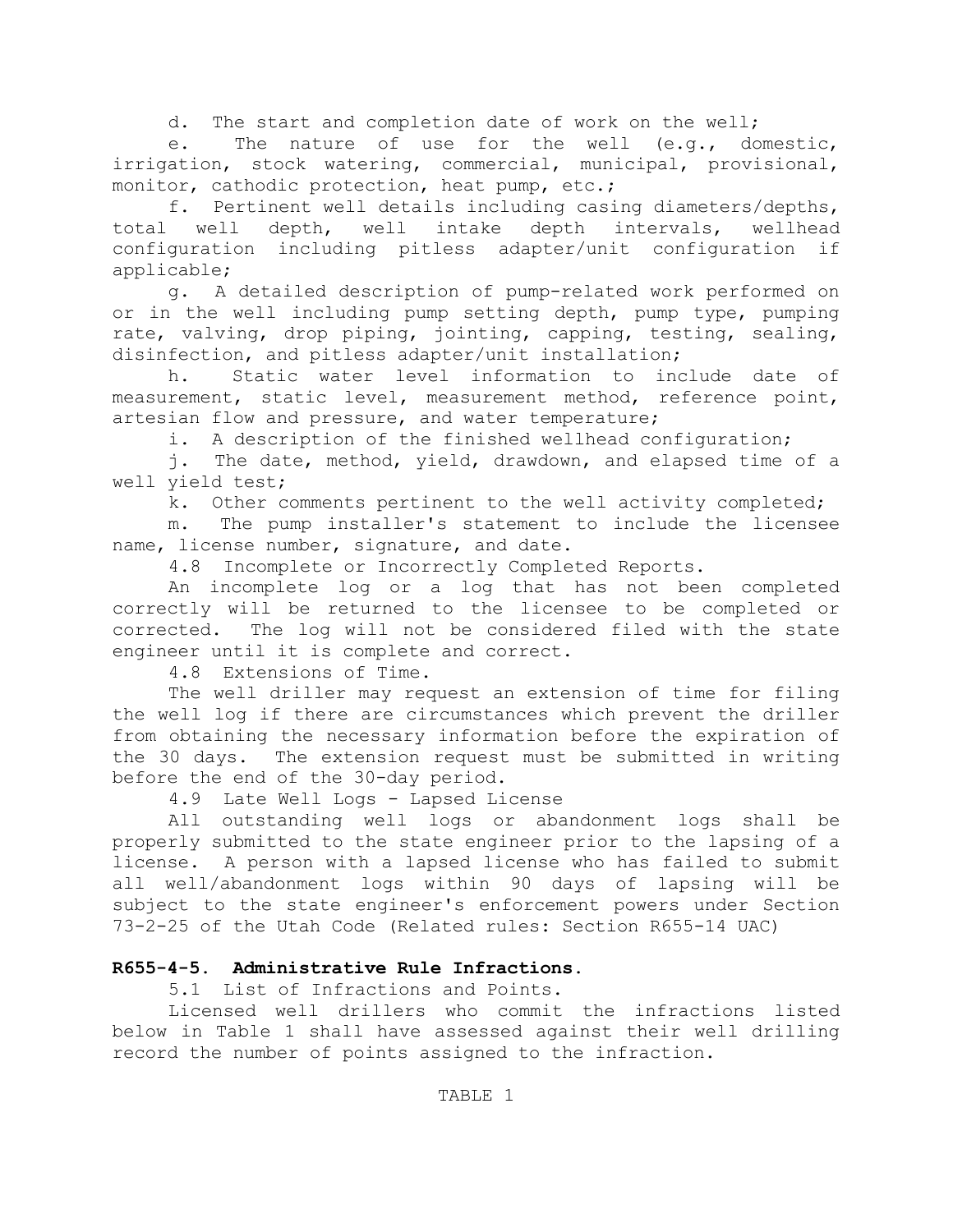d. The start and completion date of work on the well;

e. The nature of use for the well (e.g., domestic, irrigation, stock watering, commercial, municipal, provisional, monitor, cathodic protection, heat pump, etc.;

f. Pertinent well details including casing diameters/depths, total well depth, well intake depth intervals, wellhead configuration including pitless adapter/unit configuration if applicable;

g. A detailed description of pump-related work performed on or in the well including pump setting depth, pump type, pumping rate, valving, drop piping, jointing, capping, testing, sealing, disinfection, and pitless adapter/unit installation;

h. Static water level information to include date of measurement, static level, measurement method, reference point, artesian flow and pressure, and water temperature;

i. A description of the finished wellhead configuration;

j. The date, method, yield, drawdown, and elapsed time of a well yield test;

k. Other comments pertinent to the well activity completed;

m. The pump installer's statement to include the licensee name, license number, signature, and date.

4.8 Incomplete or Incorrectly Completed Reports.

An incomplete log or a log that has not been completed correctly will be returned to the licensee to be completed or corrected. The log will not be considered filed with the state engineer until it is complete and correct.

4.8 Extensions of Time.

The well driller may request an extension of time for filing the well log if there are circumstances which prevent the driller from obtaining the necessary information before the expiration of the 30 days. The extension request must be submitted in writing before the end of the 30-day period.

4.9 Late Well Logs - Lapsed License

All outstanding well logs or abandonment logs shall be properly submitted to the state engineer prior to the lapsing of a license. A person with a lapsed license who has failed to submit all well/abandonment logs within 90 days of lapsing will be subject to the state engineer's enforcement powers under Section 73-2-25 of the Utah Code (Related rules: Section R655-14 UAC)

**R655-4-5. Administrative Rule Infractions.**

5.1 List of Infractions and Points.

Licensed well drillers who commit the infractions listed below in Table 1 shall have assessed against their well drilling record the number of points assigned to the infraction.

TABLE 1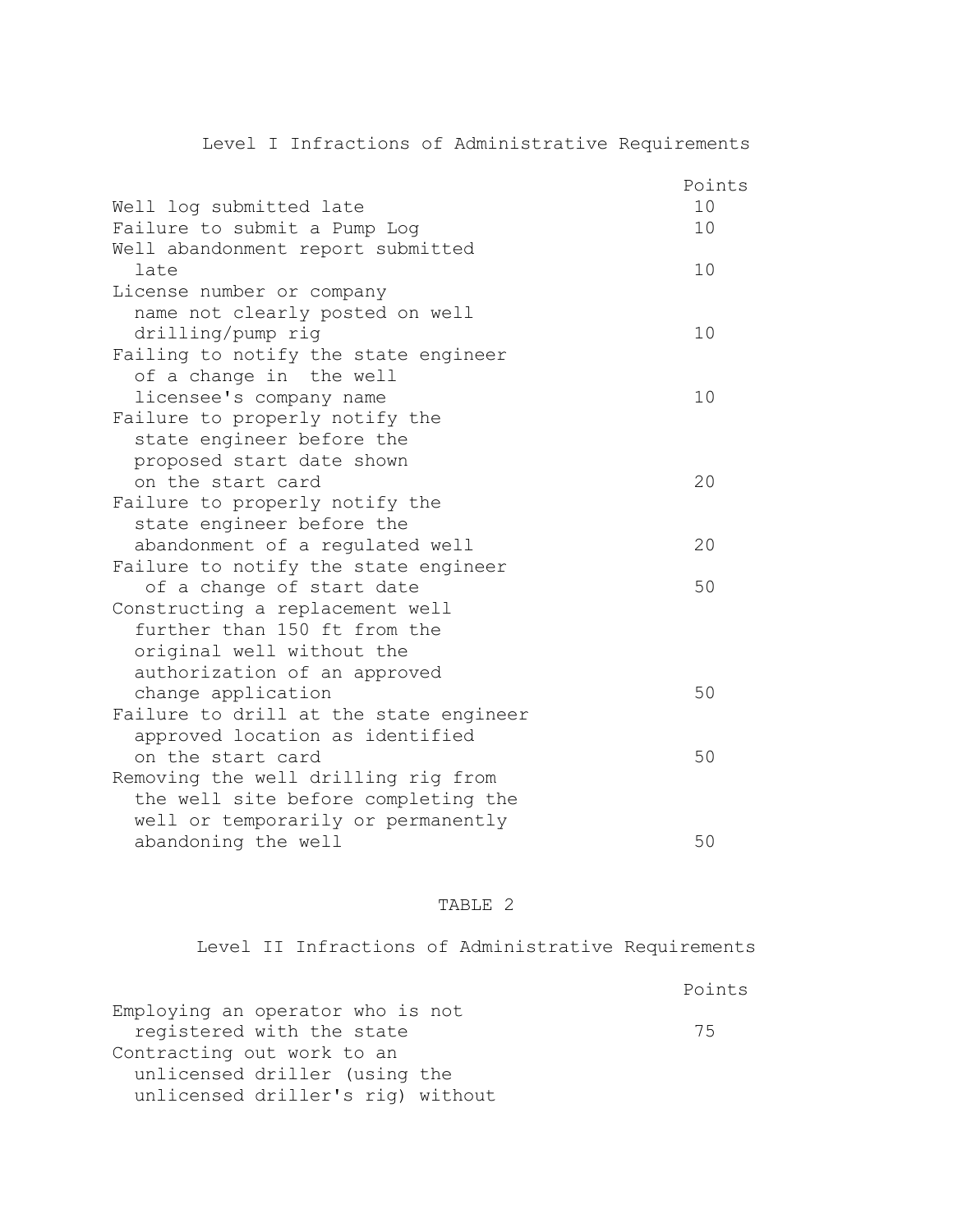Level I Infractions of Administrative Requirements

| | Points |
|---|---|
| Well log submitted late | 10 |
| Failure to submit a Pump Log | 10 |
| Well abandonment report submitted late | 10 |
| License number or company name not clearly posted on well drilling/pump rig | 10 |
| Failing to notify the state engineer of a change in the well licensee's company name | 10 |
| Failure to properly notify the state engineer before the proposed start date shown on the start card | 20 |
| Failure to properly notify the state engineer before the abandonment of a regulated well | 20 |
| Failure to notify the state engineer of a change of start date | 50 |
| Constructing a replacement well further than 150 ft from the original well without the authorization of an approved change application | 50 |
| Failure to drill at the state engineer approved location as identified on the start card | 50 |
| Removing the well drilling rig from the well site before completing the well or temporarily or permanently abandoning the well | 50 |

TABLE 2

Level II Infractions of Administrative Requirements

| | Points |
|---|---|
| Employing an operator who is not registered with the state | 75 |
| Contracting out work to an unlicensed driller (using the unlicensed driller's rig) without | |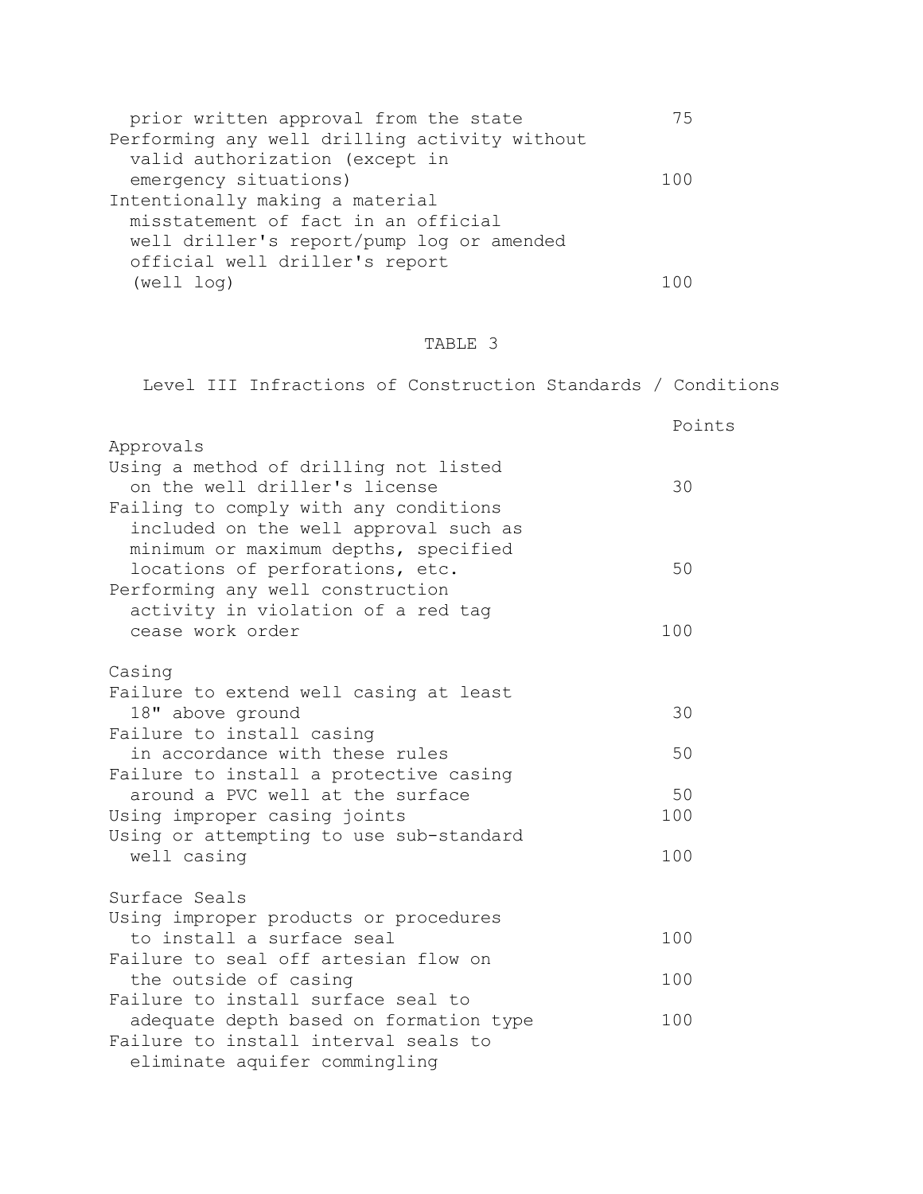| | |
|---|---|
| prior written approval from the state | 75 |
| Performing any well drilling activity without valid authorization (except in emergency situations) | 100 |
| Intentionally making a material misstatement of fact in an official well driller's report/pump log or amended official well driller's report (well log) | 100 |

TABLE 3

Level III Infractions of Construction Standards / Conditions

| | Points |
|---|---|
| **Approvals** | |
| Using a method of drilling not listed on the well driller's license | 30 |
| Failing to comply with any conditions included on the well approval such as minimum or maximum depths, specified locations of perforations, etc. | 50 |
| Performing any well construction activity in violation of a red tag cease work order | 100 |
| **Casing** | |
| Failure to extend well casing at least 18" above ground | 30 |
| Failure to install casing in accordance with these rules | 50 |
| Failure to install a protective casing around a PVC well at the surface | 50 |
| Using improper casing joints | 100 |
| Using or attempting to use sub-standard well casing | 100 |
| **Surface Seals** | |
| Using improper products or procedures to install a surface seal | 100 |
| Failure to seal off artesian flow on the outside of casing | 100 |
| Failure to install surface seal to adequate depth based on formation type | 100 |
| Failure to install interval seals to eliminate aquifer commingling | |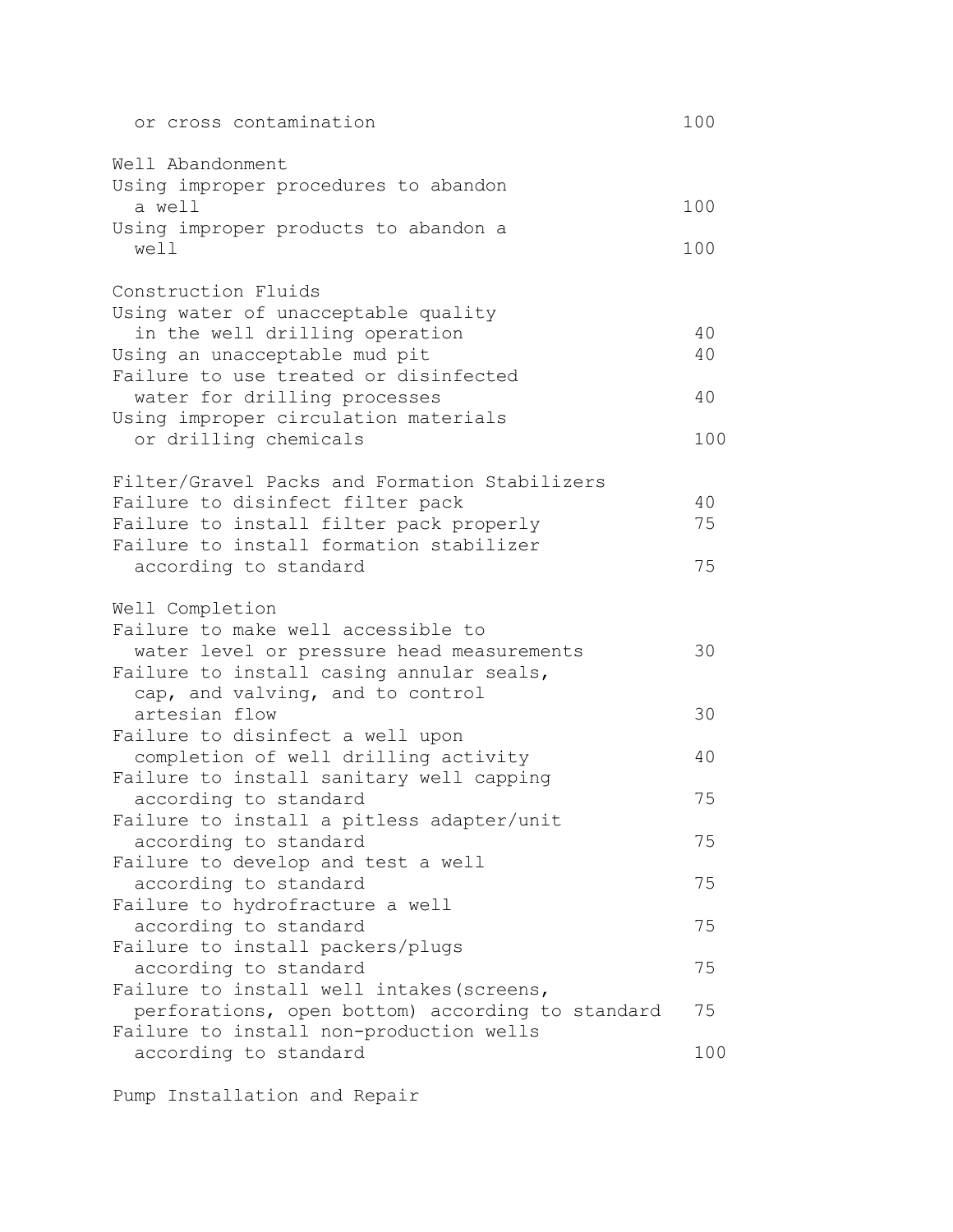| | |
|---|---|
| or cross contamination | 100 |
| **Well Abandonment** | |
| Using improper procedures to abandon a well | 100 |
| Using improper products to abandon a well | 100 |
| **Construction Fluids** | |
| Using water of unacceptable quality in the well drilling operation | 40 |
| Using an unacceptable mud pit | 40 |
| Failure to use treated or disinfected water for drilling processes | 40 |
| Using improper circulation materials or drilling chemicals | 100 |
| **Filter/Gravel Packs and Formation Stabilizers** | |
| Failure to disinfect filter pack | 40 |
| Failure to install filter pack properly | 75 |
| Failure to install formation stabilizer according to standard | 75 |
| **Well Completion** | |
| Failure to make well accessible to water level or pressure head measurements | 30 |
| Failure to install casing annular seals, cap, and valving, and to control artesian flow | 30 |
| Failure to disinfect a well upon completion of well drilling activity | 40 |
| Failure to install sanitary well capping according to standard | 75 |
| Failure to install a pitless adapter/unit according to standard | 75 |
| Failure to develop and test a well according to standard | 75 |
| Failure to hydrofracture a well according to standard | 75 |
| Failure to install packers/plugs according to standard | 75 |
| Failure to install well intakes(screens, perforations, open bottom) according to standard | 75 |
| Failure to install non-production wells according to standard | 100 |
| **Pump Installation and Repair** | |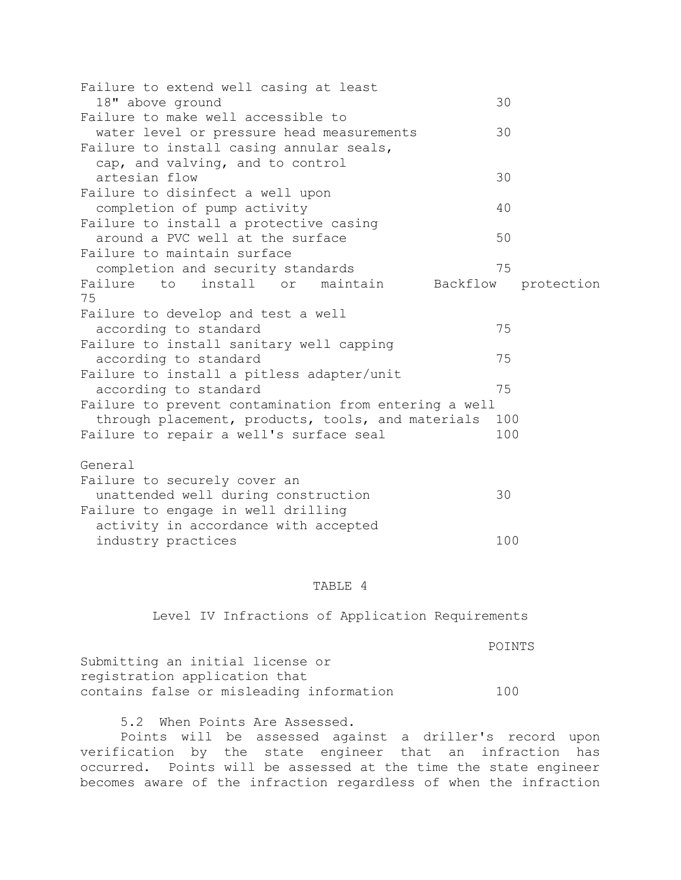| | |
|---|---|
| Failure to extend well casing at least 18" above ground | 30 |
| Failure to make well accessible to water level or pressure head measurements | 30 |
| Failure to install casing annular seals, cap, and valving, and to control artesian flow | 30 |
| Failure to disinfect a well upon completion of pump activity | 40 |
| Failure to install a protective casing around a PVC well at the surface | 50 |
| Failure to maintain surface completion and security standards | 75 |
| Failure to install or maintain Backflow protection | 75 |
| Failure to develop and test a well according to standard | 75 |
| Failure to install sanitary well capping according to standard | 75 |
| Failure to install a pitless adapter/unit according to standard | 75 |
| Failure to prevent contamination from entering a well through placement, products, tools, and materials | 100 |
| Failure to repair a well's surface seal | 100 |
| **General** | |
| Failure to securely cover an unattended well during construction | 30 |
| Failure to engage in well drilling activity in accordance with accepted industry practices | 100 |

TABLE 4

Level IV Infractions of Application Requirements

| | POINTS |
|---|---|
| Submitting an initial license or registration application that contains false or misleading information | 100 |

5.2 When Points Are Assessed.

Points will be assessed against a driller's record upon verification by the state engineer that an infraction has occurred. Points will be assessed at the time the state engineer becomes aware of the infraction regardless of when the infraction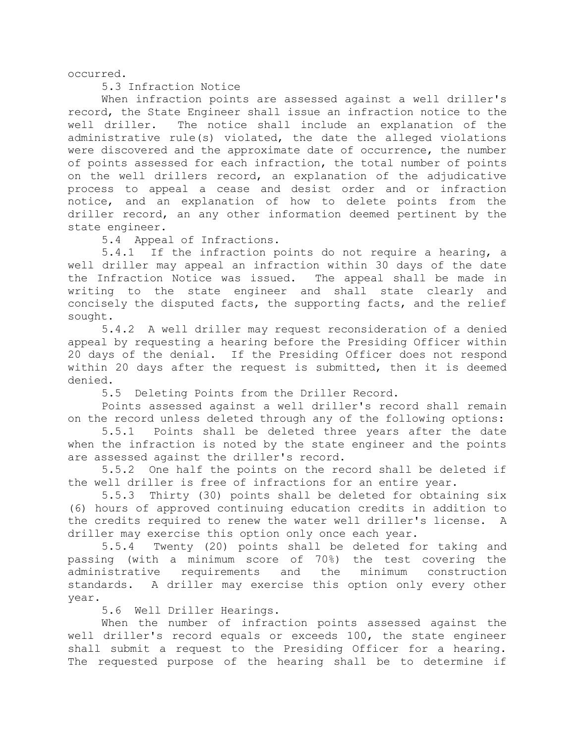occurred.

5.3 Infraction Notice

When infraction points are assessed against a well driller's record, the State Engineer shall issue an infraction notice to the well driller. The notice shall include an explanation of the administrative rule(s) violated, the date the alleged violations were discovered and the approximate date of occurrence, the number of points assessed for each infraction, the total number of points on the well drillers record, an explanation of the adjudicative process to appeal a cease and desist order and or infraction notice, and an explanation of how to delete points from the driller record, an any other information deemed pertinent by the state engineer.

5.4 Appeal of Infractions.

5.4.1 If the infraction points do not require a hearing, a well driller may appeal an infraction within 30 days of the date the Infraction Notice was issued. The appeal shall be made in writing to the state engineer and shall state clearly and concisely the disputed facts, the supporting facts, and the relief sought.

5.4.2 A well driller may request reconsideration of a denied appeal by requesting a hearing before the Presiding Officer within 20 days of the denial. If the Presiding Officer does not respond within 20 days after the request is submitted, then it is deemed denied.

5.5 Deleting Points from the Driller Record.

Points assessed against a well driller's record shall remain on the record unless deleted through any of the following options:

5.5.1 Points shall be deleted three years after the date when the infraction is noted by the state engineer and the points are assessed against the driller's record.

5.5.2 One half the points on the record shall be deleted if the well driller is free of infractions for an entire year.

5.5.3 Thirty (30) points shall be deleted for obtaining six (6) hours of approved continuing education credits in addition to the credits required to renew the water well driller's license. A driller may exercise this option only once each year.

5.5.4 Twenty (20) points shall be deleted for taking and passing (with a minimum score of 70%) the test covering the administrative requirements and the minimum construction standards. A driller may exercise this option only every other year.

5.6 Well Driller Hearings.

When the number of infraction points assessed against the well driller's record equals or exceeds 100, the state engineer shall submit a request to the Presiding Officer for a hearing. The requested purpose of the hearing shall be to determine if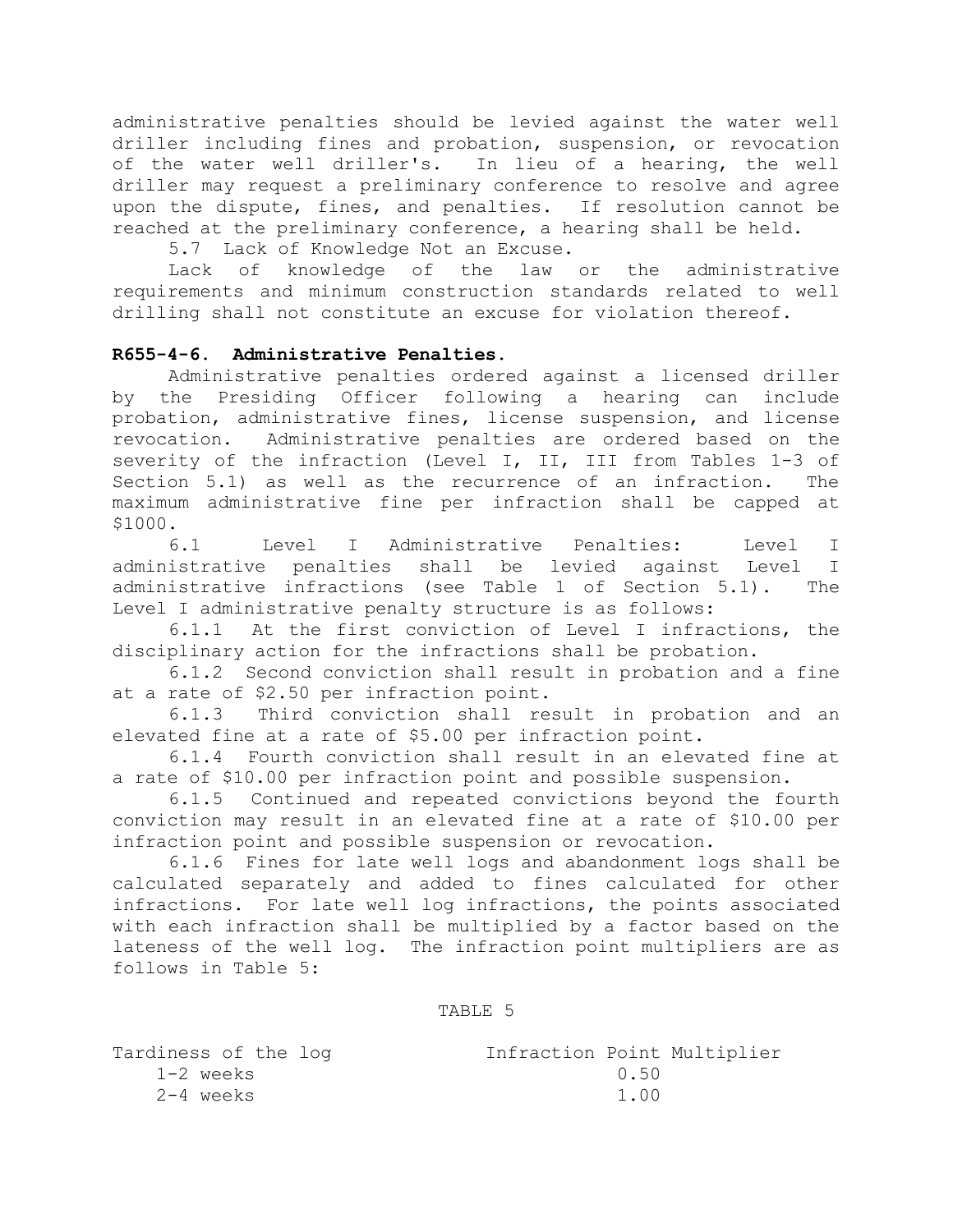administrative penalties should be levied against the water well driller including fines and probation, suspension, or revocation of the water well driller's. In lieu of a hearing, the well driller may request a preliminary conference to resolve and agree upon the dispute, fines, and penalties. If resolution cannot be reached at the preliminary conference, a hearing shall be held.

5.7 Lack of Knowledge Not an Excuse.

Lack of knowledge of the law or the administrative requirements and minimum construction standards related to well drilling shall not constitute an excuse for violation thereof.

## R655-4-6. Administrative Penalties.

Administrative penalties ordered against a licensed driller by the Presiding Officer following a hearing can include probation, administrative fines, license suspension, and license revocation. Administrative penalties are ordered based on the severity of the infraction (Level I, II, III from Tables 1-3 of Section 5.1) as well as the recurrence of an infraction. The maximum administrative fine per infraction shall be capped at $1000.

6.1 Level I Administrative Penalties: Level I administrative penalties shall be levied against Level I administrative infractions (see Table 1 of Section 5.1). The Level I administrative penalty structure is as follows:

6.1.1 At the first conviction of Level I infractions, the disciplinary action for the infractions shall be probation.

6.1.2 Second conviction shall result in probation and a fine at a rate of $2.50 per infraction point.

6.1.3 Third conviction shall result in probation and an elevated fine at a rate of $5.00 per infraction point.

6.1.4 Fourth conviction shall result in an elevated fine at a rate of $10.00 per infraction point and possible suspension.

6.1.5 Continued and repeated convictions beyond the fourth conviction may result in an elevated fine at a rate of $10.00 per infraction point and possible suspension or revocation.

6.1.6 Fines for late well logs and abandonment logs shall be calculated separately and added to fines calculated for other infractions. For late well log infractions, the points associated with each infraction shall be multiplied by a factor based on the lateness of the well log. The infraction point multipliers are as follows in Table 5:

TABLE 5

| Tardiness of the log | Infraction Point Multiplier |
|---|---|
| 1-2 weeks | 0.50 |
| 2-4 weeks | 1.00 |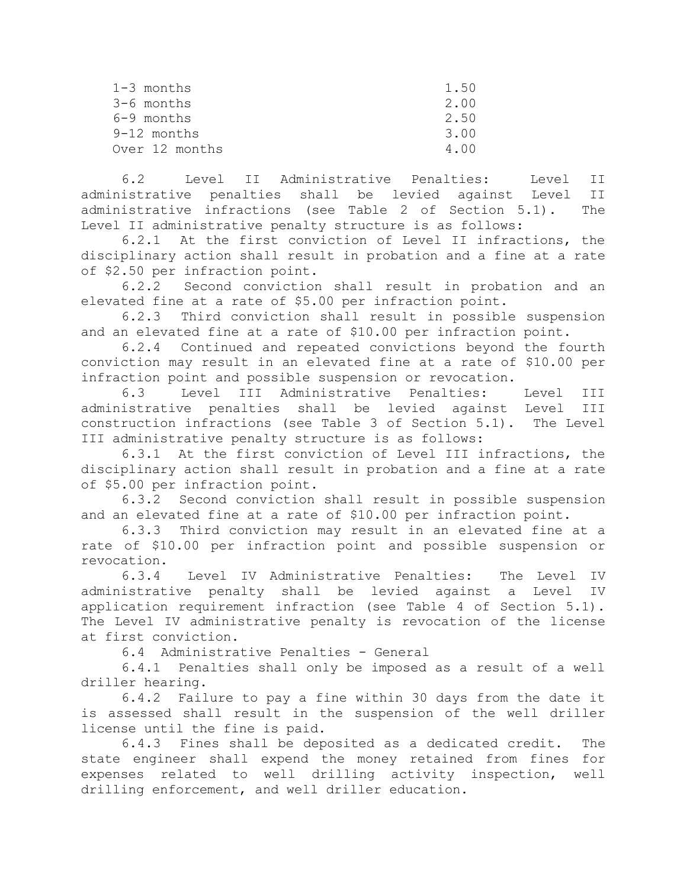| | |
|---|---|
| 1-3 months | 1.50 |
| 3-6 months | 2.00 |
| 6-9 months | 2.50 |
| 9-12 months | 3.00 |
| Over 12 months | 4.00 |

6.2 Level II Administrative Penalties: Level II administrative penalties shall be levied against Level II administrative infractions (see Table 2 of Section 5.1). The Level II administrative penalty structure is as follows:

6.2.1 At the first conviction of Level II infractions, the disciplinary action shall result in probation and a fine at a rate of $2.50 per infraction point.

6.2.2 Second conviction shall result in probation and an elevated fine at a rate of $5.00 per infraction point.

6.2.3 Third conviction shall result in possible suspension and an elevated fine at a rate of $10.00 per infraction point.

6.2.4 Continued and repeated convictions beyond the fourth conviction may result in an elevated fine at a rate of $10.00 per infraction point and possible suspension or revocation.

6.3 Level III Administrative Penalties: Level III administrative penalties shall be levied against Level III construction infractions (see Table 3 of Section 5.1). The Level III administrative penalty structure is as follows:

6.3.1 At the first conviction of Level III infractions, the disciplinary action shall result in probation and a fine at a rate of $5.00 per infraction point.

6.3.2 Second conviction shall result in possible suspension and an elevated fine at a rate of $10.00 per infraction point.

6.3.3 Third conviction may result in an elevated fine at a rate of $10.00 per infraction point and possible suspension or revocation.

6.3.4 Level IV Administrative Penalties: The Level IV administrative penalty shall be levied against a Level IV application requirement infraction (see Table 4 of Section 5.1). The Level IV administrative penalty is revocation of the license at first conviction.

6.4 Administrative Penalties - General

6.4.1 Penalties shall only be imposed as a result of a well driller hearing.

6.4.2 Failure to pay a fine within 30 days from the date it is assessed shall result in the suspension of the well driller license until the fine is paid.

6.4.3 Fines shall be deposited as a dedicated credit. The state engineer shall expend the money retained from fines for expenses related to well drilling activity inspection, well drilling enforcement, and well driller education.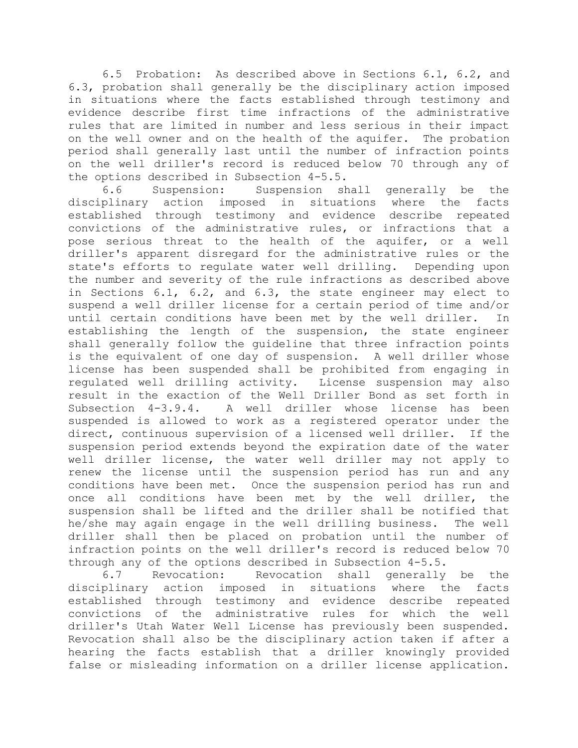6.5 Probation: As described above in Sections 6.1, 6.2, and 6.3, probation shall generally be the disciplinary action imposed in situations where the facts established through testimony and evidence describe first time infractions of the administrative rules that are limited in number and less serious in their impact on the well owner and on the health of the aquifer. The probation period shall generally last until the number of infraction points on the well driller's record is reduced below 70 through any of the options described in Subsection 4-5.5.

6.6 Suspension: Suspension shall generally be the disciplinary action imposed in situations where the facts established through testimony and evidence describe repeated convictions of the administrative rules, or infractions that a pose serious threat to the health of the aquifer, or a well driller's apparent disregard for the administrative rules or the state's efforts to regulate water well drilling. Depending upon the number and severity of the rule infractions as described above in Sections 6.1, 6.2, and 6.3, the state engineer may elect to suspend a well driller license for a certain period of time and/or until certain conditions have been met by the well driller. In establishing the length of the suspension, the state engineer shall generally follow the guideline that three infraction points is the equivalent of one day of suspension. A well driller whose license has been suspended shall be prohibited from engaging in regulated well drilling activity. License suspension may also result in the exaction of the Well Driller Bond as set forth in Subsection 4-3.9.4. A well driller whose license has been suspended is allowed to work as a registered operator under the direct, continuous supervision of a licensed well driller. If the suspension period extends beyond the expiration date of the water well driller license, the water well driller may not apply to renew the license until the suspension period has run and any conditions have been met. Once the suspension period has run and once all conditions have been met by the well driller, the suspension shall be lifted and the driller shall be notified that he/she may again engage in the well drilling business. The well driller shall then be placed on probation until the number of infraction points on the well driller's record is reduced below 70 through any of the options described in Subsection 4-5.5.

6.7 Revocation: Revocation shall generally be the disciplinary action imposed in situations where the facts established through testimony and evidence describe repeated convictions of the administrative rules for which the well driller's Utah Water Well License has previously been suspended. Revocation shall also be the disciplinary action taken if after a hearing the facts establish that a driller knowingly provided false or misleading information on a driller license application.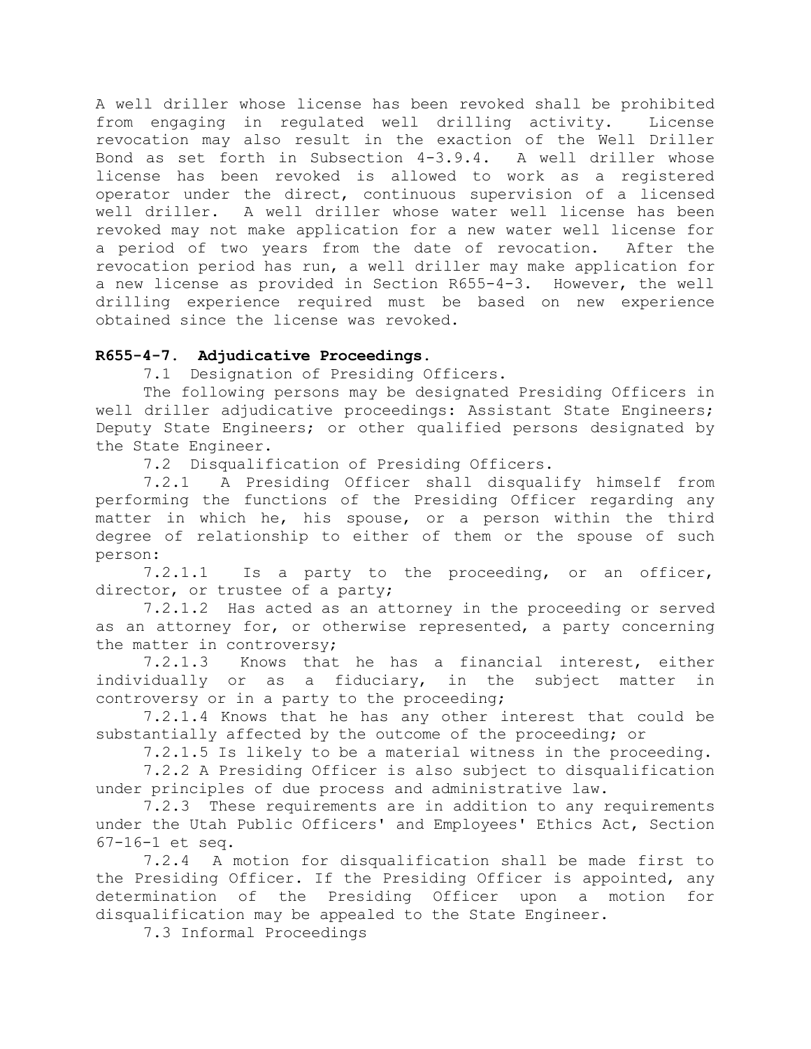A well driller whose license has been revoked shall be prohibited from engaging in regulated well drilling activity. License revocation may also result in the exaction of the Well Driller Bond as set forth in Subsection 4-3.9.4. A well driller whose license has been revoked is allowed to work as a registered operator under the direct, continuous supervision of a licensed well driller. A well driller whose water well license has been revoked may not make application for a new water well license for a period of two years from the date of revocation. After the revocation period has run, a well driller may make application for a new license as provided in Section R655-4-3. However, the well drilling experience required must be based on new experience obtained since the license was revoked.

**R655-4-7. Adjudicative Proceedings.**

7.1 Designation of Presiding Officers.

The following persons may be designated Presiding Officers in well driller adjudicative proceedings: Assistant State Engineers; Deputy State Engineers; or other qualified persons designated by the State Engineer.

7.2 Disqualification of Presiding Officers.

7.2.1 A Presiding Officer shall disqualify himself from performing the functions of the Presiding Officer regarding any matter in which he, his spouse, or a person within the third degree of relationship to either of them or the spouse of such person:

7.2.1.1 Is a party to the proceeding, or an officer, director, or trustee of a party;

7.2.1.2 Has acted as an attorney in the proceeding or served as an attorney for, or otherwise represented, a party concerning the matter in controversy;

7.2.1.3 Knows that he has a financial interest, either individually or as a fiduciary, in the subject matter in controversy or in a party to the proceeding;

7.2.1.4 Knows that he has any other interest that could be substantially affected by the outcome of the proceeding; or

7.2.1.5 Is likely to be a material witness in the proceeding.

7.2.2 A Presiding Officer is also subject to disqualification under principles of due process and administrative law.

7.2.3 These requirements are in addition to any requirements under the Utah Public Officers' and Employees' Ethics Act, Section 67-16-1 et seq.

7.2.4 A motion for disqualification shall be made first to the Presiding Officer. If the Presiding Officer is appointed, any determination of the Presiding Officer upon a motion for disqualification may be appealed to the State Engineer.

7.3 Informal Proceedings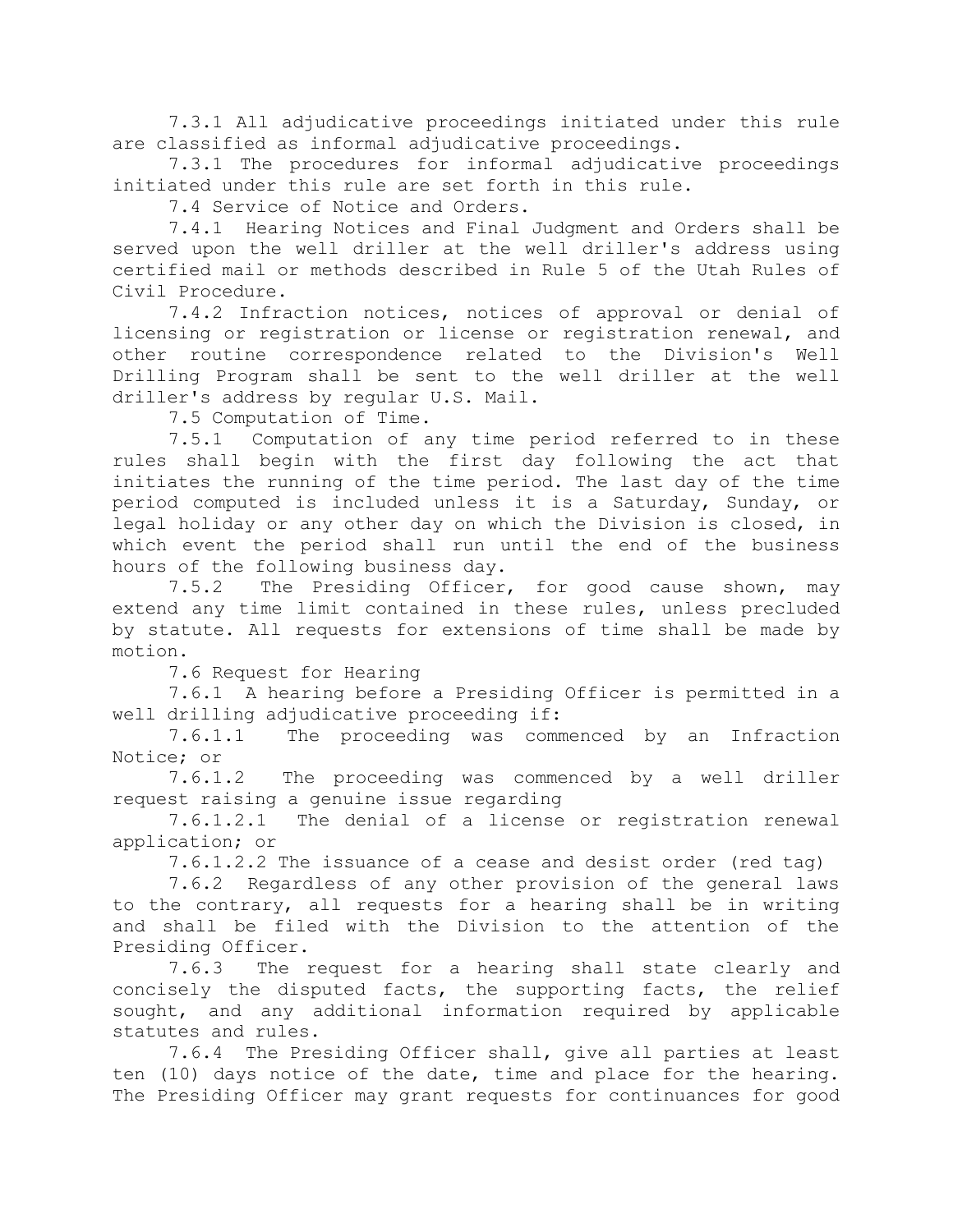7.3.1 All adjudicative proceedings initiated under this rule are classified as informal adjudicative proceedings.

7.3.1 The procedures for informal adjudicative proceedings initiated under this rule are set forth in this rule.

7.4 Service of Notice and Orders.

7.4.1 Hearing Notices and Final Judgment and Orders shall be served upon the well driller at the well driller's address using certified mail or methods described in Rule 5 of the Utah Rules of Civil Procedure.

7.4.2 Infraction notices, notices of approval or denial of licensing or registration or license or registration renewal, and other routine correspondence related to the Division's Well Drilling Program shall be sent to the well driller at the well driller's address by regular U.S. Mail.

7.5 Computation of Time.

7.5.1 Computation of any time period referred to in these rules shall begin with the first day following the act that initiates the running of the time period. The last day of the time period computed is included unless it is a Saturday, Sunday, or legal holiday or any other day on which the Division is closed, in which event the period shall run until the end of the business hours of the following business day.

7.5.2 The Presiding Officer, for good cause shown, may extend any time limit contained in these rules, unless precluded by statute. All requests for extensions of time shall be made by motion.

7.6 Request for Hearing

7.6.1 A hearing before a Presiding Officer is permitted in a well drilling adjudicative proceeding if:

7.6.1.1 The proceeding was commenced by an Infraction Notice; or

7.6.1.2 The proceeding was commenced by a well driller request raising a genuine issue regarding

7.6.1.2.1 The denial of a license or registration renewal application; or

7.6.1.2.2 The issuance of a cease and desist order (red tag)

7.6.2 Regardless of any other provision of the general laws to the contrary, all requests for a hearing shall be in writing and shall be filed with the Division to the attention of the Presiding Officer.

7.6.3 The request for a hearing shall state clearly and concisely the disputed facts, the supporting facts, the relief sought, and any additional information required by applicable statutes and rules.

7.6.4 The Presiding Officer shall, give all parties at least ten (10) days notice of the date, time and place for the hearing. The Presiding Officer may grant requests for continuances for good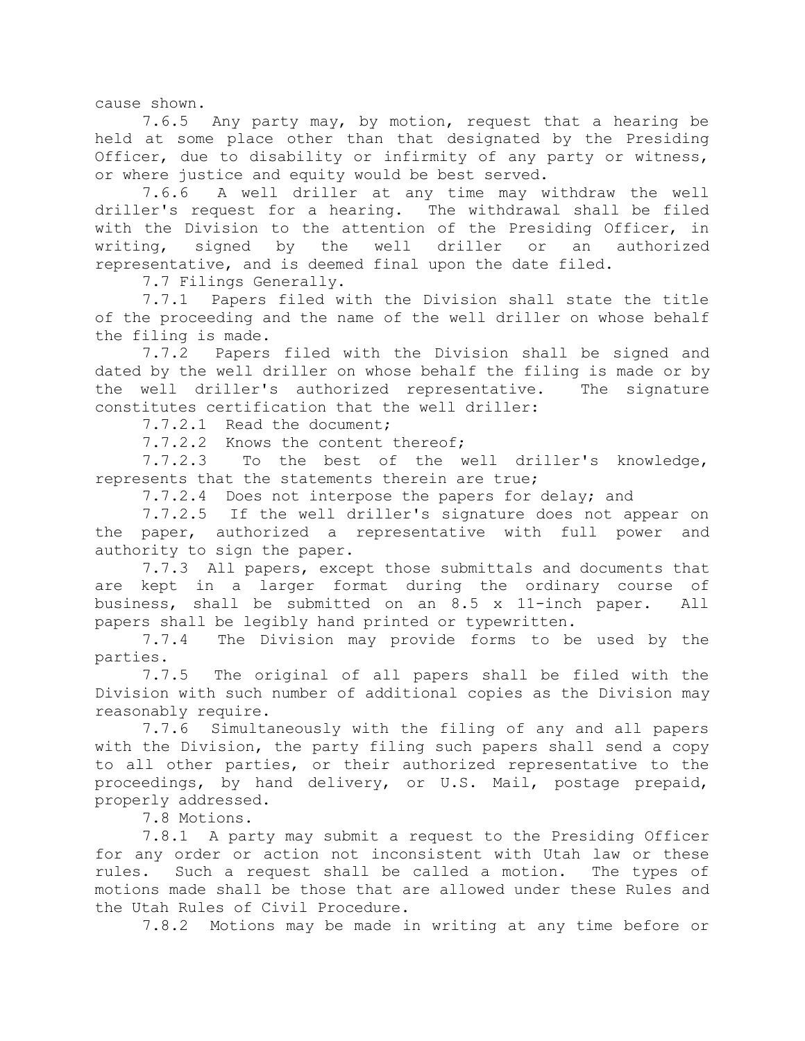cause shown.

7.6.5 Any party may, by motion, request that a hearing be held at some place other than that designated by the Presiding Officer, due to disability or infirmity of any party or witness, or where justice and equity would be best served.

7.6.6 A well driller at any time may withdraw the well driller's request for a hearing. The withdrawal shall be filed with the Division to the attention of the Presiding Officer, in writing, signed by the well driller or an authorized representative, and is deemed final upon the date filed.

7.7 Filings Generally.

7.7.1 Papers filed with the Division shall state the title of the proceeding and the name of the well driller on whose behalf the filing is made.

7.7.2 Papers filed with the Division shall be signed and dated by the well driller on whose behalf the filing is made or by the well driller's authorized representative. The signature constitutes certification that the well driller:

7.7.2.1 Read the document;

7.7.2.2 Knows the content thereof;

7.7.2.3 To the best of the well driller's knowledge, represents that the statements therein are true;

7.7.2.4 Does not interpose the papers for delay; and

7.7.2.5 If the well driller's signature does not appear on the paper, authorized a representative with full power and authority to sign the paper.

7.7.3 All papers, except those submittals and documents that are kept in a larger format during the ordinary course of business, shall be submitted on an 8.5 x 11-inch paper. All papers shall be legibly hand printed or typewritten.

7.7.4 The Division may provide forms to be used by the parties.

7.7.5 The original of all papers shall be filed with the Division with such number of additional copies as the Division may reasonably require.

7.7.6 Simultaneously with the filing of any and all papers with the Division, the party filing such papers shall send a copy to all other parties, or their authorized representative to the proceedings, by hand delivery, or U.S. Mail, postage prepaid, properly addressed.

7.8 Motions.

7.8.1 A party may submit a request to the Presiding Officer for any order or action not inconsistent with Utah law or these rules. Such a request shall be called a motion. The types of motions made shall be those that are allowed under these Rules and the Utah Rules of Civil Procedure.

7.8.2 Motions may be made in writing at any time before or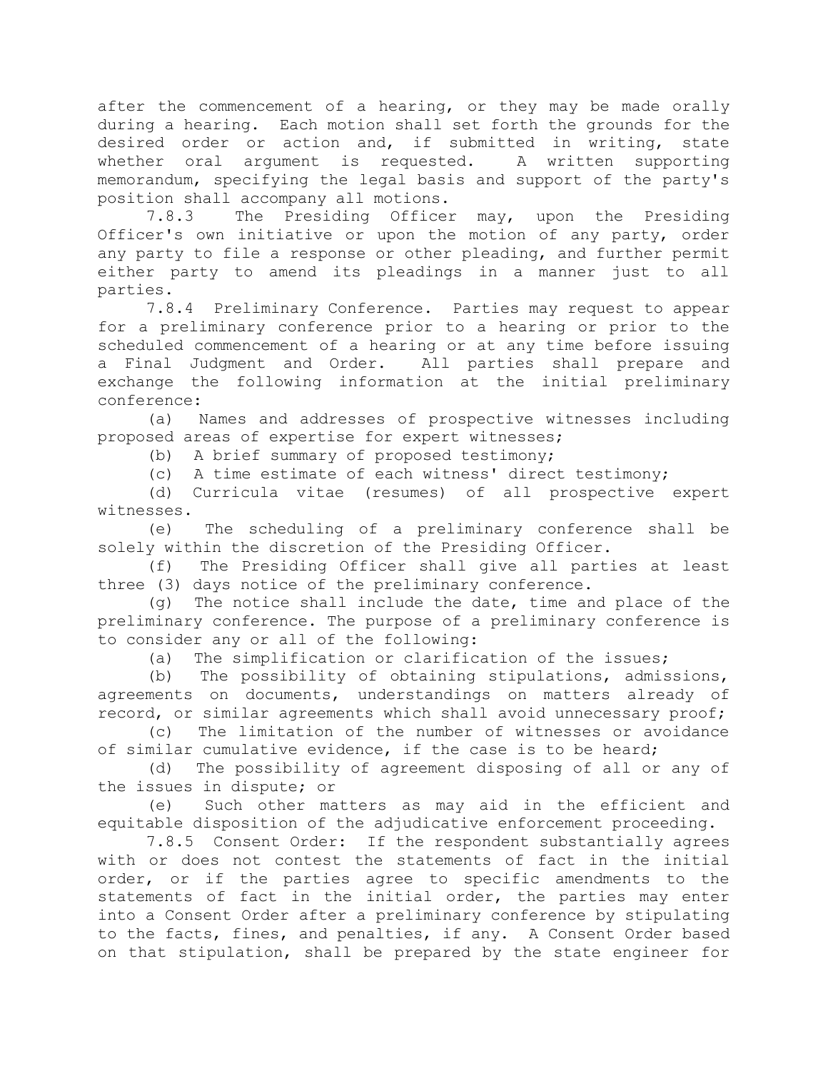after the commencement of a hearing, or they may be made orally during a hearing. Each motion shall set forth the grounds for the desired order or action and, if submitted in writing, state whether oral argument is requested. A written supporting memorandum, specifying the legal basis and support of the party's position shall accompany all motions.

7.8.3 The Presiding Officer may, upon the Presiding Officer's own initiative or upon the motion of any party, order any party to file a response or other pleading, and further permit either party to amend its pleadings in a manner just to all parties.

7.8.4 Preliminary Conference. Parties may request to appear for a preliminary conference prior to a hearing or prior to the scheduled commencement of a hearing or at any time before issuing a Final Judgment and Order. All parties shall prepare and exchange the following information at the initial preliminary conference:

(a) Names and addresses of prospective witnesses including proposed areas of expertise for expert witnesses;

(b) A brief summary of proposed testimony;

(c) A time estimate of each witness' direct testimony;

(d) Curricula vitae (resumes) of all prospective expert witnesses.

(e) The scheduling of a preliminary conference shall be solely within the discretion of the Presiding Officer.

(f) The Presiding Officer shall give all parties at least three (3) days notice of the preliminary conference.

(g) The notice shall include the date, time and place of the preliminary conference. The purpose of a preliminary conference is to consider any or all of the following:

(a) The simplification or clarification of the issues;

(b) The possibility of obtaining stipulations, admissions, agreements on documents, understandings on matters already of record, or similar agreements which shall avoid unnecessary proof;

(c) The limitation of the number of witnesses or avoidance of similar cumulative evidence, if the case is to be heard;

(d) The possibility of agreement disposing of all or any of the issues in dispute; or

(e) Such other matters as may aid in the efficient and equitable disposition of the adjudicative enforcement proceeding.

7.8.5 Consent Order: If the respondent substantially agrees with or does not contest the statements of fact in the initial order, or if the parties agree to specific amendments to the statements of fact in the initial order, the parties may enter into a Consent Order after a preliminary conference by stipulating to the facts, fines, and penalties, if any. A Consent Order based on that stipulation, shall be prepared by the state engineer for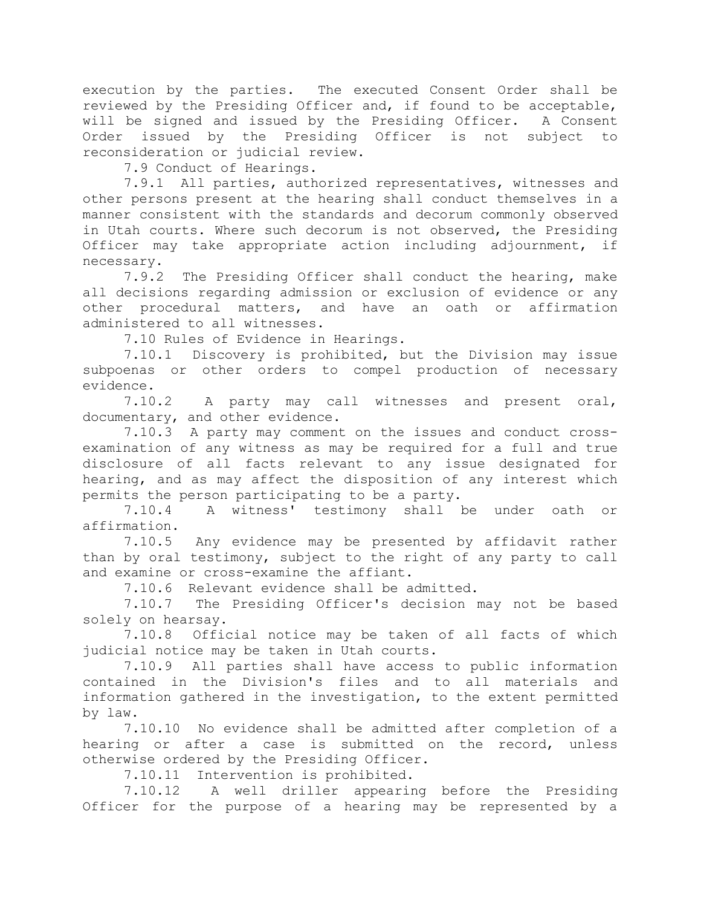execution by the parties. The executed Consent Order shall be reviewed by the Presiding Officer and, if found to be acceptable, will be signed and issued by the Presiding Officer. A Consent Order issued by the Presiding Officer is not subject to reconsideration or judicial review.

7.9 Conduct of Hearings.

7.9.1 All parties, authorized representatives, witnesses and other persons present at the hearing shall conduct themselves in a manner consistent with the standards and decorum commonly observed in Utah courts. Where such decorum is not observed, the Presiding Officer may take appropriate action including adjournment, if necessary.

7.9.2 The Presiding Officer shall conduct the hearing, make all decisions regarding admission or exclusion of evidence or any other procedural matters, and have an oath or affirmation administered to all witnesses.

7.10 Rules of Evidence in Hearings.

7.10.1 Discovery is prohibited, but the Division may issue subpoenas or other orders to compel production of necessary evidence.

7.10.2 A party may call witnesses and present oral, documentary, and other evidence.

7.10.3 A party may comment on the issues and conduct cross-examination of any witness as may be required for a full and true disclosure of all facts relevant to any issue designated for hearing, and as may affect the disposition of any interest which permits the person participating to be a party.

7.10.4 A witness' testimony shall be under oath or affirmation.

7.10.5 Any evidence may be presented by affidavit rather than by oral testimony, subject to the right of any party to call and examine or cross-examine the affiant.

7.10.6 Relevant evidence shall be admitted.

7.10.7 The Presiding Officer's decision may not be based solely on hearsay.

7.10.8 Official notice may be taken of all facts of which judicial notice may be taken in Utah courts.

7.10.9 All parties shall have access to public information contained in the Division's files and to all materials and information gathered in the investigation, to the extent permitted by law.

7.10.10 No evidence shall be admitted after completion of a hearing or after a case is submitted on the record, unless otherwise ordered by the Presiding Officer.

7.10.11 Intervention is prohibited.

7.10.12 A well driller appearing before the Presiding Officer for the purpose of a hearing may be represented by a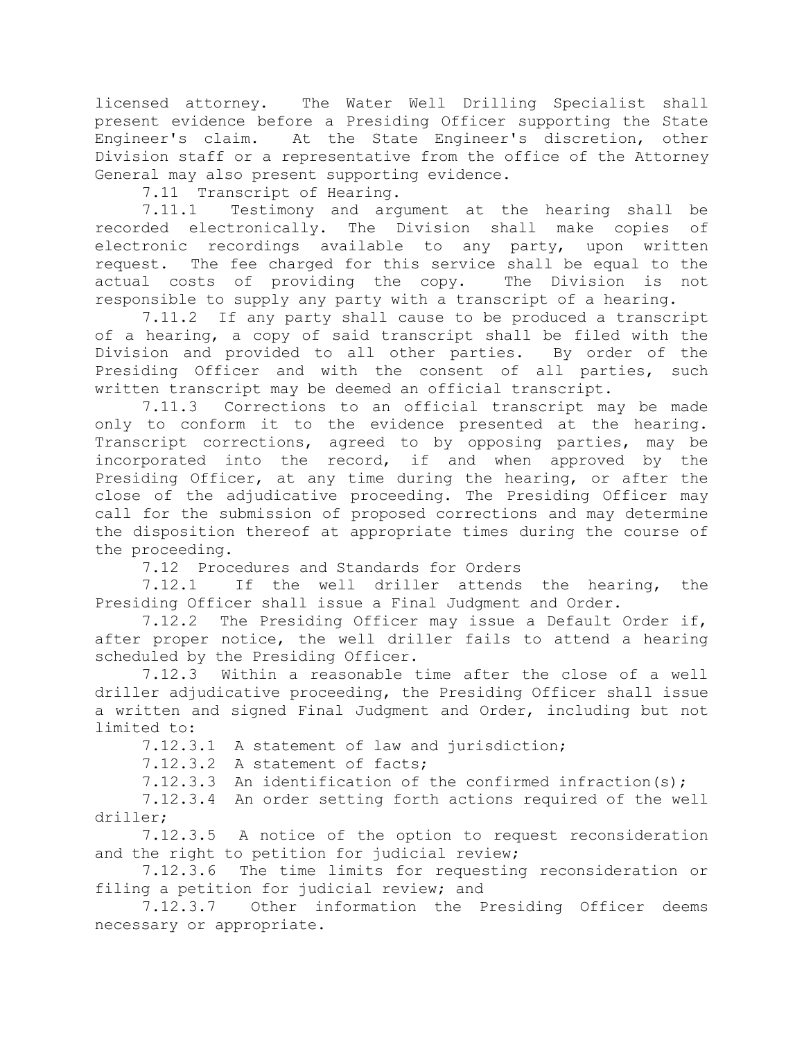licensed attorney. The Water Well Drilling Specialist shall present evidence before a Presiding Officer supporting the State Engineer's claim. At the State Engineer's discretion, other Division staff or a representative from the office of the Attorney General may also present supporting evidence.

7.11 Transcript of Hearing.

7.11.1 Testimony and argument at the hearing shall be recorded electronically. The Division shall make copies of electronic recordings available to any party, upon written request. The fee charged for this service shall be equal to the actual costs of providing the copy. The Division is not responsible to supply any party with a transcript of a hearing.

7.11.2 If any party shall cause to be produced a transcript of a hearing, a copy of said transcript shall be filed with the Division and provided to all other parties. By order of the Presiding Officer and with the consent of all parties, such written transcript may be deemed an official transcript.

7.11.3 Corrections to an official transcript may be made only to conform it to the evidence presented at the hearing. Transcript corrections, agreed to by opposing parties, may be incorporated into the record, if and when approved by the Presiding Officer, at any time during the hearing, or after the close of the adjudicative proceeding. The Presiding Officer may call for the submission of proposed corrections and may determine the disposition thereof at appropriate times during the course of the proceeding.

7.12 Procedures and Standards for Orders

7.12.1 If the well driller attends the hearing, the Presiding Officer shall issue a Final Judgment and Order.

7.12.2 The Presiding Officer may issue a Default Order if, after proper notice, the well driller fails to attend a hearing scheduled by the Presiding Officer.

7.12.3 Within a reasonable time after the close of a well driller adjudicative proceeding, the Presiding Officer shall issue a written and signed Final Judgment and Order, including but not limited to:

7.12.3.1 A statement of law and jurisdiction;

7.12.3.2 A statement of facts;

7.12.3.3 An identification of the confirmed infraction(s);

7.12.3.4 An order setting forth actions required of the well driller;

7.12.3.5 A notice of the option to request reconsideration and the right to petition for judicial review;

7.12.3.6 The time limits for requesting reconsideration or filing a petition for judicial review; and

7.12.3.7 Other information the Presiding Officer deems necessary or appropriate.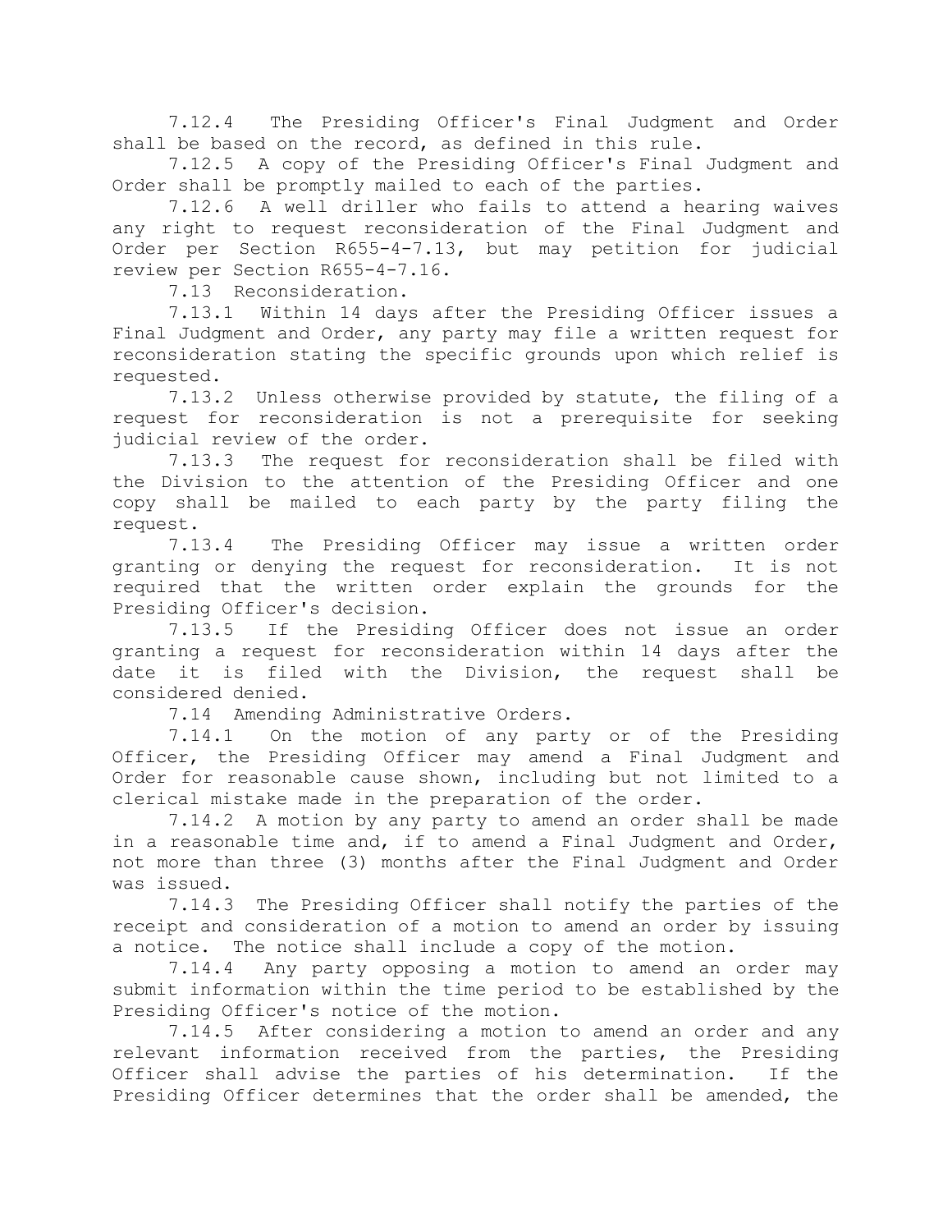7.12.4 The Presiding Officer's Final Judgment and Order shall be based on the record, as defined in this rule.

7.12.5 A copy of the Presiding Officer's Final Judgment and Order shall be promptly mailed to each of the parties.

7.12.6 A well driller who fails to attend a hearing waives any right to request reconsideration of the Final Judgment and Order per Section R655-4-7.13, but may petition for judicial review per Section R655-4-7.16.

7.13 Reconsideration.

7.13.1 Within 14 days after the Presiding Officer issues a Final Judgment and Order, any party may file a written request for reconsideration stating the specific grounds upon which relief is requested.

7.13.2 Unless otherwise provided by statute, the filing of a request for reconsideration is not a prerequisite for seeking judicial review of the order.

7.13.3 The request for reconsideration shall be filed with the Division to the attention of the Presiding Officer and one copy shall be mailed to each party by the party filing the request.

7.13.4 The Presiding Officer may issue a written order granting or denying the request for reconsideration. It is not required that the written order explain the grounds for the Presiding Officer's decision.

7.13.5 If the Presiding Officer does not issue an order granting a request for reconsideration within 14 days after the date it is filed with the Division, the request shall be considered denied.

7.14 Amending Administrative Orders.

7.14.1 On the motion of any party or of the Presiding Officer, the Presiding Officer may amend a Final Judgment and Order for reasonable cause shown, including but not limited to a clerical mistake made in the preparation of the order.

7.14.2 A motion by any party to amend an order shall be made in a reasonable time and, if to amend a Final Judgment and Order, not more than three (3) months after the Final Judgment and Order was issued.

7.14.3 The Presiding Officer shall notify the parties of the receipt and consideration of a motion to amend an order by issuing a notice. The notice shall include a copy of the motion.

7.14.4 Any party opposing a motion to amend an order may submit information within the time period to be established by the Presiding Officer's notice of the motion.

7.14.5 After considering a motion to amend an order and any relevant information received from the parties, the Presiding Officer shall advise the parties of his determination. If the Presiding Officer determines that the order shall be amended, the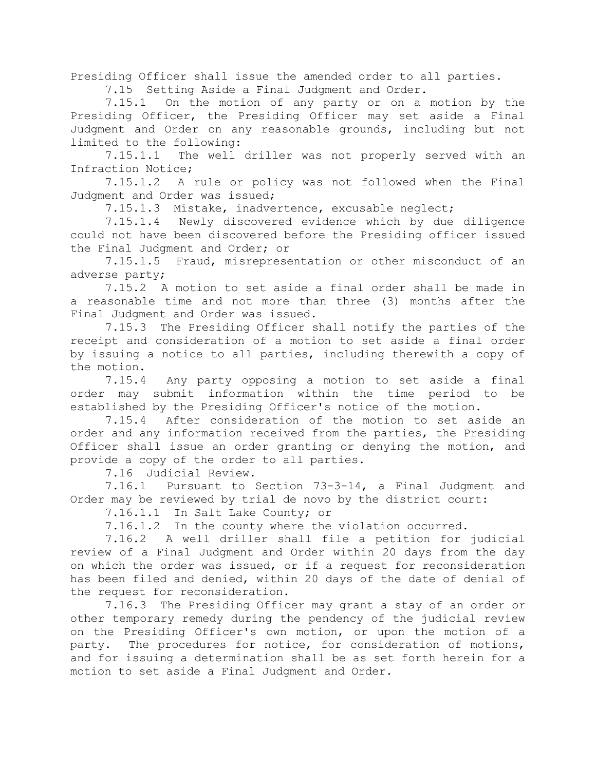Presiding Officer shall issue the amended order to all parties.

7.15 Setting Aside a Final Judgment and Order.

7.15.1 On the motion of any party or on a motion by the Presiding Officer, the Presiding Officer may set aside a Final Judgment and Order on any reasonable grounds, including but not limited to the following:

7.15.1.1 The well driller was not properly served with an Infraction Notice;

7.15.1.2 A rule or policy was not followed when the Final Judgment and Order was issued;

7.15.1.3 Mistake, inadvertence, excusable neglect;

7.15.1.4 Newly discovered evidence which by due diligence could not have been discovered before the Presiding officer issued the Final Judgment and Order; or

7.15.1.5 Fraud, misrepresentation or other misconduct of an adverse party;

7.15.2 A motion to set aside a final order shall be made in a reasonable time and not more than three (3) months after the Final Judgment and Order was issued.

7.15.3 The Presiding Officer shall notify the parties of the receipt and consideration of a motion to set aside a final order by issuing a notice to all parties, including therewith a copy of the motion.

7.15.4 Any party opposing a motion to set aside a final order may submit information within the time period to be established by the Presiding Officer's notice of the motion.

7.15.4 After consideration of the motion to set aside an order and any information received from the parties, the Presiding Officer shall issue an order granting or denying the motion, and provide a copy of the order to all parties.

7.16 Judicial Review.

7.16.1 Pursuant to Section 73-3-14, a Final Judgment and Order may be reviewed by trial de novo by the district court:

7.16.1.1 In Salt Lake County; or

7.16.1.2 In the county where the violation occurred.

7.16.2 A well driller shall file a petition for judicial review of a Final Judgment and Order within 20 days from the day on which the order was issued, or if a request for reconsideration has been filed and denied, within 20 days of the date of denial of the request for reconsideration.

7.16.3 The Presiding Officer may grant a stay of an order or other temporary remedy during the pendency of the judicial review on the Presiding Officer's own motion, or upon the motion of a party. The procedures for notice, for consideration of motions, and for issuing a determination shall be as set forth herein for a motion to set aside a Final Judgment and Order.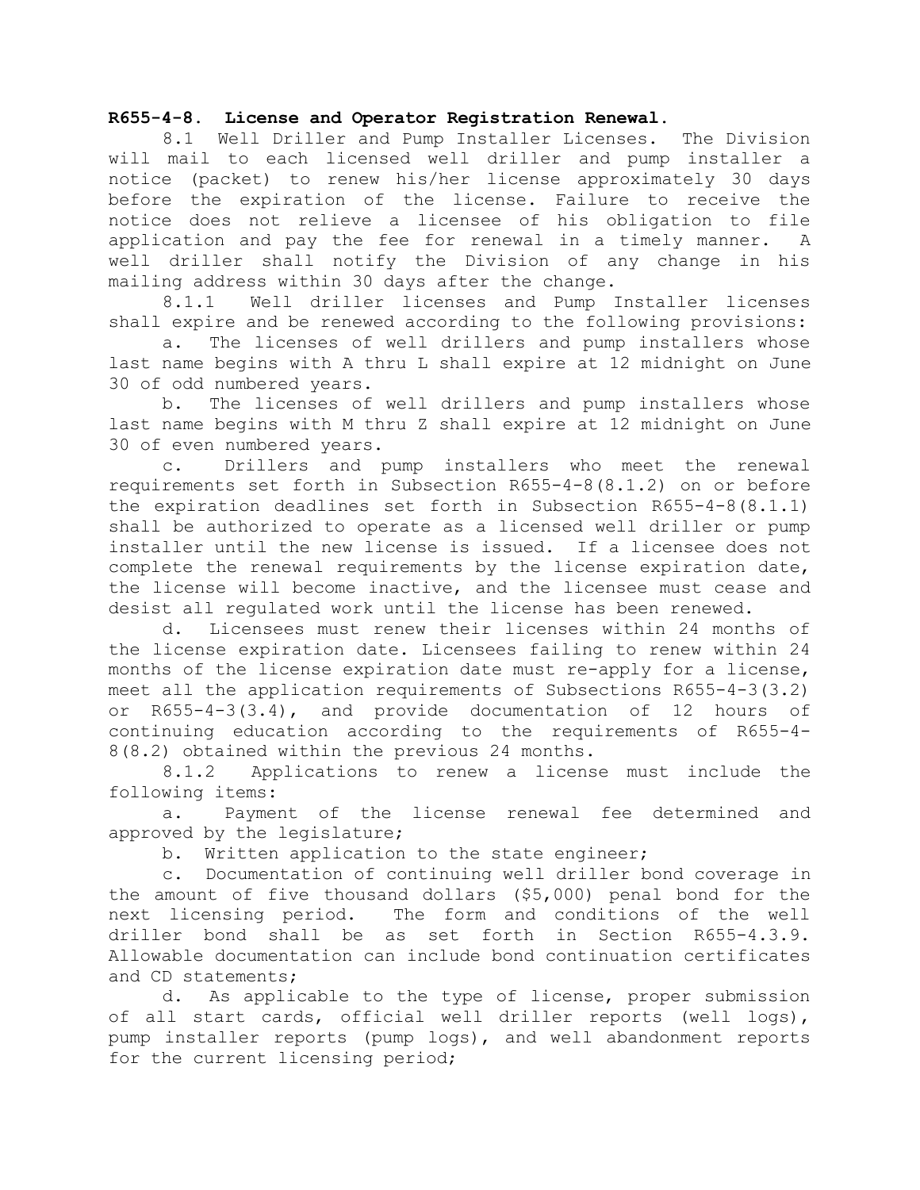**R655-4-8. License and Operator Registration Renewal.**

8.1 Well Driller and Pump Installer Licenses. The Division will mail to each licensed well driller and pump installer a notice (packet) to renew his/her license approximately 30 days before the expiration of the license. Failure to receive the notice does not relieve a licensee of his obligation to file application and pay the fee for renewal in a timely manner. A well driller shall notify the Division of any change in his mailing address within 30 days after the change.

8.1.1 Well driller licenses and Pump Installer licenses shall expire and be renewed according to the following provisions:

a. The licenses of well drillers and pump installers whose last name begins with A thru L shall expire at 12 midnight on June 30 of odd numbered years.

b. The licenses of well drillers and pump installers whose last name begins with M thru Z shall expire at 12 midnight on June 30 of even numbered years.

c. Drillers and pump installers who meet the renewal requirements set forth in Subsection R655-4-8(8.1.2) on or before the expiration deadlines set forth in Subsection R655-4-8(8.1.1) shall be authorized to operate as a licensed well driller or pump installer until the new license is issued. If a licensee does not complete the renewal requirements by the license expiration date, the license will become inactive, and the licensee must cease and desist all regulated work until the license has been renewed.

d. Licensees must renew their licenses within 24 months of the license expiration date. Licensees failing to renew within 24 months of the license expiration date must re-apply for a license, meet all the application requirements of Subsections R655-4-3(3.2) or R655-4-3(3.4), and provide documentation of 12 hours of continuing education according to the requirements of R655-4-8(8.2) obtained within the previous 24 months.

8.1.2 Applications to renew a license must include the following items:

a. Payment of the license renewal fee determined and approved by the legislature;

b. Written application to the state engineer;

c. Documentation of continuing well driller bond coverage in the amount of five thousand dollars ($5,000) penal bond for the next licensing period. The form and conditions of the well driller bond shall be as set forth in Section R655-4.3.9. Allowable documentation can include bond continuation certificates and CD statements;

d. As applicable to the type of license, proper submission of all start cards, official well driller reports (well logs), pump installer reports (pump logs), and well abandonment reports for the current licensing period;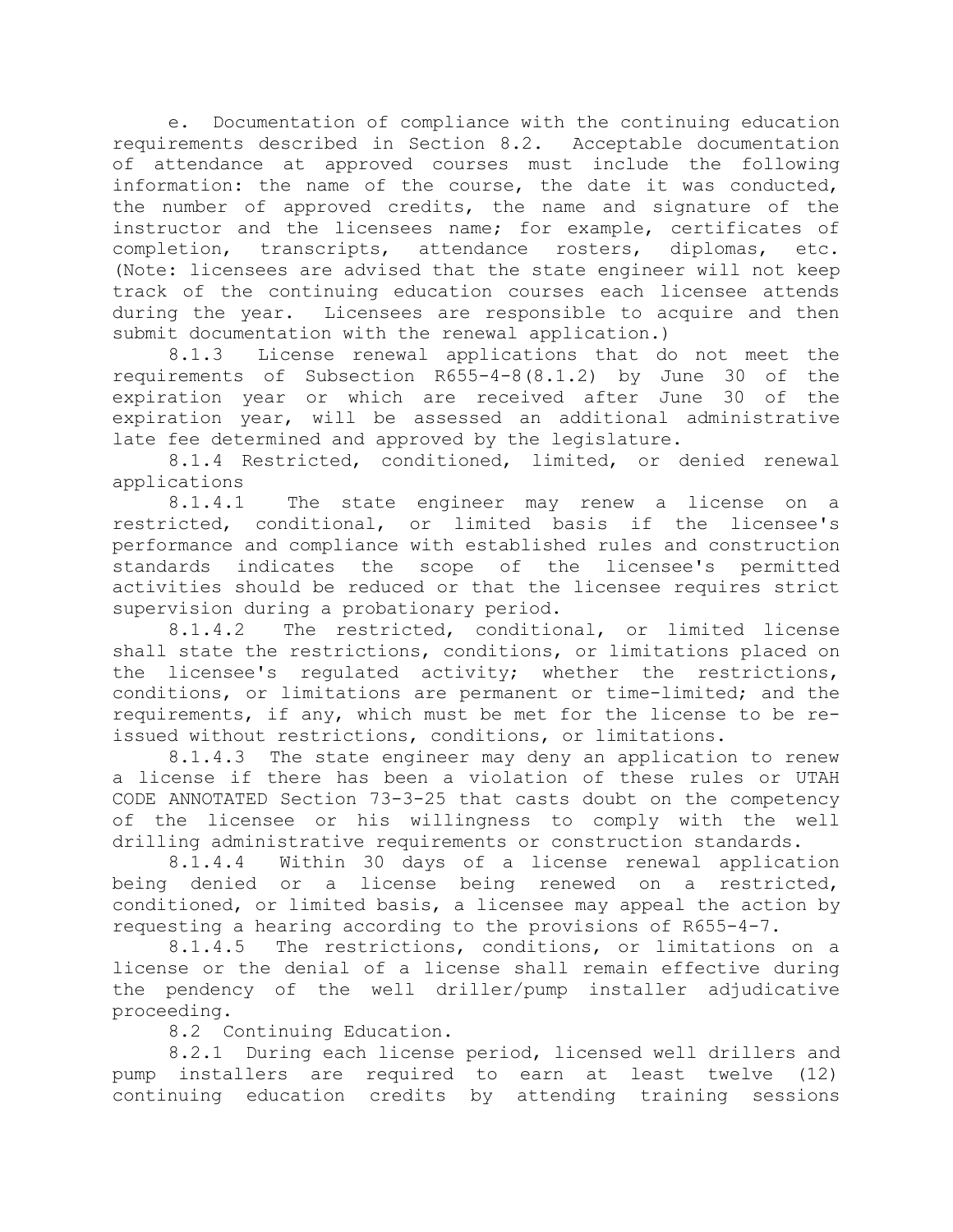e. Documentation of compliance with the continuing education requirements described in Section 8.2. Acceptable documentation of attendance at approved courses must include the following information: the name of the course, the date it was conducted, the number of approved credits, the name and signature of the instructor and the licensees name; for example, certificates of completion, transcripts, attendance rosters, diplomas, etc. (Note: licensees are advised that the state engineer will not keep track of the continuing education courses each licensee attends during the year. Licensees are responsible to acquire and then submit documentation with the renewal application.)

8.1.3 License renewal applications that do not meet the requirements of Subsection R655-4-8(8.1.2) by June 30 of the expiration year or which are received after June 30 of the expiration year, will be assessed an additional administrative late fee determined and approved by the legislature.

8.1.4 Restricted, conditioned, limited, or denied renewal applications

8.1.4.1 The state engineer may renew a license on a restricted, conditional, or limited basis if the licensee's performance and compliance with established rules and construction standards indicates the scope of the licensee's permitted activities should be reduced or that the licensee requires strict supervision during a probationary period.

8.1.4.2 The restricted, conditional, or limited license shall state the restrictions, conditions, or limitations placed on the licensee's regulated activity; whether the restrictions, conditions, or limitations are permanent or time-limited; and the requirements, if any, which must be met for the license to be re-issued without restrictions, conditions, or limitations.

8.1.4.3 The state engineer may deny an application to renew a license if there has been a violation of these rules or UTAH CODE ANNOTATED Section 73-3-25 that casts doubt on the competency of the licensee or his willingness to comply with the well drilling administrative requirements or construction standards.

8.1.4.4 Within 30 days of a license renewal application being denied or a license being renewed on a restricted, conditioned, or limited basis, a licensee may appeal the action by requesting a hearing according to the provisions of R655-4-7.

8.1.4.5 The restrictions, conditions, or limitations on a license or the denial of a license shall remain effective during the pendency of the well driller/pump installer adjudicative proceeding.

8.2 Continuing Education.

8.2.1 During each license period, licensed well drillers and pump installers are required to earn at least twelve (12) continuing education credits by attending training sessions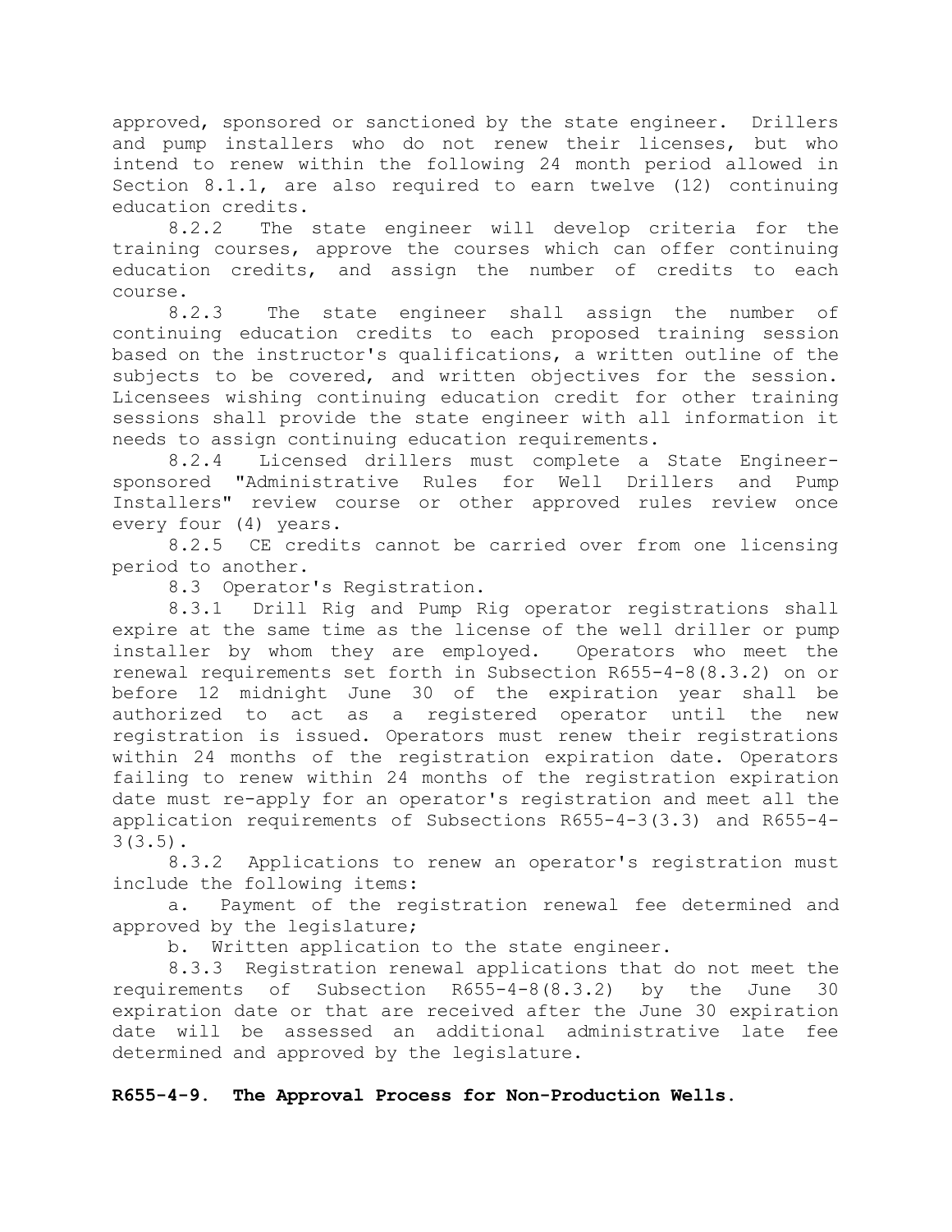approved, sponsored or sanctioned by the state engineer. Drillers and pump installers who do not renew their licenses, but who intend to renew within the following 24 month period allowed in Section 8.1.1, are also required to earn twelve (12) continuing education credits.

8.2.2 The state engineer will develop criteria for the training courses, approve the courses which can offer continuing education credits, and assign the number of credits to each course.

8.2.3 The state engineer shall assign the number of continuing education credits to each proposed training session based on the instructor's qualifications, a written outline of the subjects to be covered, and written objectives for the session. Licensees wishing continuing education credit for other training sessions shall provide the state engineer with all information it needs to assign continuing education requirements.

8.2.4 Licensed drillers must complete a State Engineer-sponsored "Administrative Rules for Well Drillers and Pump Installers" review course or other approved rules review once every four (4) years.

8.2.5 CE credits cannot be carried over from one licensing period to another.

8.3 Operator's Registration.

8.3.1 Drill Rig and Pump Rig operator registrations shall expire at the same time as the license of the well driller or pump installer by whom they are employed. Operators who meet the renewal requirements set forth in Subsection R655-4-8(8.3.2) on or before 12 midnight June 30 of the expiration year shall be authorized to act as a registered operator until the new registration is issued. Operators must renew their registrations within 24 months of the registration expiration date. Operators failing to renew within 24 months of the registration expiration date must re-apply for an operator's registration and meet all the application requirements of Subsections R655-4-3(3.3) and R655-4-3(3.5).

8.3.2 Applications to renew an operator's registration must include the following items:

a. Payment of the registration renewal fee determined and approved by the legislature;

b. Written application to the state engineer.

8.3.3 Registration renewal applications that do not meet the requirements of Subsection R655-4-8(8.3.2) by the June 30 expiration date or that are received after the June 30 expiration date will be assessed an additional administrative late fee determined and approved by the legislature.

**R655-4-9. The Approval Process for Non-Production Wells.**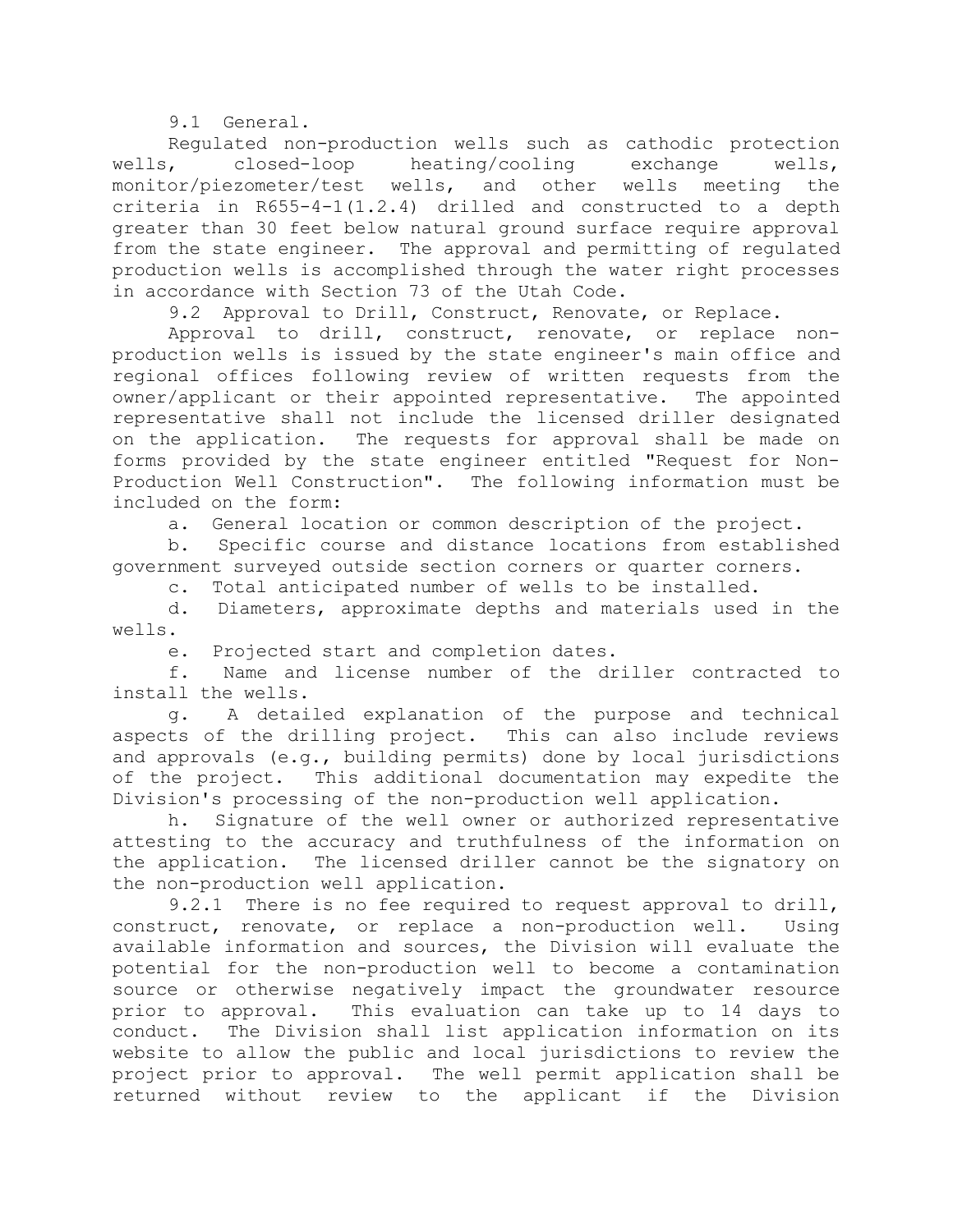9.1 General.

Regulated non-production wells such as cathodic protection wells, closed-loop heating/cooling exchange wells, monitor/piezometer/test wells, and other wells meeting the criteria in R655-4-1(1.2.4) drilled and constructed to a depth greater than 30 feet below natural ground surface require approval from the state engineer. The approval and permitting of regulated production wells is accomplished through the water right processes in accordance with Section 73 of the Utah Code.

9.2 Approval to Drill, Construct, Renovate, or Replace.

Approval to drill, construct, renovate, or replace non-production wells is issued by the state engineer's main office and regional offices following review of written requests from the owner/applicant or their appointed representative. The appointed representative shall not include the licensed driller designated on the application. The requests for approval shall be made on forms provided by the state engineer entitled "Request for Non-Production Well Construction". The following information must be included on the form:

a. General location or common description of the project.

b. Specific course and distance locations from established government surveyed outside section corners or quarter corners.

c. Total anticipated number of wells to be installed.

d. Diameters, approximate depths and materials used in the wells.

e. Projected start and completion dates.

f. Name and license number of the driller contracted to install the wells.

g. A detailed explanation of the purpose and technical aspects of the drilling project. This can also include reviews and approvals (e.g., building permits) done by local jurisdictions of the project. This additional documentation may expedite the Division's processing of the non-production well application.

h. Signature of the well owner or authorized representative attesting to the accuracy and truthfulness of the information on the application. The licensed driller cannot be the signatory on the non-production well application.

9.2.1 There is no fee required to request approval to drill, construct, renovate, or replace a non-production well. Using available information and sources, the Division will evaluate the potential for the non-production well to become a contamination source or otherwise negatively impact the groundwater resource prior to approval. This evaluation can take up to 14 days to conduct. The Division shall list application information on its website to allow the public and local jurisdictions to review the project prior to approval. The well permit application shall be returned without review to the applicant if the Division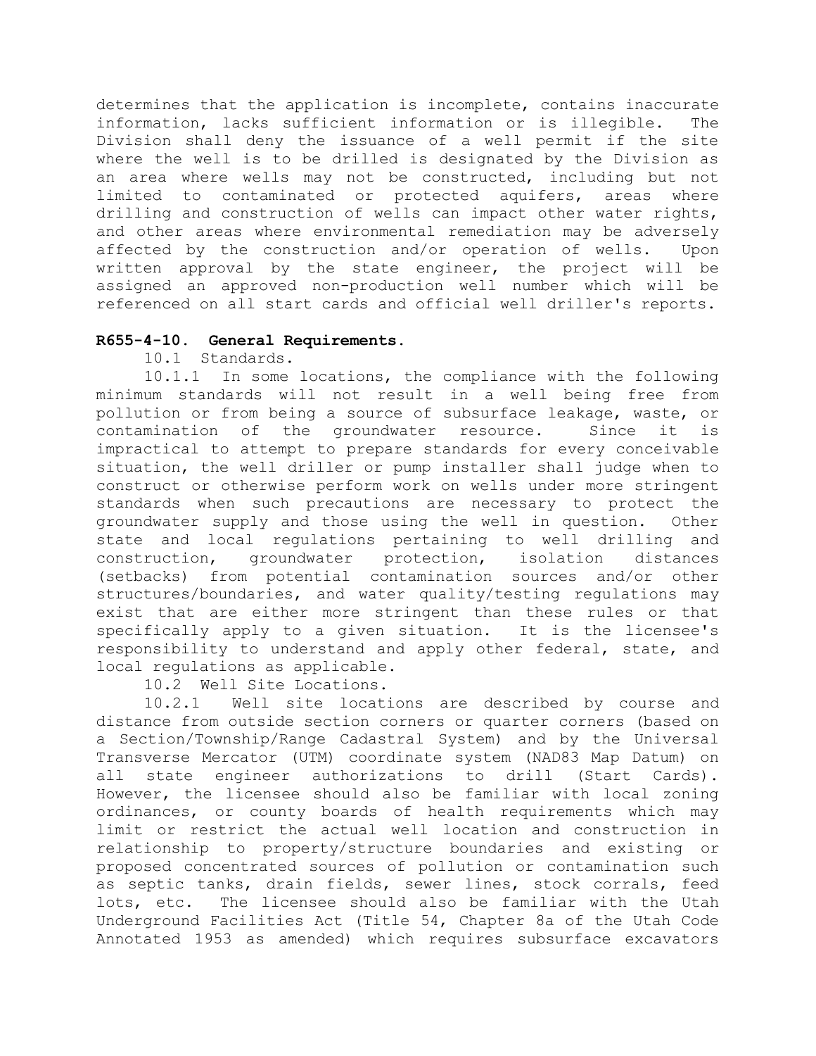determines that the application is incomplete, contains inaccurate information, lacks sufficient information or is illegible. The Division shall deny the issuance of a well permit if the site where the well is to be drilled is designated by the Division as an area where wells may not be constructed, including but not limited to contaminated or protected aquifers, areas where drilling and construction of wells can impact other water rights, and other areas where environmental remediation may be adversely affected by the construction and/or operation of wells. Upon written approval by the state engineer, the project will be assigned an approved non-production well number which will be referenced on all start cards and official well driller's reports.

**R655-4-10. General Requirements.**

10.1 Standards.

10.1.1 In some locations, the compliance with the following minimum standards will not result in a well being free from pollution or from being a source of subsurface leakage, waste, or contamination of the groundwater resource. Since it is impractical to attempt to prepare standards for every conceivable situation, the well driller or pump installer shall judge when to construct or otherwise perform work on wells under more stringent standards when such precautions are necessary to protect the groundwater supply and those using the well in question. Other state and local regulations pertaining to well drilling and construction, groundwater protection, isolation distances (setbacks) from potential contamination sources and/or other structures/boundaries, and water quality/testing regulations may exist that are either more stringent than these rules or that specifically apply to a given situation. It is the licensee's responsibility to understand and apply other federal, state, and local regulations as applicable.

10.2 Well Site Locations.

10.2.1 Well site locations are described by course and distance from outside section corners or quarter corners (based on a Section/Township/Range Cadastral System) and by the Universal Transverse Mercator (UTM) coordinate system (NAD83 Map Datum) on all state engineer authorizations to drill (Start Cards). However, the licensee should also be familiar with local zoning ordinances, or county boards of health requirements which may limit or restrict the actual well location and construction in relationship to property/structure boundaries and existing or proposed concentrated sources of pollution or contamination such as septic tanks, drain fields, sewer lines, stock corrals, feed lots, etc. The licensee should also be familiar with the Utah Underground Facilities Act (Title 54, Chapter 8a of the Utah Code Annotated 1953 as amended) which requires subsurface excavators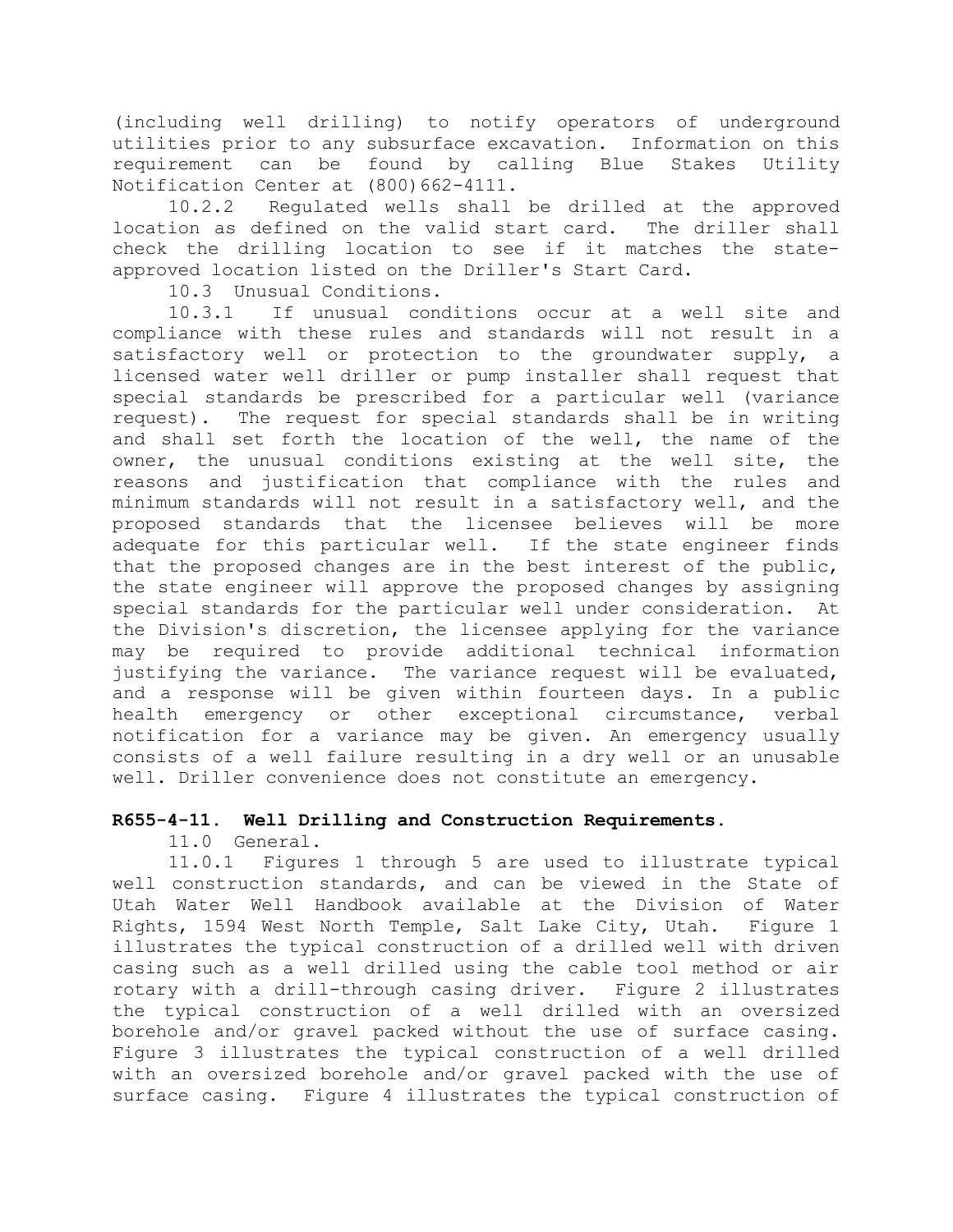(including well drilling) to notify operators of underground utilities prior to any subsurface excavation. Information on this requirement can be found by calling Blue Stakes Utility Notification Center at (800)662-4111.

10.2.2 Regulated wells shall be drilled at the approved location as defined on the valid start card. The driller shall check the drilling location to see if it matches the state-approved location listed on the Driller's Start Card.

10.3 Unusual Conditions.

10.3.1 If unusual conditions occur at a well site and compliance with these rules and standards will not result in a satisfactory well or protection to the groundwater supply, a licensed water well driller or pump installer shall request that special standards be prescribed for a particular well (variance request). The request for special standards shall be in writing and shall set forth the location of the well, the name of the owner, the unusual conditions existing at the well site, the reasons and justification that compliance with the rules and minimum standards will not result in a satisfactory well, and the proposed standards that the licensee believes will be more adequate for this particular well. If the state engineer finds that the proposed changes are in the best interest of the public, the state engineer will approve the proposed changes by assigning special standards for the particular well under consideration. At the Division's discretion, the licensee applying for the variance may be required to provide additional technical information justifying the variance. The variance request will be evaluated, and a response will be given within fourteen days. In a public health emergency or other exceptional circumstance, verbal notification for a variance may be given. An emergency usually consists of a well failure resulting in a dry well or an unusable well. Driller convenience does not constitute an emergency.

## R655-4-11. Well Drilling and Construction Requirements.

11.0 General.

11.0.1 Figures 1 through 5 are used to illustrate typical well construction standards, and can be viewed in the State of Utah Water Well Handbook available at the Division of Water Rights, 1594 West North Temple, Salt Lake City, Utah. Figure 1 illustrates the typical construction of a drilled well with driven casing such as a well drilled using the cable tool method or air rotary with a drill-through casing driver. Figure 2 illustrates the typical construction of a well drilled with an oversized borehole and/or gravel packed without the use of surface casing. Figure 3 illustrates the typical construction of a well drilled with an oversized borehole and/or gravel packed with the use of surface casing. Figure 4 illustrates the typical construction of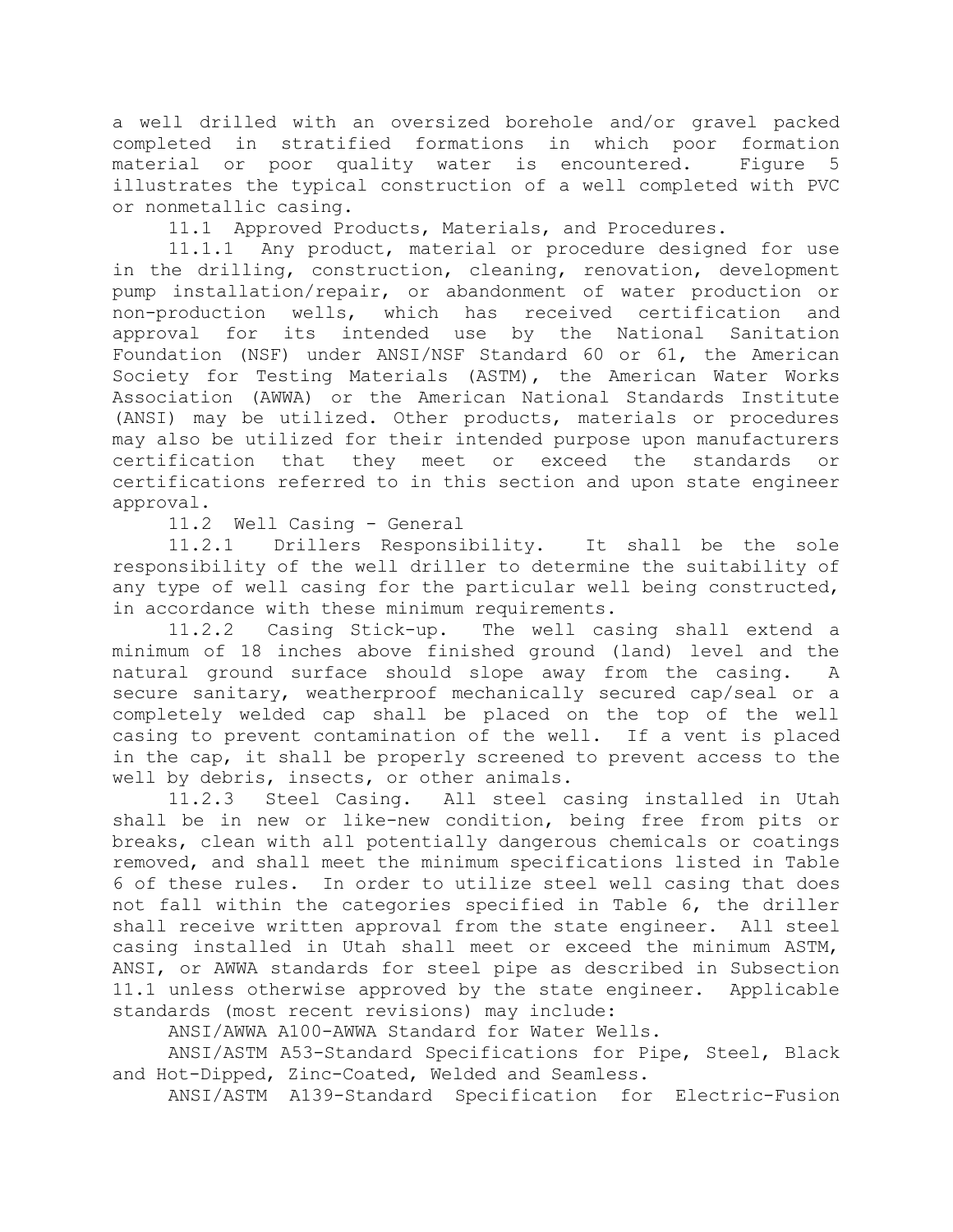a well drilled with an oversized borehole and/or gravel packed completed in stratified formations in which poor formation material or poor quality water is encountered. Figure 5 illustrates the typical construction of a well completed with PVC or nonmetallic casing.

11.1 Approved Products, Materials, and Procedures.

11.1.1 Any product, material or procedure designed for use in the drilling, construction, cleaning, renovation, development pump installation/repair, or abandonment of water production or non-production wells, which has received certification and approval for its intended use by the National Sanitation Foundation (NSF) under ANSI/NSF Standard 60 or 61, the American Society for Testing Materials (ASTM), the American Water Works Association (AWWA) or the American National Standards Institute (ANSI) may be utilized. Other products, materials or procedures may also be utilized for their intended purpose upon manufacturers certification that they meet or exceed the standards or certifications referred to in this section and upon state engineer approval.

11.2 Well Casing - General

11.2.1 Drillers Responsibility. It shall be the sole responsibility of the well driller to determine the suitability of any type of well casing for the particular well being constructed, in accordance with these minimum requirements.

11.2.2 Casing Stick-up. The well casing shall extend a minimum of 18 inches above finished ground (land) level and the natural ground surface should slope away from the casing. A secure sanitary, weatherproof mechanically secured cap/seal or a completely welded cap shall be placed on the top of the well casing to prevent contamination of the well. If a vent is placed in the cap, it shall be properly screened to prevent access to the well by debris, insects, or other animals.

11.2.3 Steel Casing. All steel casing installed in Utah shall be in new or like-new condition, being free from pits or breaks, clean with all potentially dangerous chemicals or coatings removed, and shall meet the minimum specifications listed in Table 6 of these rules. In order to utilize steel well casing that does not fall within the categories specified in Table 6, the driller shall receive written approval from the state engineer. All steel casing installed in Utah shall meet or exceed the minimum ASTM, ANSI, or AWWA standards for steel pipe as described in Subsection 11.1 unless otherwise approved by the state engineer. Applicable standards (most recent revisions) may include:

ANSI/AWWA A100-AWWA Standard for Water Wells.

ANSI/ASTM A53-Standard Specifications for Pipe, Steel, Black and Hot-Dipped, Zinc-Coated, Welded and Seamless.

ANSI/ASTM A139-Standard Specification for Electric-Fusion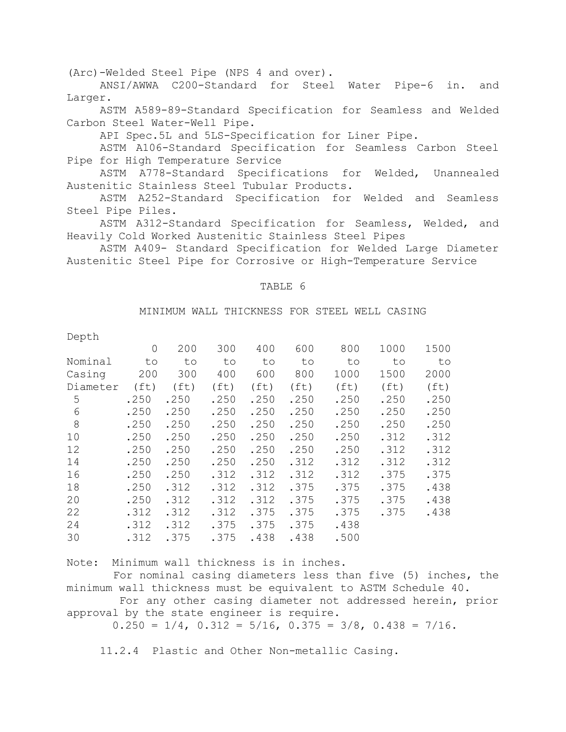(Arc)-Welded Steel Pipe (NPS 4 and over).

ANSI/AWWA C200-Standard for Steel Water Pipe-6 in. and Larger.

ASTM A589-89-Standard Specification for Seamless and Welded Carbon Steel Water-Well Pipe.

API Spec.5L and 5LS-Specification for Liner Pipe.

ASTM A106-Standard Specification for Seamless Carbon Steel Pipe for High Temperature Service

ASTM A778-Standard Specifications for Welded, Unannealed Austenitic Stainless Steel Tubular Products.

ASTM A252-Standard Specification for Welded and Seamless Steel Pipe Piles.

ASTM A312-Standard Specification for Seamless, Welded, and Heavily Cold Worked Austenitic Stainless Steel Pipes

ASTM A409- Standard Specification for Welded Large Diameter Austenitic Steel Pipe for Corrosive or High-Temperature Service

TABLE 6

MINIMUM WALL THICKNESS FOR STEEL WELL CASING

| Depth / Nominal Casing Diameter | 0 to 200 (ft) | 200 to 300 (ft) | 300 to 400 (ft) | 400 to 600 (ft) | 600 to 800 (ft) | 800 to 1000 (ft) | 1000 to 1500 (ft) | 1500 to 2000 (ft) |
|---|---|---|---|---|---|---|---|---|
| 5 | .250 | .250 | .250 | .250 | .250 | .250 | .250 | .250 |
| 6 | .250 | .250 | .250 | .250 | .250 | .250 | .250 | .250 |
| 8 | .250 | .250 | .250 | .250 | .250 | .250 | .250 | .250 |
| 10 | .250 | .250 | .250 | .250 | .250 | .250 | .312 | .312 |
| 12 | .250 | .250 | .250 | .250 | .250 | .250 | .312 | .312 |
| 14 | .250 | .250 | .250 | .250 | .312 | .312 | .312 | .312 |
| 16 | .250 | .250 | .312 | .312 | .312 | .312 | .375 | .375 |
| 18 | .250 | .312 | .312 | .312 | .375 | .375 | .375 | .438 |
| 20 | .250 | .312 | .312 | .312 | .375 | .375 | .375 | .438 |
| 22 | .312 | .312 | .312 | .375 | .375 | .375 | .375 | .438 |
| 24 | .312 | .312 | .375 | .375 | .375 | .438 | | |
| 30 | .312 | .375 | .375 | .438 | .438 | .500 | | |

Note: Minimum wall thickness is in inches.

For nominal casing diameters less than five (5) inches, the minimum wall thickness must be equivalent to ASTM Schedule 40.

For any other casing diameter not addressed herein, prior approval by the state engineer is require.

0.250 = 1/4, 0.312 = 5/16, 0.375 = 3/8, 0.438 = 7/16.

11.2.4 Plastic and Other Non-metallic Casing.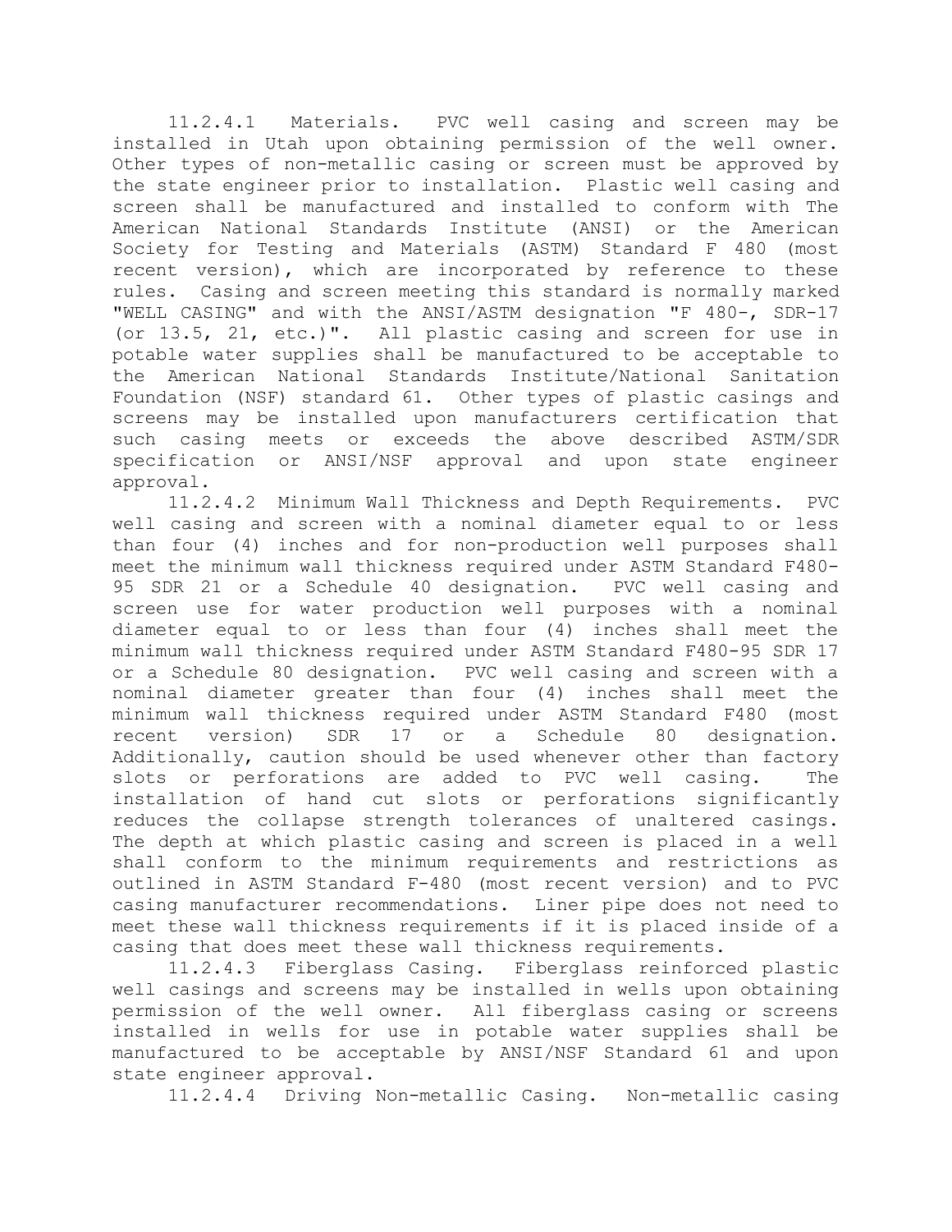11.2.4.1 Materials. PVC well casing and screen may be installed in Utah upon obtaining permission of the well owner. Other types of non-metallic casing or screen must be approved by the state engineer prior to installation. Plastic well casing and screen shall be manufactured and installed to conform with The American National Standards Institute (ANSI) or the American Society for Testing and Materials (ASTM) Standard F 480 (most recent version), which are incorporated by reference to these rules. Casing and screen meeting this standard is normally marked "WELL CASING" and with the ANSI/ASTM designation "F 480-, SDR-17 (or 13.5, 21, etc.)". All plastic casing and screen for use in potable water supplies shall be manufactured to be acceptable to the American National Standards Institute/National Sanitation Foundation (NSF) standard 61. Other types of plastic casings and screens may be installed upon manufacturers certification that such casing meets or exceeds the above described ASTM/SDR specification or ANSI/NSF approval and upon state engineer approval.

11.2.4.2 Minimum Wall Thickness and Depth Requirements. PVC well casing and screen with a nominal diameter equal to or less than four (4) inches and for non-production well purposes shall meet the minimum wall thickness required under ASTM Standard F480-95 SDR 21 or a Schedule 40 designation. PVC well casing and screen use for water production well purposes with a nominal diameter equal to or less than four (4) inches shall meet the minimum wall thickness required under ASTM Standard F480-95 SDR 17 or a Schedule 80 designation. PVC well casing and screen with a nominal diameter greater than four (4) inches shall meet the minimum wall thickness required under ASTM Standard F480 (most recent version) SDR 17 or a Schedule 80 designation. Additionally, caution should be used whenever other than factory slots or perforations are added to PVC well casing. The installation of hand cut slots or perforations significantly reduces the collapse strength tolerances of unaltered casings. The depth at which plastic casing and screen is placed in a well shall conform to the minimum requirements and restrictions as outlined in ASTM Standard F-480 (most recent version) and to PVC casing manufacturer recommendations. Liner pipe does not need to meet these wall thickness requirements if it is placed inside of a casing that does meet these wall thickness requirements.

11.2.4.3 Fiberglass Casing. Fiberglass reinforced plastic well casings and screens may be installed in wells upon obtaining permission of the well owner. All fiberglass casing or screens installed in wells for use in potable water supplies shall be manufactured to be acceptable by ANSI/NSF Standard 61 and upon state engineer approval.

11.2.4.4 Driving Non-metallic Casing. Non-metallic casing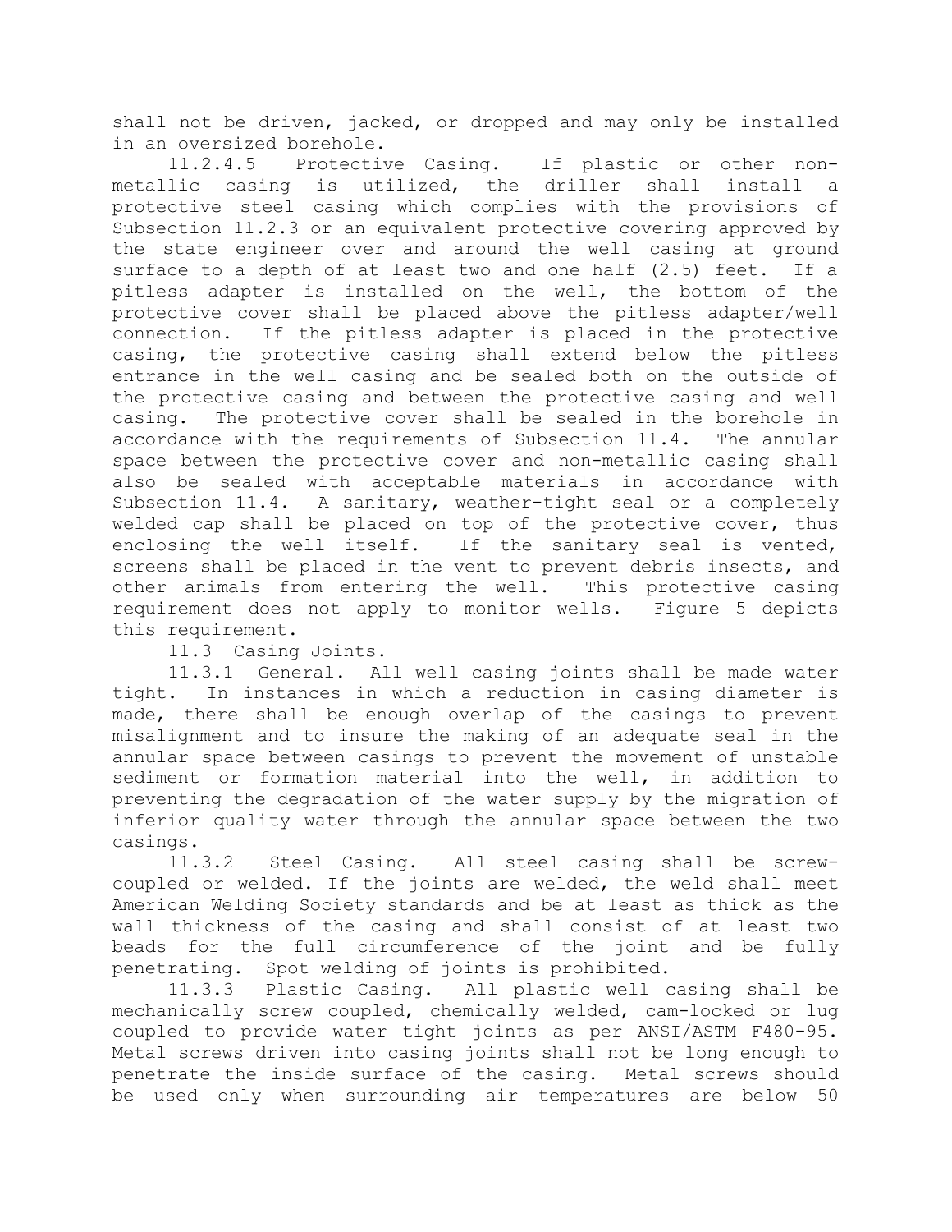shall not be driven, jacked, or dropped and may only be installed in an oversized borehole.

11.2.4.5 Protective Casing. If plastic or other non-metallic casing is utilized, the driller shall install a protective steel casing which complies with the provisions of Subsection 11.2.3 or an equivalent protective covering approved by the state engineer over and around the well casing at ground surface to a depth of at least two and one half (2.5) feet. If a pitless adapter is installed on the well, the bottom of the protective cover shall be placed above the pitless adapter/well connection. If the pitless adapter is placed in the protective casing, the protective casing shall extend below the pitless entrance in the well casing and be sealed both on the outside of the protective casing and between the protective casing and well casing. The protective cover shall be sealed in the borehole in accordance with the requirements of Subsection 11.4. The annular space between the protective cover and non-metallic casing shall also be sealed with acceptable materials in accordance with Subsection 11.4. A sanitary, weather-tight seal or a completely welded cap shall be placed on top of the protective cover, thus enclosing the well itself. If the sanitary seal is vented, screens shall be placed in the vent to prevent debris insects, and other animals from entering the well. This protective casing requirement does not apply to monitor wells. Figure 5 depicts this requirement.

11.3 Casing Joints.

11.3.1 General. All well casing joints shall be made water tight. In instances in which a reduction in casing diameter is made, there shall be enough overlap of the casings to prevent misalignment and to insure the making of an adequate seal in the annular space between casings to prevent the movement of unstable sediment or formation material into the well, in addition to preventing the degradation of the water supply by the migration of inferior quality water through the annular space between the two casings.

11.3.2 Steel Casing. All steel casing shall be screw-coupled or welded. If the joints are welded, the weld shall meet American Welding Society standards and be at least as thick as the wall thickness of the casing and shall consist of at least two beads for the full circumference of the joint and be fully penetrating. Spot welding of joints is prohibited.

11.3.3 Plastic Casing. All plastic well casing shall be mechanically screw coupled, chemically welded, cam-locked or lug coupled to provide water tight joints as per ANSI/ASTM F480-95. Metal screws driven into casing joints shall not be long enough to penetrate the inside surface of the casing. Metal screws should be used only when surrounding air temperatures are below 50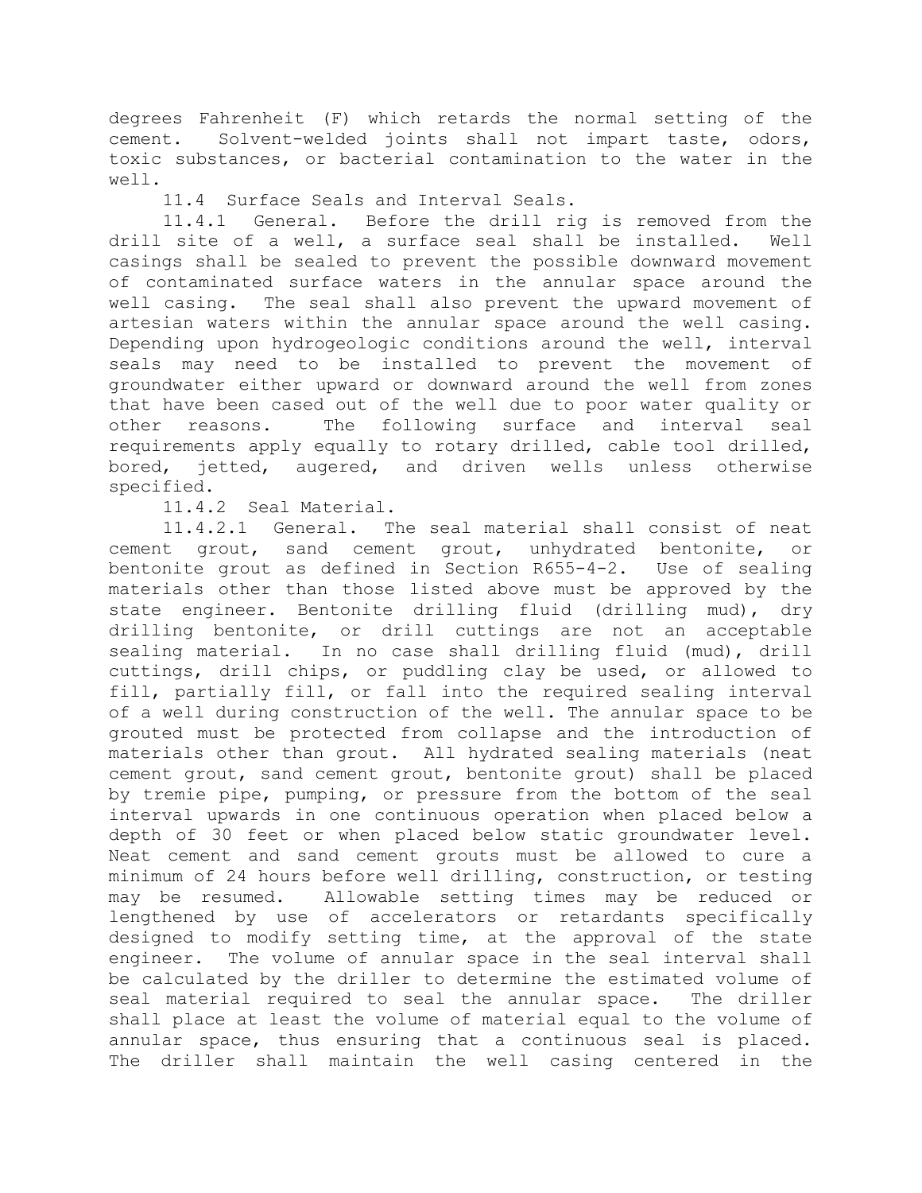degrees Fahrenheit (F) which retards the normal setting of the cement. Solvent-welded joints shall not impart taste, odors, toxic substances, or bacterial contamination to the water in the well.

11.4 Surface Seals and Interval Seals.

11.4.1 General. Before the drill rig is removed from the drill site of a well, a surface seal shall be installed. Well casings shall be sealed to prevent the possible downward movement of contaminated surface waters in the annular space around the well casing. The seal shall also prevent the upward movement of artesian waters within the annular space around the well casing. Depending upon hydrogeologic conditions around the well, interval seals may need to be installed to prevent the movement of groundwater either upward or downward around the well from zones that have been cased out of the well due to poor water quality or other reasons. The following surface and interval seal requirements apply equally to rotary drilled, cable tool drilled, bored, jetted, augered, and driven wells unless otherwise specified.

11.4.2 Seal Material.

11.4.2.1 General. The seal material shall consist of neat cement grout, sand cement grout, unhydrated bentonite, or bentonite grout as defined in Section R655-4-2. Use of sealing materials other than those listed above must be approved by the state engineer. Bentonite drilling fluid (drilling mud), dry drilling bentonite, or drill cuttings are not an acceptable sealing material. In no case shall drilling fluid (mud), drill cuttings, drill chips, or puddling clay be used, or allowed to fill, partially fill, or fall into the required sealing interval of a well during construction of the well. The annular space to be grouted must be protected from collapse and the introduction of materials other than grout. All hydrated sealing materials (neat cement grout, sand cement grout, bentonite grout) shall be placed by tremie pipe, pumping, or pressure from the bottom of the seal interval upwards in one continuous operation when placed below a depth of 30 feet or when placed below static groundwater level. Neat cement and sand cement grouts must be allowed to cure a minimum of 24 hours before well drilling, construction, or testing may be resumed. Allowable setting times may be reduced or lengthened by use of accelerators or retardants specifically designed to modify setting time, at the approval of the state engineer. The volume of annular space in the seal interval shall be calculated by the driller to determine the estimated volume of seal material required to seal the annular space. The driller shall place at least the volume of material equal to the volume of annular space, thus ensuring that a continuous seal is placed. The driller shall maintain the well casing centered in the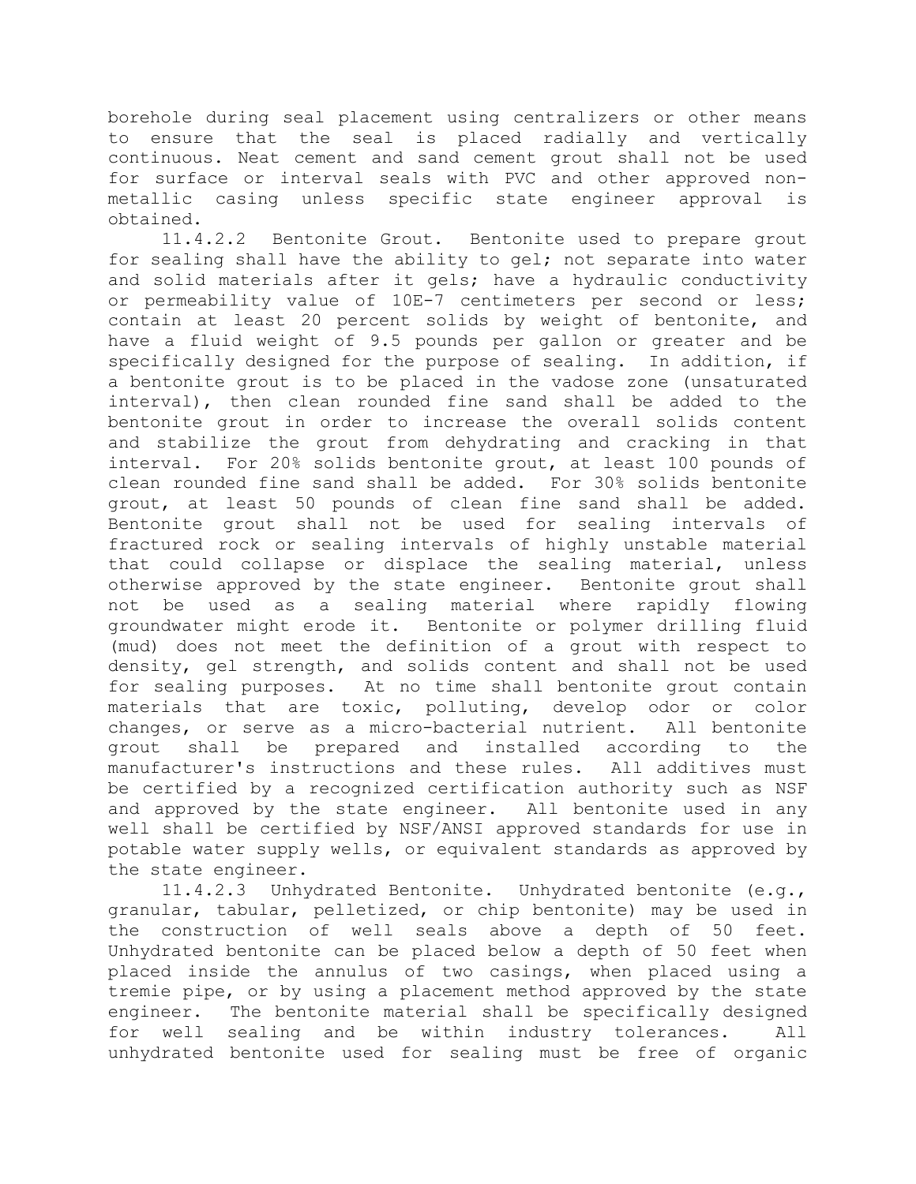borehole during seal placement using centralizers or other means to ensure that the seal is placed radially and vertically continuous. Neat cement and sand cement grout shall not be used for surface or interval seals with PVC and other approved non-metallic casing unless specific state engineer approval is obtained.

11.4.2.2 Bentonite Grout. Bentonite used to prepare grout for sealing shall have the ability to gel; not separate into water and solid materials after it gels; have a hydraulic conductivity or permeability value of 10E-7 centimeters per second or less; contain at least 20 percent solids by weight of bentonite, and have a fluid weight of 9.5 pounds per gallon or greater and be specifically designed for the purpose of sealing. In addition, if a bentonite grout is to be placed in the vadose zone (unsaturated interval), then clean rounded fine sand shall be added to the bentonite grout in order to increase the overall solids content and stabilize the grout from dehydrating and cracking in that interval. For 20% solids bentonite grout, at least 100 pounds of clean rounded fine sand shall be added. For 30% solids bentonite grout, at least 50 pounds of clean fine sand shall be added. Bentonite grout shall not be used for sealing intervals of fractured rock or sealing intervals of highly unstable material that could collapse or displace the sealing material, unless otherwise approved by the state engineer. Bentonite grout shall not be used as a sealing material where rapidly flowing groundwater might erode it. Bentonite or polymer drilling fluid (mud) does not meet the definition of a grout with respect to density, gel strength, and solids content and shall not be used for sealing purposes. At no time shall bentonite grout contain materials that are toxic, polluting, develop odor or color changes, or serve as a micro-bacterial nutrient. All bentonite grout shall be prepared and installed according to the manufacturer's instructions and these rules. All additives must be certified by a recognized certification authority such as NSF and approved by the state engineer. All bentonite used in any well shall be certified by NSF/ANSI approved standards for use in potable water supply wells, or equivalent standards as approved by the state engineer.

11.4.2.3 Unhydrated Bentonite. Unhydrated bentonite (e.g., granular, tabular, pelletized, or chip bentonite) may be used in the construction of well seals above a depth of 50 feet. Unhydrated bentonite can be placed below a depth of 50 feet when placed inside the annulus of two casings, when placed using a tremie pipe, or by using a placement method approved by the state engineer. The bentonite material shall be specifically designed for well sealing and be within industry tolerances. All unhydrated bentonite used for sealing must be free of organic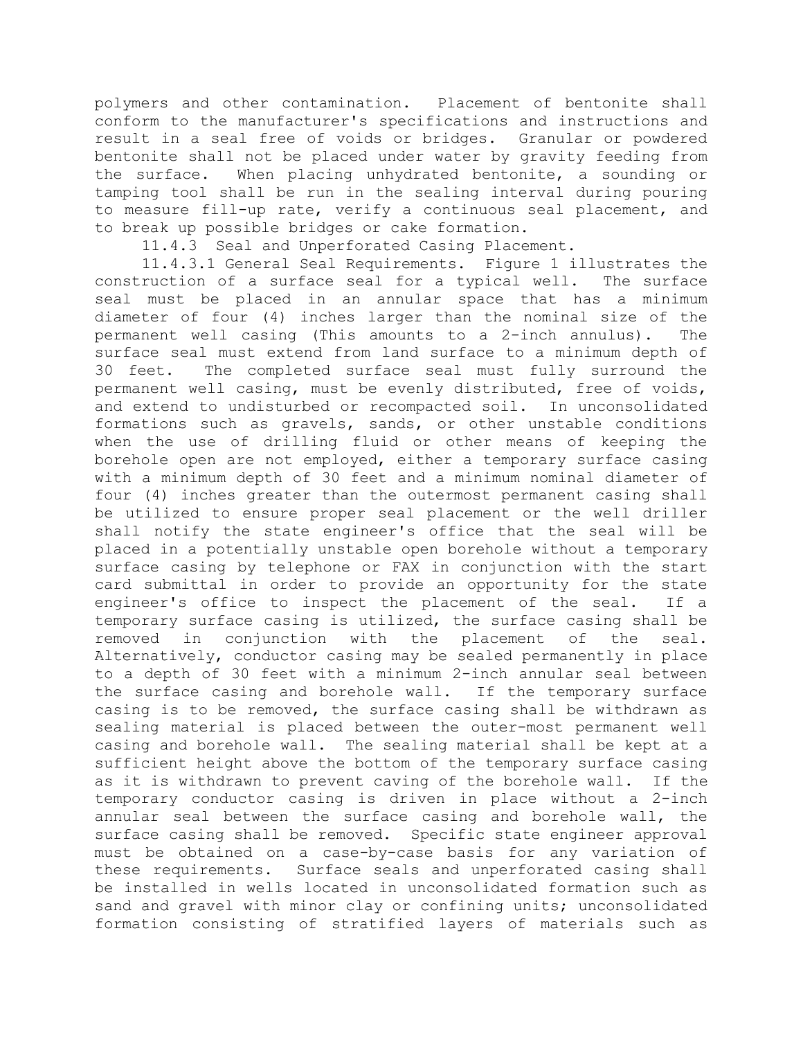polymers and other contamination. Placement of bentonite shall conform to the manufacturer's specifications and instructions and result in a seal free of voids or bridges. Granular or powdered bentonite shall not be placed under water by gravity feeding from the surface. When placing unhydrated bentonite, a sounding or tamping tool shall be run in the sealing interval during pouring to measure fill-up rate, verify a continuous seal placement, and to break up possible bridges or cake formation.

11.4.3 Seal and Unperforated Casing Placement.

11.4.3.1 General Seal Requirements. Figure 1 illustrates the construction of a surface seal for a typical well. The surface seal must be placed in an annular space that has a minimum diameter of four (4) inches larger than the nominal size of the permanent well casing (This amounts to a 2-inch annulus). The surface seal must extend from land surface to a minimum depth of 30 feet. The completed surface seal must fully surround the permanent well casing, must be evenly distributed, free of voids, and extend to undisturbed or recompacted soil. In unconsolidated formations such as gravels, sands, or other unstable conditions when the use of drilling fluid or other means of keeping the borehole open are not employed, either a temporary surface casing with a minimum depth of 30 feet and a minimum nominal diameter of four (4) inches greater than the outermost permanent casing shall be utilized to ensure proper seal placement or the well driller shall notify the state engineer's office that the seal will be placed in a potentially unstable open borehole without a temporary surface casing by telephone or FAX in conjunction with the start card submittal in order to provide an opportunity for the state engineer's office to inspect the placement of the seal. If a temporary surface casing is utilized, the surface casing shall be removed in conjunction with the placement of the seal. Alternatively, conductor casing may be sealed permanently in place to a depth of 30 feet with a minimum 2-inch annular seal between the surface casing and borehole wall. If the temporary surface casing is to be removed, the surface casing shall be withdrawn as sealing material is placed between the outer-most permanent well casing and borehole wall. The sealing material shall be kept at a sufficient height above the bottom of the temporary surface casing as it is withdrawn to prevent caving of the borehole wall. If the temporary conductor casing is driven in place without a 2-inch annular seal between the surface casing and borehole wall, the surface casing shall be removed. Specific state engineer approval must be obtained on a case-by-case basis for any variation of these requirements. Surface seals and unperforated casing shall be installed in wells located in unconsolidated formation such as sand and gravel with minor clay or confining units; unconsolidated formation consisting of stratified layers of materials such as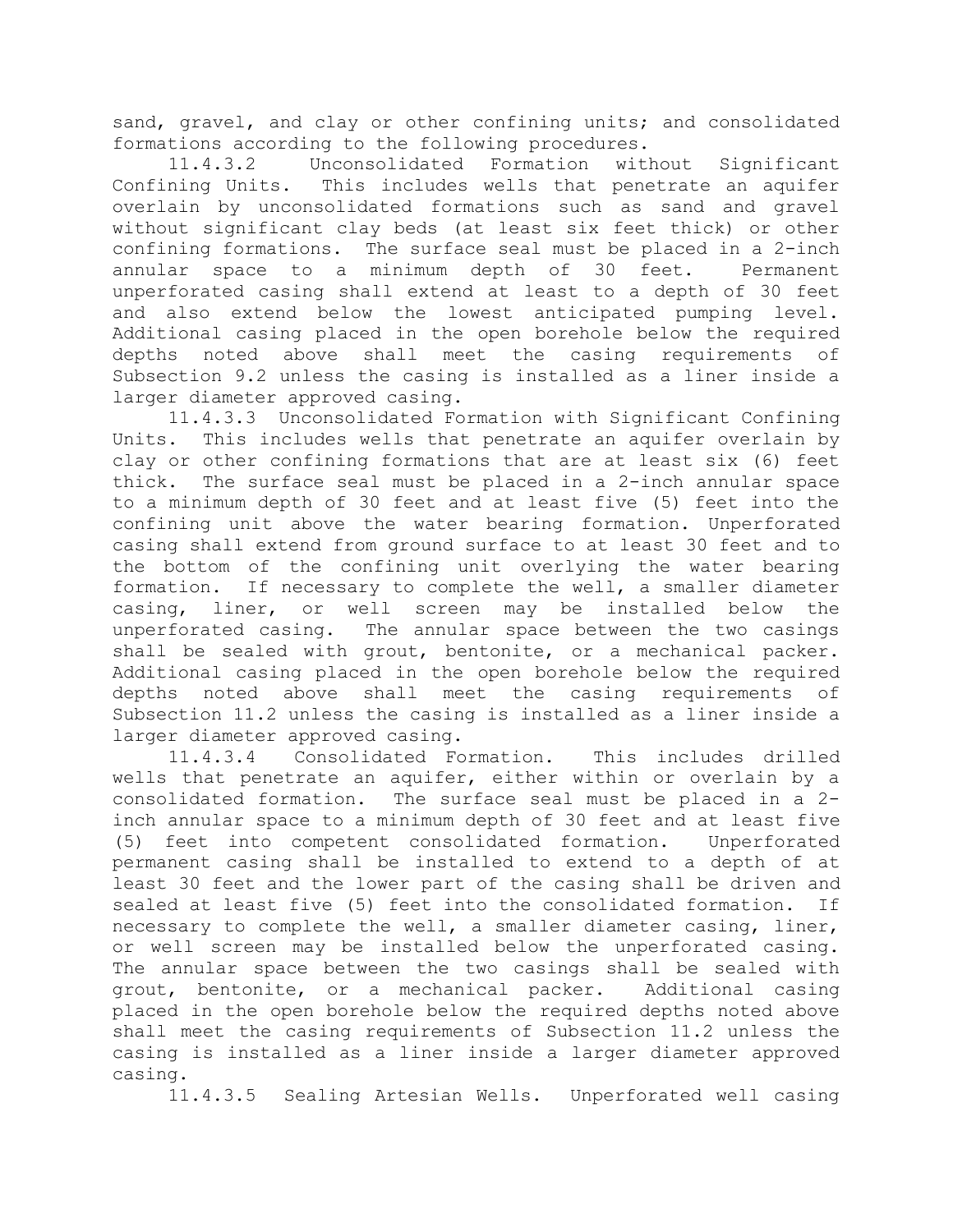sand, gravel, and clay or other confining units; and consolidated formations according to the following procedures.

11.4.3.2 Unconsolidated Formation without Significant Confining Units. This includes wells that penetrate an aquifer overlain by unconsolidated formations such as sand and gravel without significant clay beds (at least six feet thick) or other confining formations. The surface seal must be placed in a 2-inch annular space to a minimum depth of 30 feet. Permanent unperforated casing shall extend at least to a depth of 30 feet and also extend below the lowest anticipated pumping level. Additional casing placed in the open borehole below the required depths noted above shall meet the casing requirements of Subsection 9.2 unless the casing is installed as a liner inside a larger diameter approved casing.

11.4.3.3 Unconsolidated Formation with Significant Confining Units. This includes wells that penetrate an aquifer overlain by clay or other confining formations that are at least six (6) feet thick. The surface seal must be placed in a 2-inch annular space to a minimum depth of 30 feet and at least five (5) feet into the confining unit above the water bearing formation. Unperforated casing shall extend from ground surface to at least 30 feet and to the bottom of the confining unit overlying the water bearing formation. If necessary to complete the well, a smaller diameter casing, liner, or well screen may be installed below the unperforated casing. The annular space between the two casings shall be sealed with grout, bentonite, or a mechanical packer. Additional casing placed in the open borehole below the required depths noted above shall meet the casing requirements of Subsection 11.2 unless the casing is installed as a liner inside a larger diameter approved casing.

11.4.3.4 Consolidated Formation. This includes drilled wells that penetrate an aquifer, either within or overlain by a consolidated formation. The surface seal must be placed in a 2-inch annular space to a minimum depth of 30 feet and at least five (5) feet into competent consolidated formation. Unperforated permanent casing shall be installed to extend to a depth of at least 30 feet and the lower part of the casing shall be driven and sealed at least five (5) feet into the consolidated formation. If necessary to complete the well, a smaller diameter casing, liner, or well screen may be installed below the unperforated casing. The annular space between the two casings shall be sealed with grout, bentonite, or a mechanical packer. Additional casing placed in the open borehole below the required depths noted above shall meet the casing requirements of Subsection 11.2 unless the casing is installed as a liner inside a larger diameter approved casing.

11.4.3.5 Sealing Artesian Wells. Unperforated well casing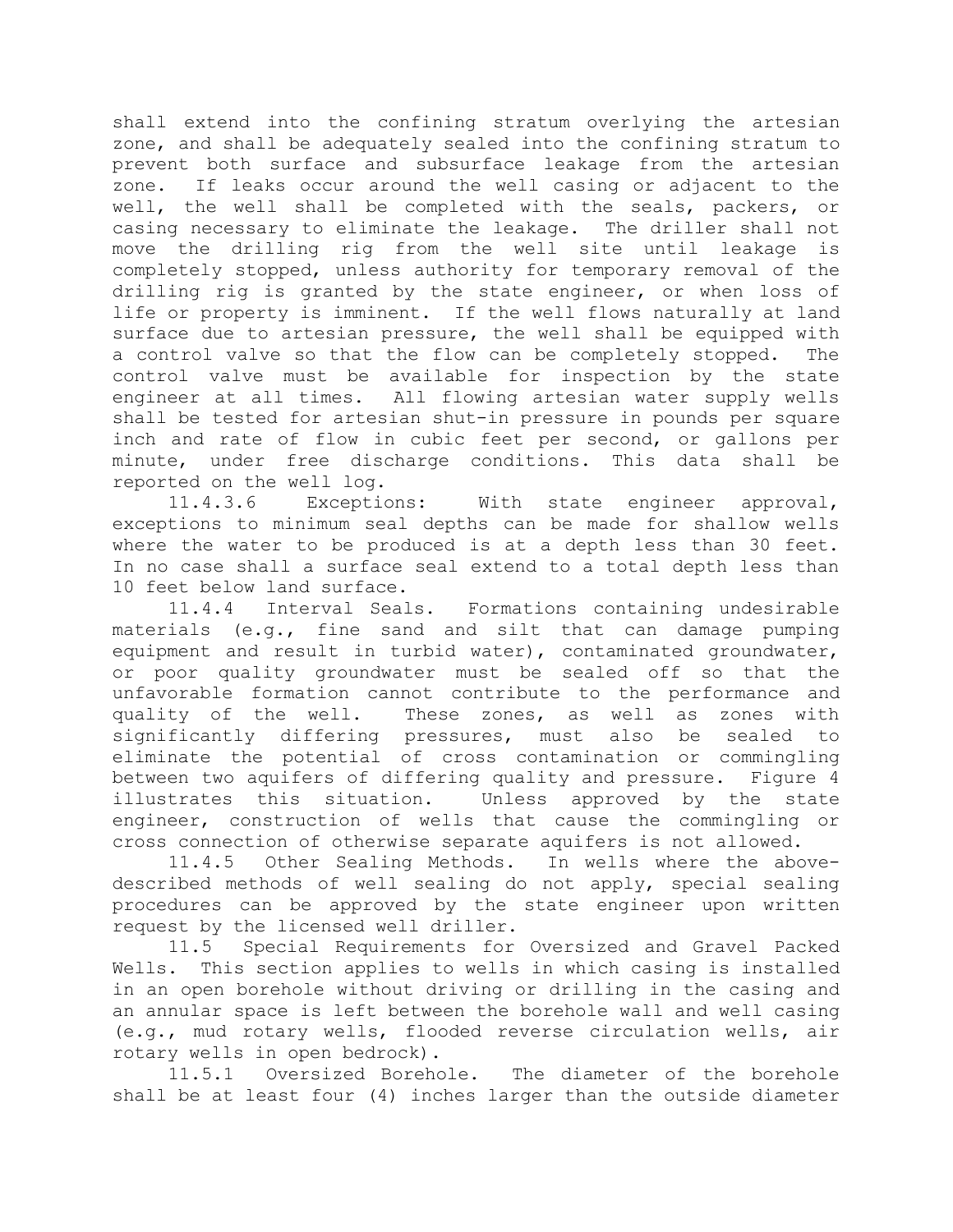shall extend into the confining stratum overlying the artesian zone, and shall be adequately sealed into the confining stratum to prevent both surface and subsurface leakage from the artesian zone. If leaks occur around the well casing or adjacent to the well, the well shall be completed with the seals, packers, or casing necessary to eliminate the leakage. The driller shall not move the drilling rig from the well site until leakage is completely stopped, unless authority for temporary removal of the drilling rig is granted by the state engineer, or when loss of life or property is imminent. If the well flows naturally at land surface due to artesian pressure, the well shall be equipped with a control valve so that the flow can be completely stopped. The control valve must be available for inspection by the state engineer at all times. All flowing artesian water supply wells shall be tested for artesian shut-in pressure in pounds per square inch and rate of flow in cubic feet per second, or gallons per minute, under free discharge conditions. This data shall be reported on the well log.

11.4.3.6 Exceptions: With state engineer approval, exceptions to minimum seal depths can be made for shallow wells where the water to be produced is at a depth less than 30 feet. In no case shall a surface seal extend to a total depth less than 10 feet below land surface.

11.4.4 Interval Seals. Formations containing undesirable materials (e.g., fine sand and silt that can damage pumping equipment and result in turbid water), contaminated groundwater, or poor quality groundwater must be sealed off so that the unfavorable formation cannot contribute to the performance and quality of the well. These zones, as well as zones with significantly differing pressures, must also be sealed to eliminate the potential of cross contamination or commingling between two aquifers of differing quality and pressure. Figure 4 illustrates this situation. Unless approved by the state engineer, construction of wells that cause the commingling or cross connection of otherwise separate aquifers is not allowed.

11.4.5 Other Sealing Methods. In wells where the above-described methods of well sealing do not apply, special sealing procedures can be approved by the state engineer upon written request by the licensed well driller.

11.5 Special Requirements for Oversized and Gravel Packed Wells. This section applies to wells in which casing is installed in an open borehole without driving or drilling in the casing and an annular space is left between the borehole wall and well casing (e.g., mud rotary wells, flooded reverse circulation wells, air rotary wells in open bedrock).

11.5.1 Oversized Borehole. The diameter of the borehole shall be at least four (4) inches larger than the outside diameter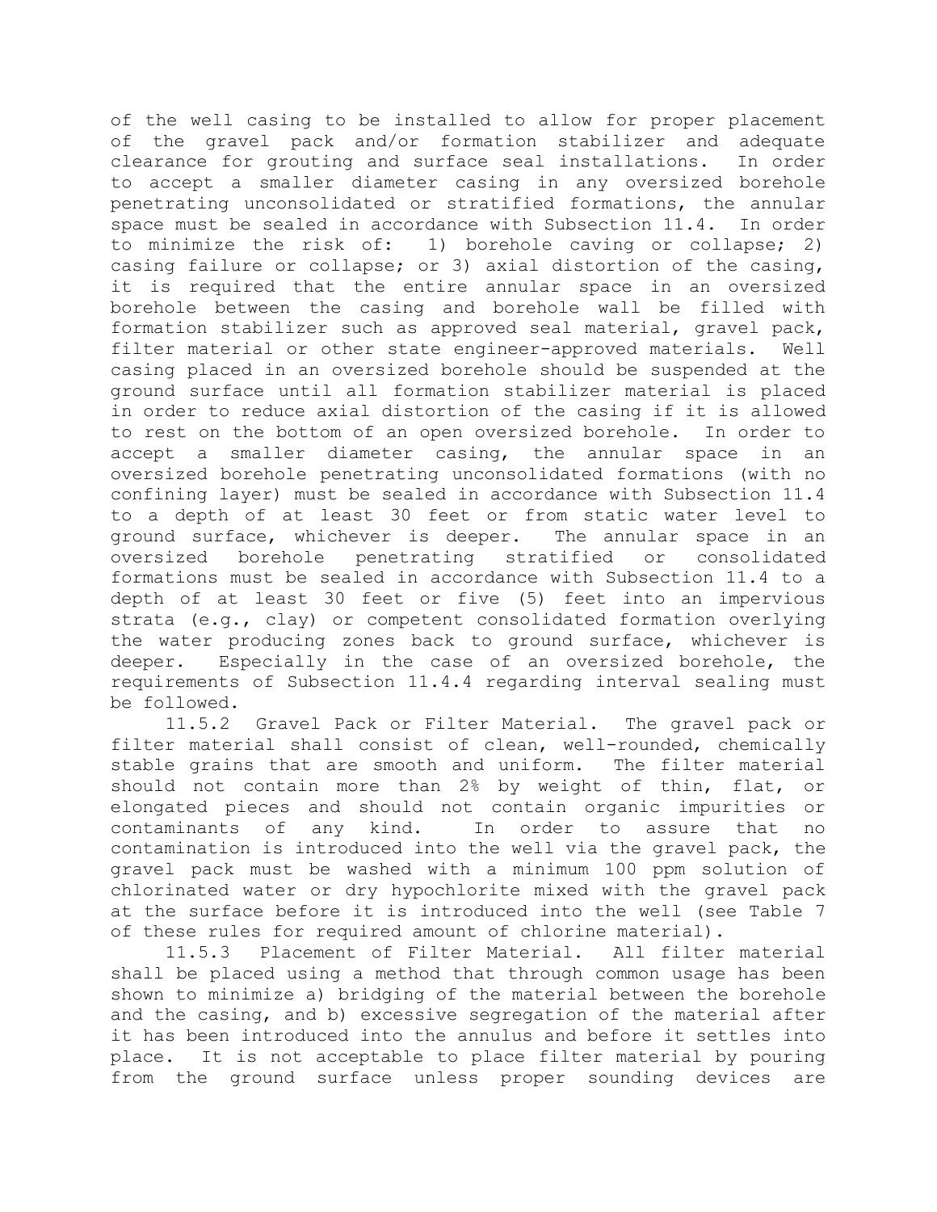of the well casing to be installed to allow for proper placement of the gravel pack and/or formation stabilizer and adequate clearance for grouting and surface seal installations. In order to accept a smaller diameter casing in any oversized borehole penetrating unconsolidated or stratified formations, the annular space must be sealed in accordance with Subsection 11.4. In order to minimize the risk of: 1) borehole caving or collapse; 2) casing failure or collapse; or 3) axial distortion of the casing, it is required that the entire annular space in an oversized borehole between the casing and borehole wall be filled with formation stabilizer such as approved seal material, gravel pack, filter material or other state engineer-approved materials. Well casing placed in an oversized borehole should be suspended at the ground surface until all formation stabilizer material is placed in order to reduce axial distortion of the casing if it is allowed to rest on the bottom of an open oversized borehole. In order to accept a smaller diameter casing, the annular space in an oversized borehole penetrating unconsolidated formations (with no confining layer) must be sealed in accordance with Subsection 11.4 to a depth of at least 30 feet or from static water level to ground surface, whichever is deeper. The annular space in an oversized borehole penetrating stratified or consolidated formations must be sealed in accordance with Subsection 11.4 to a depth of at least 30 feet or five (5) feet into an impervious strata (e.g., clay) or competent consolidated formation overlying the water producing zones back to ground surface, whichever is deeper. Especially in the case of an oversized borehole, the requirements of Subsection 11.4.4 regarding interval sealing must be followed.

11.5.2 Gravel Pack or Filter Material. The gravel pack or filter material shall consist of clean, well-rounded, chemically stable grains that are smooth and uniform. The filter material should not contain more than 2% by weight of thin, flat, or elongated pieces and should not contain organic impurities or contaminants of any kind. In order to assure that no contamination is introduced into the well via the gravel pack, the gravel pack must be washed with a minimum 100 ppm solution of chlorinated water or dry hypochlorite mixed with the gravel pack at the surface before it is introduced into the well (see Table 7 of these rules for required amount of chlorine material).

11.5.3 Placement of Filter Material. All filter material shall be placed using a method that through common usage has been shown to minimize a) bridging of the material between the borehole and the casing, and b) excessive segregation of the material after it has been introduced into the annulus and before it settles into place. It is not acceptable to place filter material by pouring from the ground surface unless proper sounding devices are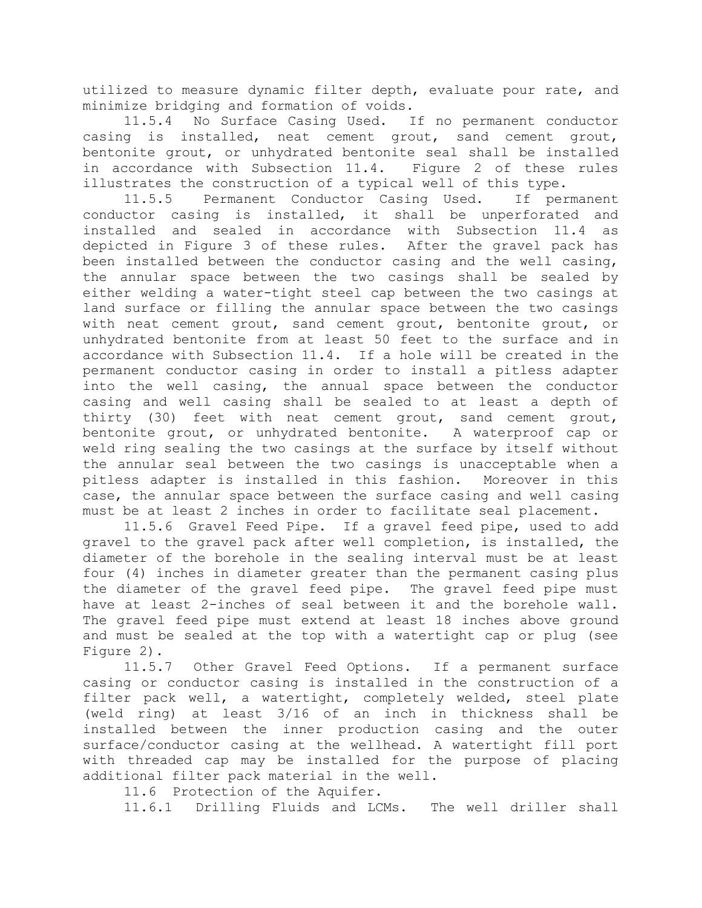utilized to measure dynamic filter depth, evaluate pour rate, and minimize bridging and formation of voids.

11.5.4 No Surface Casing Used. If no permanent conductor casing is installed, neat cement grout, sand cement grout, bentonite grout, or unhydrated bentonite seal shall be installed in accordance with Subsection 11.4. Figure 2 of these rules illustrates the construction of a typical well of this type.

11.5.5 Permanent Conductor Casing Used. If permanent conductor casing is installed, it shall be unperforated and installed and sealed in accordance with Subsection 11.4 as depicted in Figure 3 of these rules. After the gravel pack has been installed between the conductor casing and the well casing, the annular space between the two casings shall be sealed by either welding a water-tight steel cap between the two casings at land surface or filling the annular space between the two casings with neat cement grout, sand cement grout, bentonite grout, or unhydrated bentonite from at least 50 feet to the surface and in accordance with Subsection 11.4. If a hole will be created in the permanent conductor casing in order to install a pitless adapter into the well casing, the annual space between the conductor casing and well casing shall be sealed to at least a depth of thirty (30) feet with neat cement grout, sand cement grout, bentonite grout, or unhydrated bentonite. A waterproof cap or weld ring sealing the two casings at the surface by itself without the annular seal between the two casings is unacceptable when a pitless adapter is installed in this fashion. Moreover in this case, the annular space between the surface casing and well casing must be at least 2 inches in order to facilitate seal placement.

11.5.6 Gravel Feed Pipe. If a gravel feed pipe, used to add gravel to the gravel pack after well completion, is installed, the diameter of the borehole in the sealing interval must be at least four (4) inches in diameter greater than the permanent casing plus the diameter of the gravel feed pipe. The gravel feed pipe must have at least 2-inches of seal between it and the borehole wall. The gravel feed pipe must extend at least 18 inches above ground and must be sealed at the top with a watertight cap or plug (see Figure 2).

11.5.7 Other Gravel Feed Options. If a permanent surface casing or conductor casing is installed in the construction of a filter pack well, a watertight, completely welded, steel plate (weld ring) at least 3/16 of an inch in thickness shall be installed between the inner production casing and the outer surface/conductor casing at the wellhead. A watertight fill port with threaded cap may be installed for the purpose of placing additional filter pack material in the well.

11.6 Protection of the Aquifer.

11.6.1 Drilling Fluids and LCMs. The well driller shall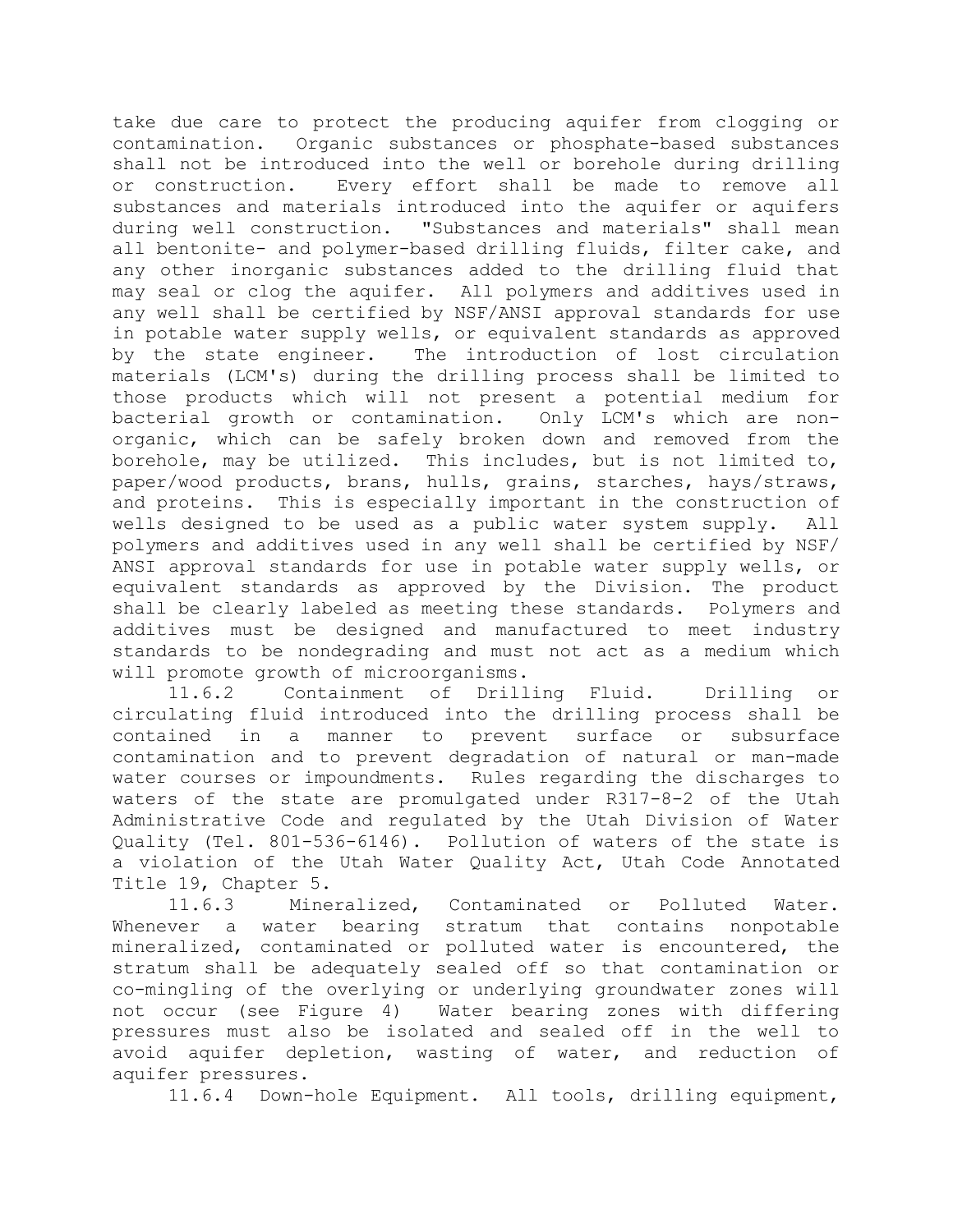take due care to protect the producing aquifer from clogging or contamination. Organic substances or phosphate-based substances shall not be introduced into the well or borehole during drilling or construction. Every effort shall be made to remove all substances and materials introduced into the aquifer or aquifers during well construction. "Substances and materials" shall mean all bentonite- and polymer-based drilling fluids, filter cake, and any other inorganic substances added to the drilling fluid that may seal or clog the aquifer. All polymers and additives used in any well shall be certified by NSF/ANSI approval standards for use in potable water supply wells, or equivalent standards as approved by the state engineer. The introduction of lost circulation materials (LCM's) during the drilling process shall be limited to those products which will not present a potential medium for bacterial growth or contamination. Only LCM's which are non-organic, which can be safely broken down and removed from the borehole, may be utilized. This includes, but is not limited to, paper/wood products, brans, hulls, grains, starches, hays/straws, and proteins. This is especially important in the construction of wells designed to be used as a public water system supply. All polymers and additives used in any well shall be certified by NSF/ ANSI approval standards for use in potable water supply wells, or equivalent standards as approved by the Division. The product shall be clearly labeled as meeting these standards. Polymers and additives must be designed and manufactured to meet industry standards to be nondegrading and must not act as a medium which will promote growth of microorganisms.

11.6.2 Containment of Drilling Fluid. Drilling or circulating fluid introduced into the drilling process shall be contained in a manner to prevent surface or subsurface contamination and to prevent degradation of natural or man-made water courses or impoundments. Rules regarding the discharges to waters of the state are promulgated under R317-8-2 of the Utah Administrative Code and regulated by the Utah Division of Water Quality (Tel. 801-536-6146). Pollution of waters of the state is a violation of the Utah Water Quality Act, Utah Code Annotated Title 19, Chapter 5.

11.6.3 Mineralized, Contaminated or Polluted Water. Whenever a water bearing stratum that contains nonpotable mineralized, contaminated or polluted water is encountered, the stratum shall be adequately sealed off so that contamination or co-mingling of the overlying or underlying groundwater zones will not occur (see Figure 4) Water bearing zones with differing pressures must also be isolated and sealed off in the well to avoid aquifer depletion, wasting of water, and reduction of aquifer pressures.

11.6.4 Down-hole Equipment. All tools, drilling equipment,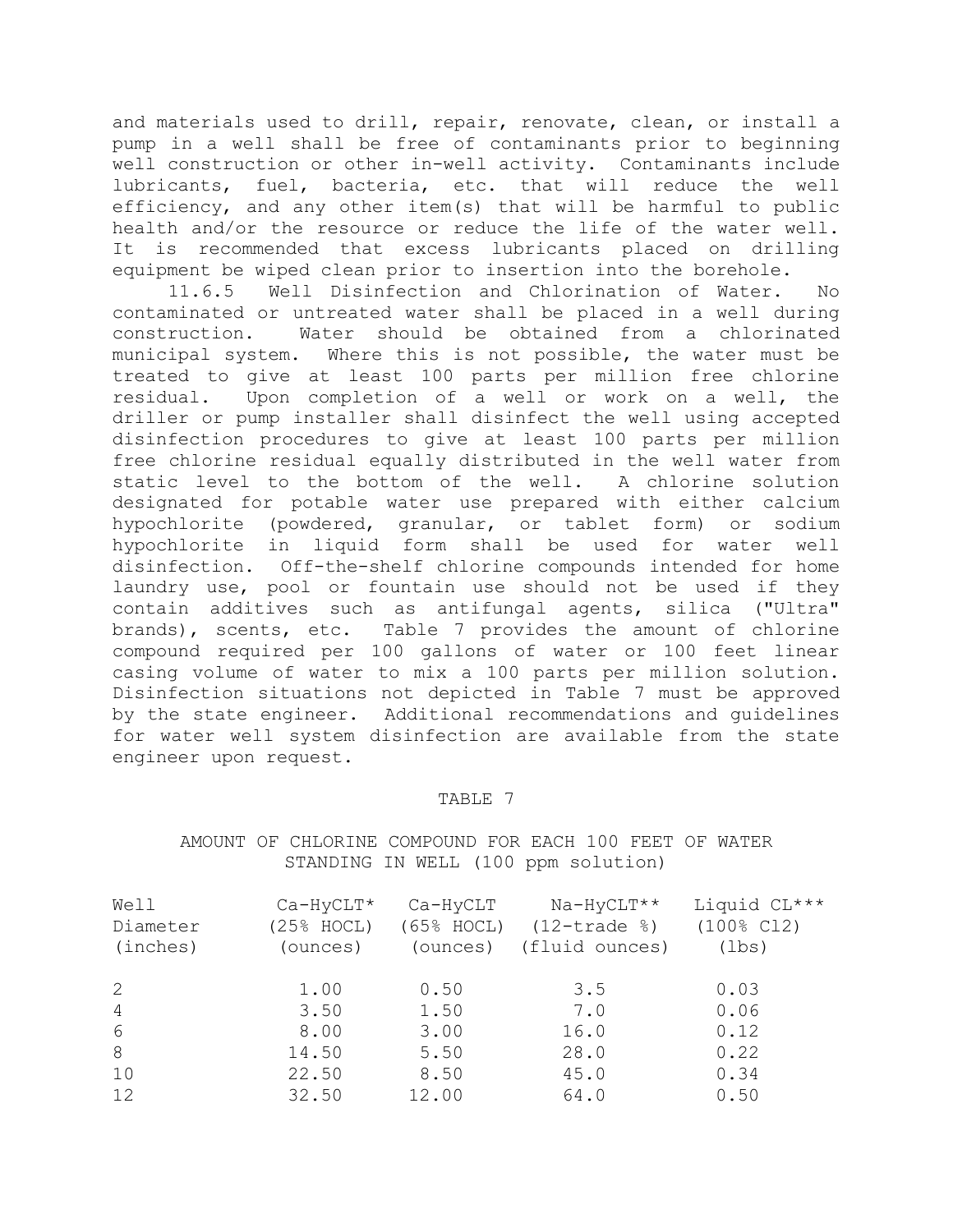and materials used to drill, repair, renovate, clean, or install a pump in a well shall be free of contaminants prior to beginning well construction or other in-well activity. Contaminants include lubricants, fuel, bacteria, etc. that will reduce the well efficiency, and any other item(s) that will be harmful to public health and/or the resource or reduce the life of the water well. It is recommended that excess lubricants placed on drilling equipment be wiped clean prior to insertion into the borehole.

11.6.5 Well Disinfection and Chlorination of Water. No contaminated or untreated water shall be placed in a well during construction. Water should be obtained from a chlorinated municipal system. Where this is not possible, the water must be treated to give at least 100 parts per million free chlorine residual. Upon completion of a well or work on a well, the driller or pump installer shall disinfect the well using accepted disinfection procedures to give at least 100 parts per million free chlorine residual equally distributed in the well water from static level to the bottom of the well. A chlorine solution designated for potable water use prepared with either calcium hypochlorite (powdered, granular, or tablet form) or sodium hypochlorite in liquid form shall be used for water well disinfection. Off-the-shelf chlorine compounds intended for home laundry use, pool or fountain use should not be used if they contain additives such as antifungal agents, silica ("Ultra" brands), scents, etc. Table 7 provides the amount of chlorine compound required per 100 gallons of water or 100 feet linear casing volume of water to mix a 100 parts per million solution. Disinfection situations not depicted in Table 7 must be approved by the state engineer. Additional recommendations and guidelines for water well system disinfection are available from the state engineer upon request.

TABLE 7

AMOUNT OF CHLORINE COMPOUND FOR EACH 100 FEET OF WATER STANDING IN WELL (100 ppm solution)

| Well Diameter (inches) | Ca-HyCLT* (25% HOCL) (ounces) | Ca-HyCLT (65% HOCL) (ounces) | Na-HyCLT** (12-trade %) (fluid ounces) | Liquid CL*** (100% Cl2) (lbs) |
|---|---|---|---|---|
| 2 | 1.00 | 0.50 | 3.5 | 0.03 |
| 4 | 3.50 | 1.50 | 7.0 | 0.06 |
| 6 | 8.00 | 3.00 | 16.0 | 0.12 |
| 8 | 14.50 | 5.50 | 28.0 | 0.22 |
| 10 | 22.50 | 8.50 | 45.0 | 0.34 |
| 12 | 32.50 | 12.00 | 64.0 | 0.50 |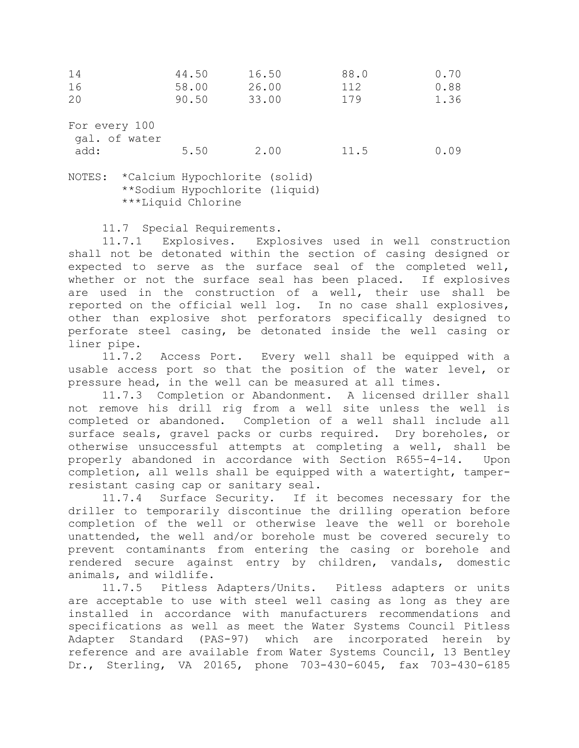| | | | | |
|---|---|---|---|---|
| 14 | 44.50 | 16.50 | 88.0 | 0.70 |
| 16 | 58.00 | 26.00 | 112 | 0.88 |
| 20 | 90.50 | 33.00 | 179 | 1.36 |
| For every 100 gal. of water add: | 5.50 | 2.00 | 11.5 | 0.09 |

NOTES: *Calcium Hypochlorite (solid)
**Sodium Hypochlorite (liquid)
***Liquid Chlorine

11.7 Special Requirements.

11.7.1 Explosives. Explosives used in well construction shall not be detonated within the section of casing designed or expected to serve as the surface seal of the completed well, whether or not the surface seal has been placed. If explosives are used in the construction of a well, their use shall be reported on the official well log. In no case shall explosives, other than explosive shot perforators specifically designed to perforate steel casing, be detonated inside the well casing or liner pipe.

11.7.2 Access Port. Every well shall be equipped with a usable access port so that the position of the water level, or pressure head, in the well can be measured at all times.

11.7.3 Completion or Abandonment. A licensed driller shall not remove his drill rig from a well site unless the well is completed or abandoned. Completion of a well shall include all surface seals, gravel packs or curbs required. Dry boreholes, or otherwise unsuccessful attempts at completing a well, shall be properly abandoned in accordance with Section R655-4-14. Upon completion, all wells shall be equipped with a watertight, tamper-resistant casing cap or sanitary seal.

11.7.4 Surface Security. If it becomes necessary for the driller to temporarily discontinue the drilling operation before completion of the well or otherwise leave the well or borehole unattended, the well and/or borehole must be covered securely to prevent contaminants from entering the casing or borehole and rendered secure against entry by children, vandals, domestic animals, and wildlife.

11.7.5 Pitless Adapters/Units. Pitless adapters or units are acceptable to use with steel well casing as long as they are installed in accordance with manufacturers recommendations and specifications as well as meet the Water Systems Council Pitless Adapter Standard (PAS-97) which are incorporated herein by reference and are available from Water Systems Council, 13 Bentley Dr., Sterling, VA 20165, phone 703-430-6045, fax 703-430-6185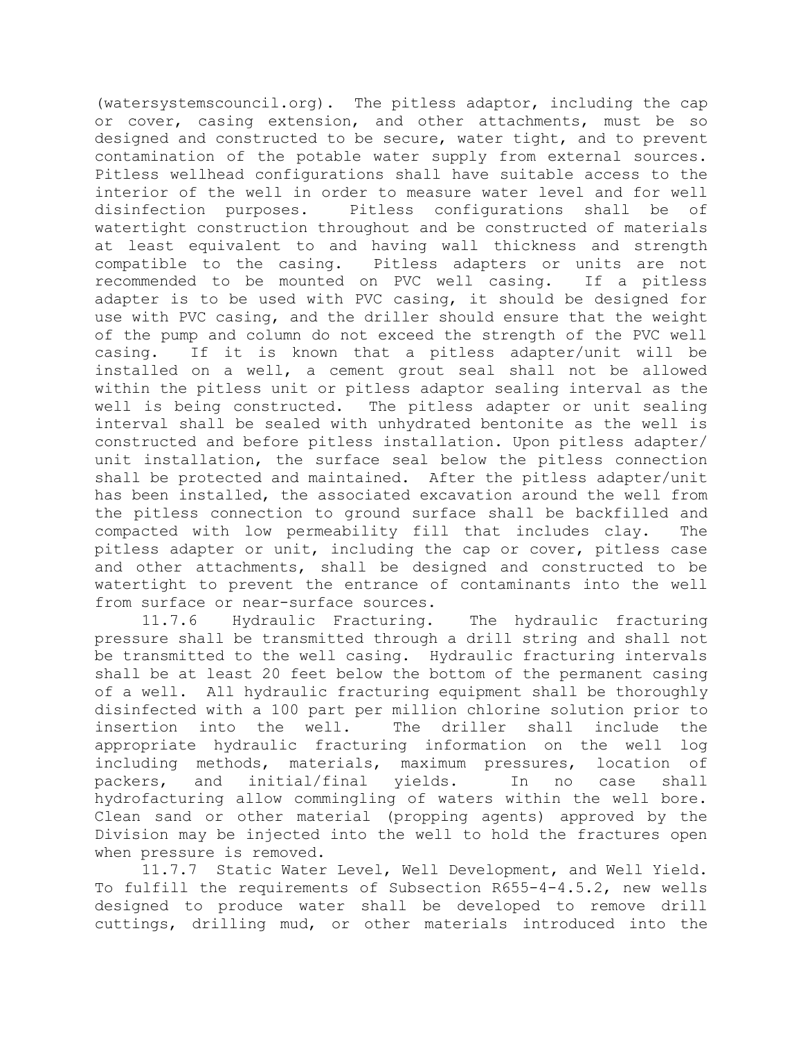(watersystemscouncil.org). The pitless adaptor, including the cap or cover, casing extension, and other attachments, must be so designed and constructed to be secure, water tight, and to prevent contamination of the potable water supply from external sources. Pitless wellhead configurations shall have suitable access to the interior of the well in order to measure water level and for well disinfection purposes. Pitless configurations shall be of watertight construction throughout and be constructed of materials at least equivalent to and having wall thickness and strength compatible to the casing. Pitless adapters or units are not recommended to be mounted on PVC well casing. If a pitless adapter is to be used with PVC casing, it should be designed for use with PVC casing, and the driller should ensure that the weight of the pump and column do not exceed the strength of the PVC well casing. If it is known that a pitless adapter/unit will be installed on a well, a cement grout seal shall not be allowed within the pitless unit or pitless adaptor sealing interval as the well is being constructed. The pitless adapter or unit sealing interval shall be sealed with unhydrated bentonite as the well is constructed and before pitless installation. Upon pitless adapter/unit installation, the surface seal below the pitless connection shall be protected and maintained. After the pitless adapter/unit has been installed, the associated excavation around the well from the pitless connection to ground surface shall be backfilled and compacted with low permeability fill that includes clay. The pitless adapter or unit, including the cap or cover, pitless case and other attachments, shall be designed and constructed to be watertight to prevent the entrance of contaminants into the well from surface or near-surface sources.

11.7.6 Hydraulic Fracturing. The hydraulic fracturing pressure shall be transmitted through a drill string and shall not be transmitted to the well casing. Hydraulic fracturing intervals shall be at least 20 feet below the bottom of the permanent casing of a well. All hydraulic fracturing equipment shall be thoroughly disinfected with a 100 part per million chlorine solution prior to insertion into the well. The driller shall include the appropriate hydraulic fracturing information on the well log including methods, materials, maximum pressures, location of packers, and initial/final yields. In no case shall hydrofacturing allow commingling of waters within the well bore. Clean sand or other material (propping agents) approved by the Division may be injected into the well to hold the fractures open when pressure is removed.

11.7.7 Static Water Level, Well Development, and Well Yield. To fulfill the requirements of Subsection R655-4-4.5.2, new wells designed to produce water shall be developed to remove drill cuttings, drilling mud, or other materials introduced into the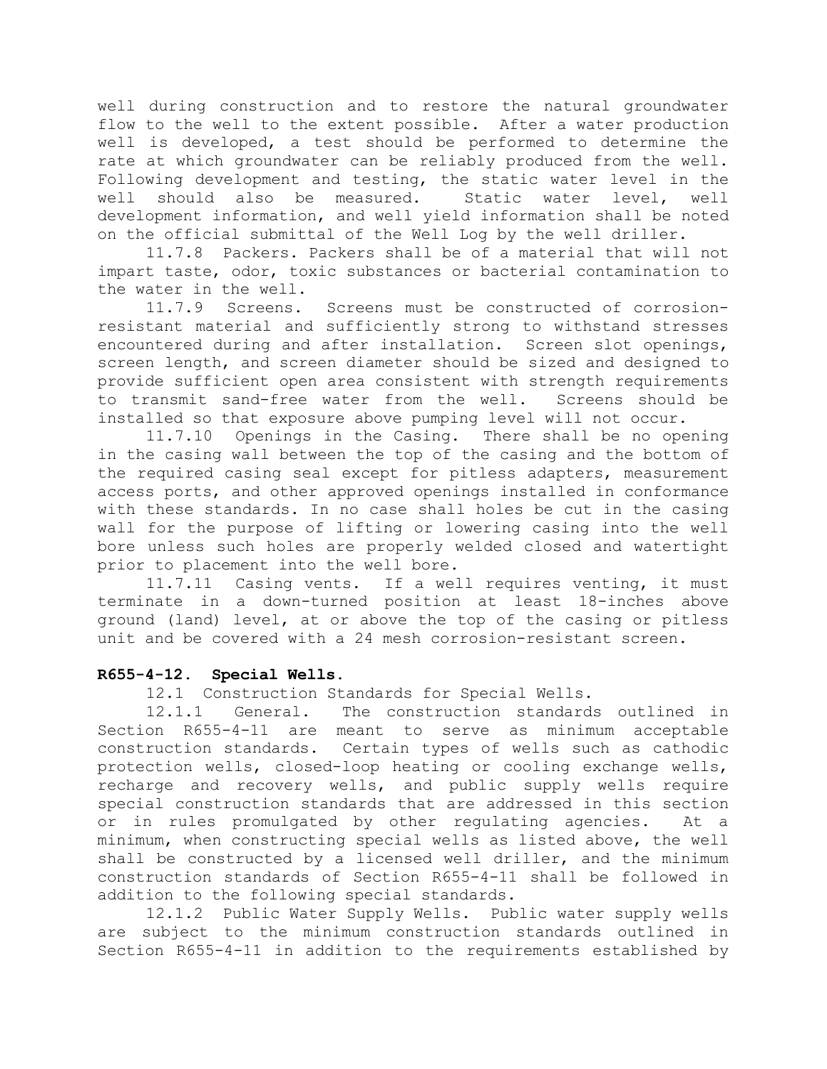well during construction and to restore the natural groundwater flow to the well to the extent possible. After a water production well is developed, a test should be performed to determine the rate at which groundwater can be reliably produced from the well. Following development and testing, the static water level in the well should also be measured. Static water level, well development information, and well yield information shall be noted on the official submittal of the Well Log by the well driller.

11.7.8 Packers. Packers shall be of a material that will not impart taste, odor, toxic substances or bacterial contamination to the water in the well.

11.7.9 Screens. Screens must be constructed of corrosion-resistant material and sufficiently strong to withstand stresses encountered during and after installation. Screen slot openings, screen length, and screen diameter should be sized and designed to provide sufficient open area consistent with strength requirements to transmit sand-free water from the well. Screens should be installed so that exposure above pumping level will not occur.

11.7.10 Openings in the Casing. There shall be no opening in the casing wall between the top of the casing and the bottom of the required casing seal except for pitless adapters, measurement access ports, and other approved openings installed in conformance with these standards. In no case shall holes be cut in the casing wall for the purpose of lifting or lowering casing into the well bore unless such holes are properly welded closed and watertight prior to placement into the well bore.

11.7.11 Casing vents. If a well requires venting, it must terminate in a down-turned position at least 18-inches above ground (land) level, at or above the top of the casing or pitless unit and be covered with a 24 mesh corrosion-resistant screen.

**R655-4-12. Special Wells.**

12.1 Construction Standards for Special Wells.

12.1.1 General. The construction standards outlined in Section R655-4-11 are meant to serve as minimum acceptable construction standards. Certain types of wells such as cathodic protection wells, closed-loop heating or cooling exchange wells, recharge and recovery wells, and public supply wells require special construction standards that are addressed in this section or in rules promulgated by other regulating agencies. At a minimum, when constructing special wells as listed above, the well shall be constructed by a licensed well driller, and the minimum construction standards of Section R655-4-11 shall be followed in addition to the following special standards.

12.1.2 Public Water Supply Wells. Public water supply wells are subject to the minimum construction standards outlined in Section R655-4-11 in addition to the requirements established by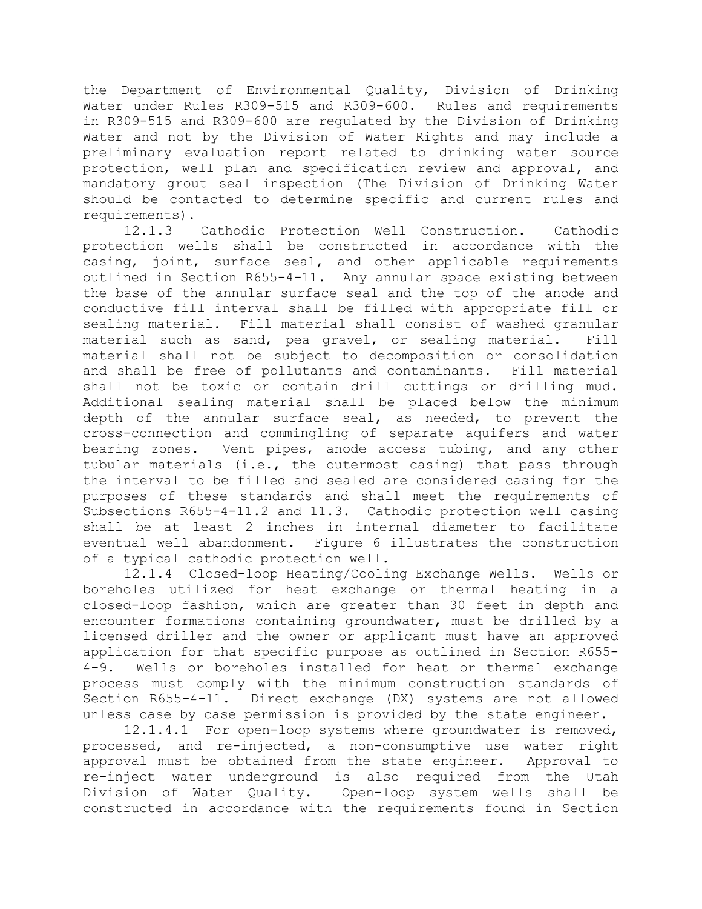the Department of Environmental Quality, Division of Drinking Water under Rules R309-515 and R309-600. Rules and requirements in R309-515 and R309-600 are regulated by the Division of Drinking Water and not by the Division of Water Rights and may include a preliminary evaluation report related to drinking water source protection, well plan and specification review and approval, and mandatory grout seal inspection (The Division of Drinking Water should be contacted to determine specific and current rules and requirements).

12.1.3 Cathodic Protection Well Construction. Cathodic protection wells shall be constructed in accordance with the casing, joint, surface seal, and other applicable requirements outlined in Section R655-4-11. Any annular space existing between the base of the annular surface seal and the top of the anode and conductive fill interval shall be filled with appropriate fill or sealing material. Fill material shall consist of washed granular material such as sand, pea gravel, or sealing material. Fill material shall not be subject to decomposition or consolidation and shall be free of pollutants and contaminants. Fill material shall not be toxic or contain drill cuttings or drilling mud. Additional sealing material shall be placed below the minimum depth of the annular surface seal, as needed, to prevent the cross-connection and commingling of separate aquifers and water bearing zones. Vent pipes, anode access tubing, and any other tubular materials (i.e., the outermost casing) that pass through the interval to be filled and sealed are considered casing for the purposes of these standards and shall meet the requirements of Subsections R655-4-11.2 and 11.3. Cathodic protection well casing shall be at least 2 inches in internal diameter to facilitate eventual well abandonment. Figure 6 illustrates the construction of a typical cathodic protection well.

12.1.4 Closed-loop Heating/Cooling Exchange Wells. Wells or boreholes utilized for heat exchange or thermal heating in a closed-loop fashion, which are greater than 30 feet in depth and encounter formations containing groundwater, must be drilled by a licensed driller and the owner or applicant must have an approved application for that specific purpose as outlined in Section R655-4-9. Wells or boreholes installed for heat or thermal exchange process must comply with the minimum construction standards of Section R655-4-11. Direct exchange (DX) systems are not allowed unless case by case permission is provided by the state engineer.

12.1.4.1 For open-loop systems where groundwater is removed, processed, and re-injected, a non-consumptive use water right approval must be obtained from the state engineer. Approval to re-inject water underground is also required from the Utah Division of Water Quality. Open-loop system wells shall be constructed in accordance with the requirements found in Section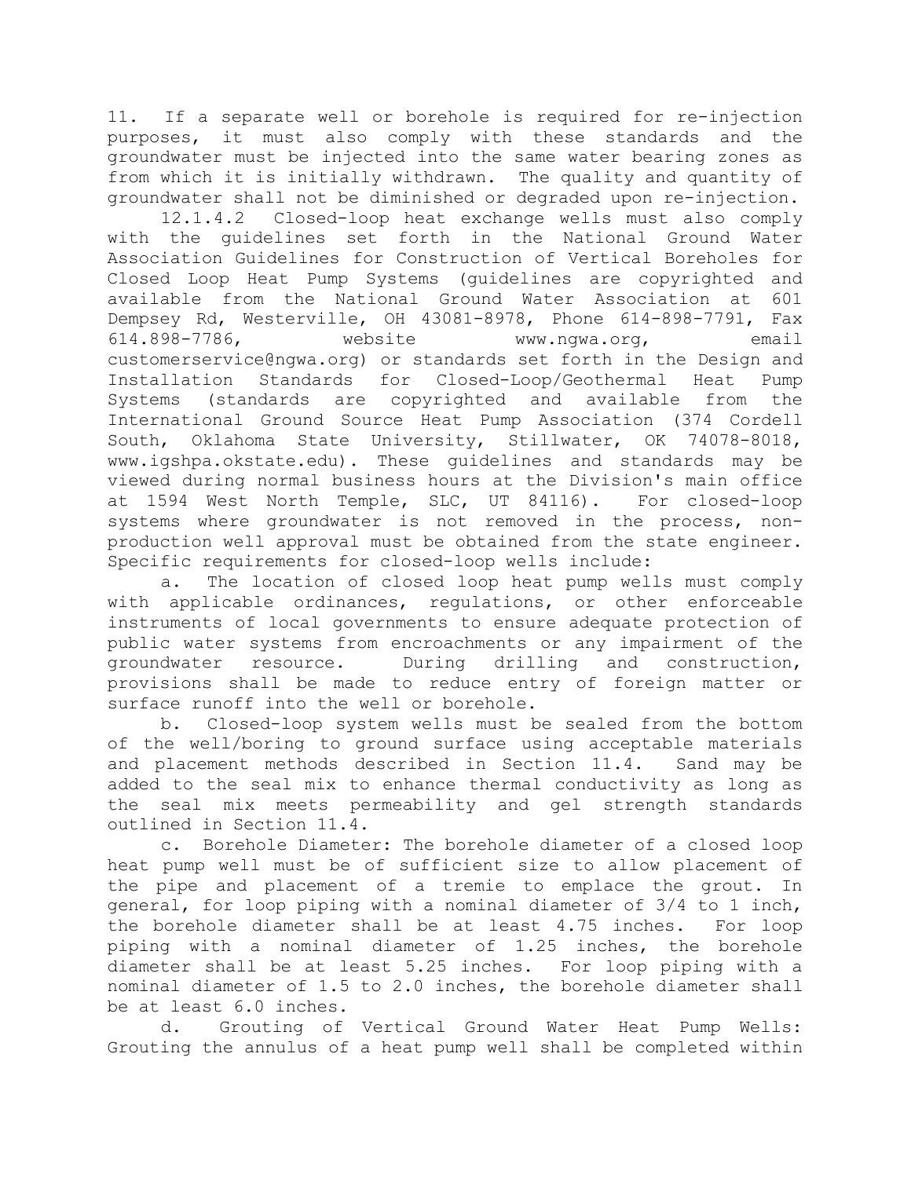11. If a separate well or borehole is required for re-injection purposes, it must also comply with these standards and the groundwater must be injected into the same water bearing zones as from which it is initially withdrawn. The quality and quantity of groundwater shall not be diminished or degraded upon re-injection.

12.1.4.2 Closed-loop heat exchange wells must also comply with the guidelines set forth in the National Ground Water Association Guidelines for Construction of Vertical Boreholes for Closed Loop Heat Pump Systems (guidelines are copyrighted and available from the National Ground Water Association at 601 Dempsey Rd, Westerville, OH 43081-8978, Phone 614-898-7791, Fax 614.898-7786, website www.ngwa.org, email customerservice@ngwa.org) or standards set forth in the Design and Installation Standards for Closed-Loop/Geothermal Heat Pump Systems (standards are copyrighted and available from the International Ground Source Heat Pump Association (374 Cordell South, Oklahoma State University, Stillwater, OK 74078-8018, www.igshpa.okstate.edu). These guidelines and standards may be viewed during normal business hours at the Division's main office at 1594 West North Temple, SLC, UT 84116). For closed-loop systems where groundwater is not removed in the process, non-production well approval must be obtained from the state engineer. Specific requirements for closed-loop wells include:

a. The location of closed loop heat pump wells must comply with applicable ordinances, regulations, or other enforceable instruments of local governments to ensure adequate protection of public water systems from encroachments or any impairment of the groundwater resource. During drilling and construction, provisions shall be made to reduce entry of foreign matter or surface runoff into the well or borehole.

b. Closed-loop system wells must be sealed from the bottom of the well/boring to ground surface using acceptable materials and placement methods described in Section 11.4. Sand may be added to the seal mix to enhance thermal conductivity as long as the seal mix meets permeability and gel strength standards outlined in Section 11.4.

c. Borehole Diameter: The borehole diameter of a closed loop heat pump well must be of sufficient size to allow placement of the pipe and placement of a tremie to emplace the grout. In general, for loop piping with a nominal diameter of 3/4 to 1 inch, the borehole diameter shall be at least 4.75 inches. For loop piping with a nominal diameter of 1.25 inches, the borehole diameter shall be at least 5.25 inches. For loop piping with a nominal diameter of 1.5 to 2.0 inches, the borehole diameter shall be at least 6.0 inches.

d. Grouting of Vertical Ground Water Heat Pump Wells: Grouting the annulus of a heat pump well shall be completed within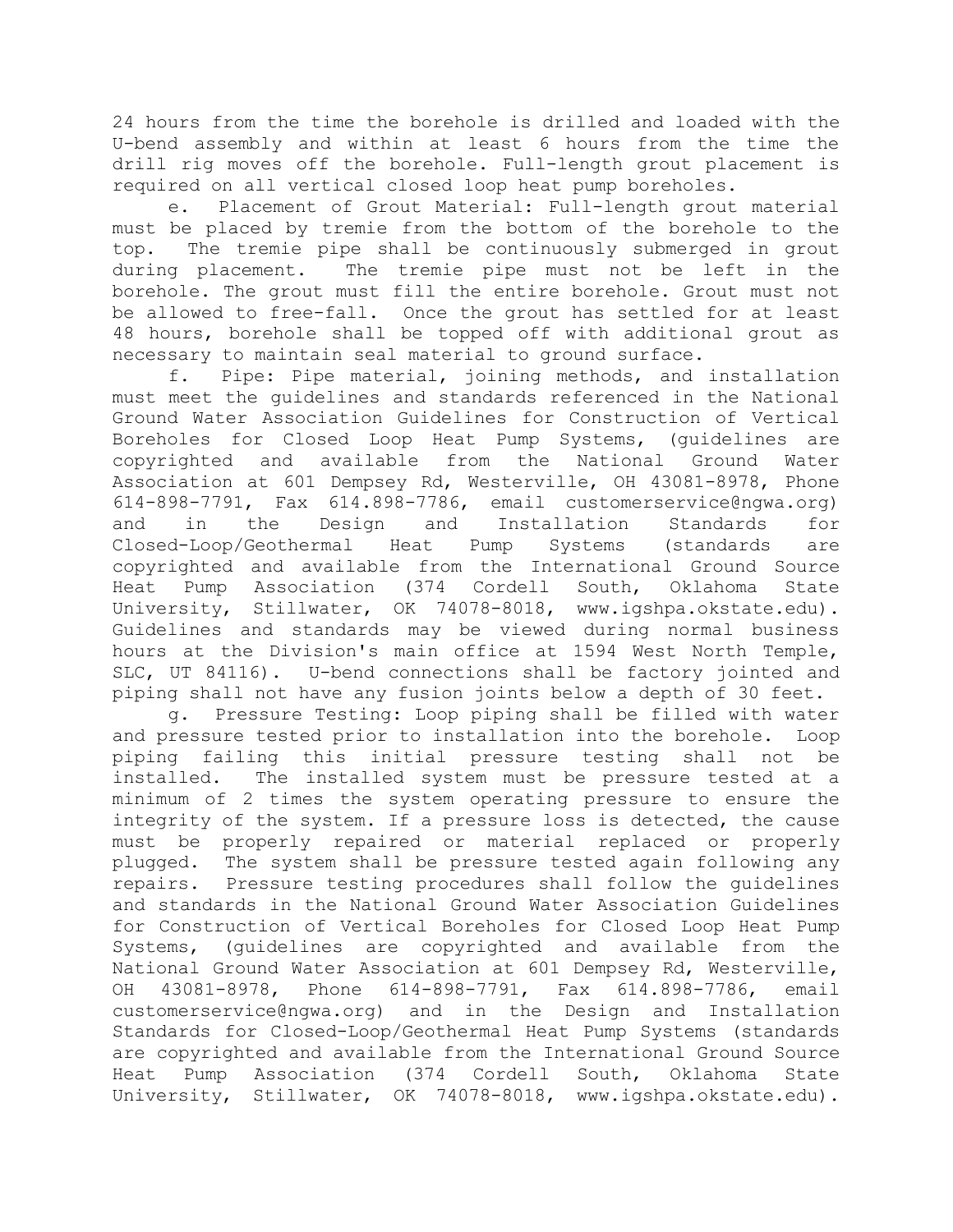24 hours from the time the borehole is drilled and loaded with the U-bend assembly and within at least 6 hours from the time the drill rig moves off the borehole. Full-length grout placement is required on all vertical closed loop heat pump boreholes.

e. Placement of Grout Material: Full-length grout material must be placed by tremie from the bottom of the borehole to the top. The tremie pipe shall be continuously submerged in grout during placement. The tremie pipe must not be left in the borehole. The grout must fill the entire borehole. Grout must not be allowed to free-fall. Once the grout has settled for at least 48 hours, borehole shall be topped off with additional grout as necessary to maintain seal material to ground surface.

f. Pipe: Pipe material, joining methods, and installation must meet the guidelines and standards referenced in the National Ground Water Association Guidelines for Construction of Vertical Boreholes for Closed Loop Heat Pump Systems, (guidelines are copyrighted and available from the National Ground Water Association at 601 Dempsey Rd, Westerville, OH 43081-8978, Phone 614-898-7791, Fax 614.898-7786, email customerservice@ngwa.org) and in the Design and Installation Standards for Closed-Loop/Geothermal Heat Pump Systems (standards are copyrighted and available from the International Ground Source Heat Pump Association (374 Cordell South, Oklahoma State University, Stillwater, OK 74078-8018, www.igshpa.okstate.edu). Guidelines and standards may be viewed during normal business hours at the Division's main office at 1594 West North Temple, SLC, UT 84116). U-bend connections shall be factory jointed and piping shall not have any fusion joints below a depth of 30 feet.

g. Pressure Testing: Loop piping shall be filled with water and pressure tested prior to installation into the borehole. Loop piping failing this initial pressure testing shall not be installed. The installed system must be pressure tested at a minimum of 2 times the system operating pressure to ensure the integrity of the system. If a pressure loss is detected, the cause must be properly repaired or material replaced or properly plugged. The system shall be pressure tested again following any repairs. Pressure testing procedures shall follow the guidelines and standards in the National Ground Water Association Guidelines for Construction of Vertical Boreholes for Closed Loop Heat Pump Systems, (guidelines are copyrighted and available from the National Ground Water Association at 601 Dempsey Rd, Westerville, OH 43081-8978, Phone 614-898-7791, Fax 614.898-7786, email customerservice@ngwa.org) and in the Design and Installation Standards for Closed-Loop/Geothermal Heat Pump Systems (standards are copyrighted and available from the International Ground Source Heat Pump Association (374 Cordell South, Oklahoma State University, Stillwater, OK 74078-8018, www.igshpa.okstate.edu).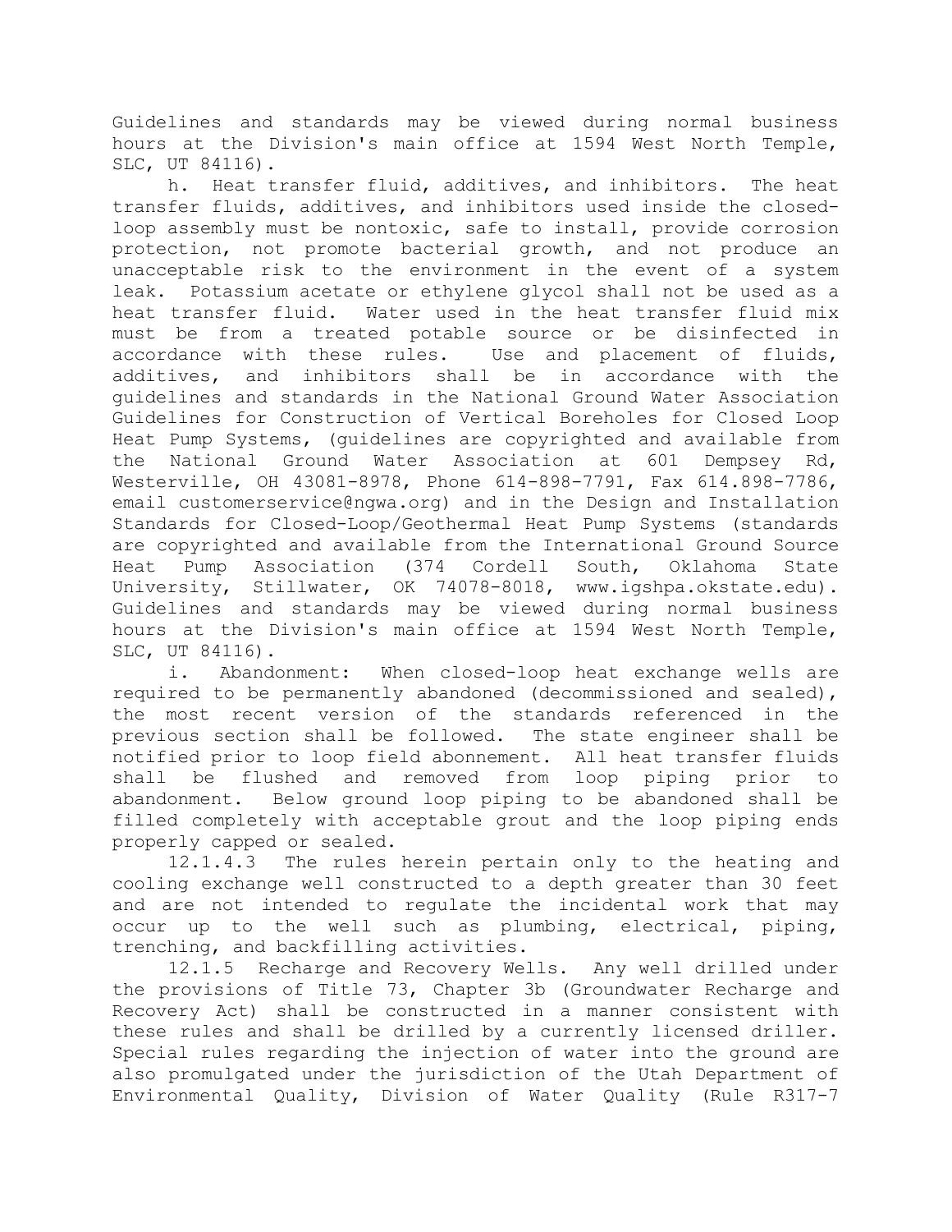Guidelines and standards may be viewed during normal business hours at the Division's main office at 1594 West North Temple, SLC, UT 84116).

h. Heat transfer fluid, additives, and inhibitors. The heat transfer fluids, additives, and inhibitors used inside the closed-loop assembly must be nontoxic, safe to install, provide corrosion protection, not promote bacterial growth, and not produce an unacceptable risk to the environment in the event of a system leak. Potassium acetate or ethylene glycol shall not be used as a heat transfer fluid. Water used in the heat transfer fluid mix must be from a treated potable source or be disinfected in accordance with these rules. Use and placement of fluids, additives, and inhibitors shall be in accordance with the guidelines and standards in the National Ground Water Association Guidelines for Construction of Vertical Boreholes for Closed Loop Heat Pump Systems, (guidelines are copyrighted and available from the National Ground Water Association at 601 Dempsey Rd, Westerville, OH 43081-8978, Phone 614-898-7791, Fax 614.898-7786, email customerservice@ngwa.org) and in the Design and Installation Standards for Closed-Loop/Geothermal Heat Pump Systems (standards are copyrighted and available from the International Ground Source Heat Pump Association (374 Cordell South, Oklahoma State University, Stillwater, OK 74078-8018, www.igshpa.okstate.edu). Guidelines and standards may be viewed during normal business hours at the Division's main office at 1594 West North Temple, SLC, UT 84116).

i. Abandonment: When closed-loop heat exchange wells are required to be permanently abandoned (decommissioned and sealed), the most recent version of the standards referenced in the previous section shall be followed. The state engineer shall be notified prior to loop field abonnement. All heat transfer fluids shall be flushed and removed from loop piping prior to abandonment. Below ground loop piping to be abandoned shall be filled completely with acceptable grout and the loop piping ends properly capped or sealed.

12.1.4.3 The rules herein pertain only to the heating and cooling exchange well constructed to a depth greater than 30 feet and are not intended to regulate the incidental work that may occur up to the well such as plumbing, electrical, piping, trenching, and backfilling activities.

12.1.5 Recharge and Recovery Wells. Any well drilled under the provisions of Title 73, Chapter 3b (Groundwater Recharge and Recovery Act) shall be constructed in a manner consistent with these rules and shall be drilled by a currently licensed driller. Special rules regarding the injection of water into the ground are also promulgated under the jurisdiction of the Utah Department of Environmental Quality, Division of Water Quality (Rule R317-7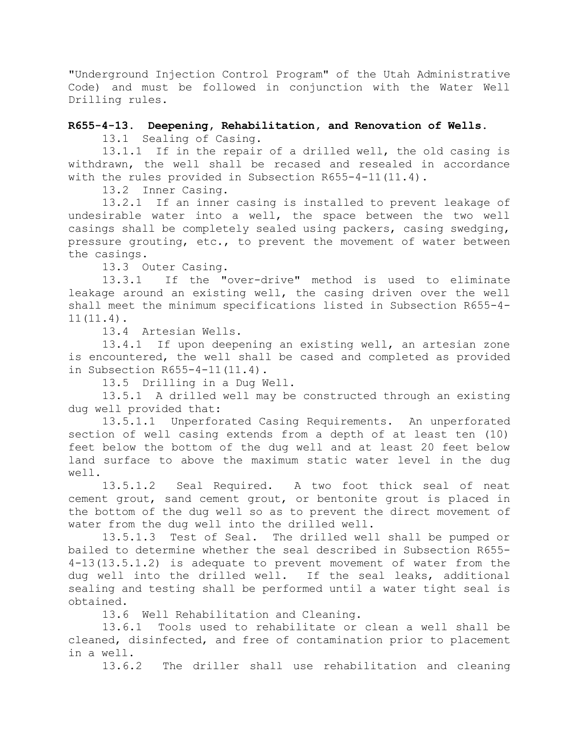"Underground Injection Control Program" of the Utah Administrative Code) and must be followed in conjunction with the Water Well Drilling rules.

**R655-4-13. Deepening, Rehabilitation, and Renovation of Wells.**

13.1 Sealing of Casing.

13.1.1 If in the repair of a drilled well, the old casing is withdrawn, the well shall be recased and resealed in accordance with the rules provided in Subsection R655-4-11(11.4).

13.2 Inner Casing.

13.2.1 If an inner casing is installed to prevent leakage of undesirable water into a well, the space between the two well casings shall be completely sealed using packers, casing swedging, pressure grouting, etc., to prevent the movement of water between the casings.

13.3 Outer Casing.

13.3.1 If the "over-drive" method is used to eliminate leakage around an existing well, the casing driven over the well shall meet the minimum specifications listed in Subsection R655-4-11(11.4).

13.4 Artesian Wells.

13.4.1 If upon deepening an existing well, an artesian zone is encountered, the well shall be cased and completed as provided in Subsection R655-4-11(11.4).

13.5 Drilling in a Dug Well.

13.5.1 A drilled well may be constructed through an existing dug well provided that:

13.5.1.1 Unperforated Casing Requirements. An unperforated section of well casing extends from a depth of at least ten (10) feet below the bottom of the dug well and at least 20 feet below land surface to above the maximum static water level in the dug well.

13.5.1.2 Seal Required. A two foot thick seal of neat cement grout, sand cement grout, or bentonite grout is placed in the bottom of the dug well so as to prevent the direct movement of water from the dug well into the drilled well.

13.5.1.3 Test of Seal. The drilled well shall be pumped or bailed to determine whether the seal described in Subsection R655-4-13(13.5.1.2) is adequate to prevent movement of water from the dug well into the drilled well. If the seal leaks, additional sealing and testing shall be performed until a water tight seal is obtained.

13.6 Well Rehabilitation and Cleaning.

13.6.1 Tools used to rehabilitate or clean a well shall be cleaned, disinfected, and free of contamination prior to placement in a well.

13.6.2 The driller shall use rehabilitation and cleaning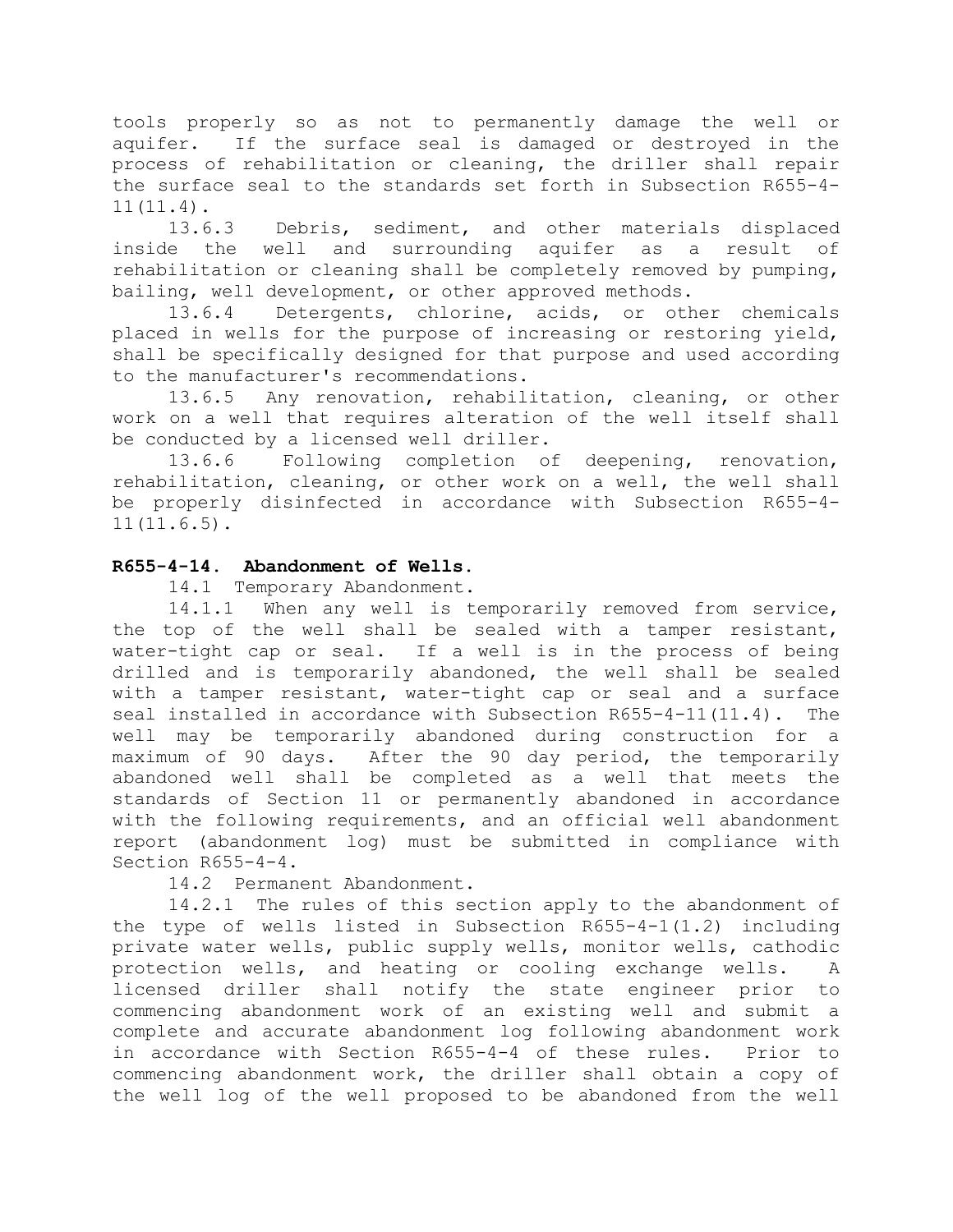tools properly so as not to permanently damage the well or aquifer. If the surface seal is damaged or destroyed in the process of rehabilitation or cleaning, the driller shall repair the surface seal to the standards set forth in Subsection R655-4-11(11.4).

13.6.3 Debris, sediment, and other materials displaced inside the well and surrounding aquifer as a result of rehabilitation or cleaning shall be completely removed by pumping, bailing, well development, or other approved methods.

13.6.4 Detergents, chlorine, acids, or other chemicals placed in wells for the purpose of increasing or restoring yield, shall be specifically designed for that purpose and used according to the manufacturer's recommendations.

13.6.5 Any renovation, rehabilitation, cleaning, or other work on a well that requires alteration of the well itself shall be conducted by a licensed well driller.

13.6.6 Following completion of deepening, renovation, rehabilitation, cleaning, or other work on a well, the well shall be properly disinfected in accordance with Subsection R655-4-11(11.6.5).

**R655-4-14. Abandonment of Wells.**

14.1 Temporary Abandonment.

14.1.1 When any well is temporarily removed from service, the top of the well shall be sealed with a tamper resistant, water-tight cap or seal. If a well is in the process of being drilled and is temporarily abandoned, the well shall be sealed with a tamper resistant, water-tight cap or seal and a surface seal installed in accordance with Subsection R655-4-11(11.4). The well may be temporarily abandoned during construction for a maximum of 90 days. After the 90 day period, the temporarily abandoned well shall be completed as a well that meets the standards of Section 11 or permanently abandoned in accordance with the following requirements, and an official well abandonment report (abandonment log) must be submitted in compliance with Section R655-4-4.

14.2 Permanent Abandonment.

14.2.1 The rules of this section apply to the abandonment of the type of wells listed in Subsection R655-4-1(1.2) including private water wells, public supply wells, monitor wells, cathodic protection wells, and heating or cooling exchange wells. A licensed driller shall notify the state engineer prior to commencing abandonment work of an existing well and submit a complete and accurate abandonment log following abandonment work in accordance with Section R655-4-4 of these rules. Prior to commencing abandonment work, the driller shall obtain a copy of the well log of the well proposed to be abandoned from the well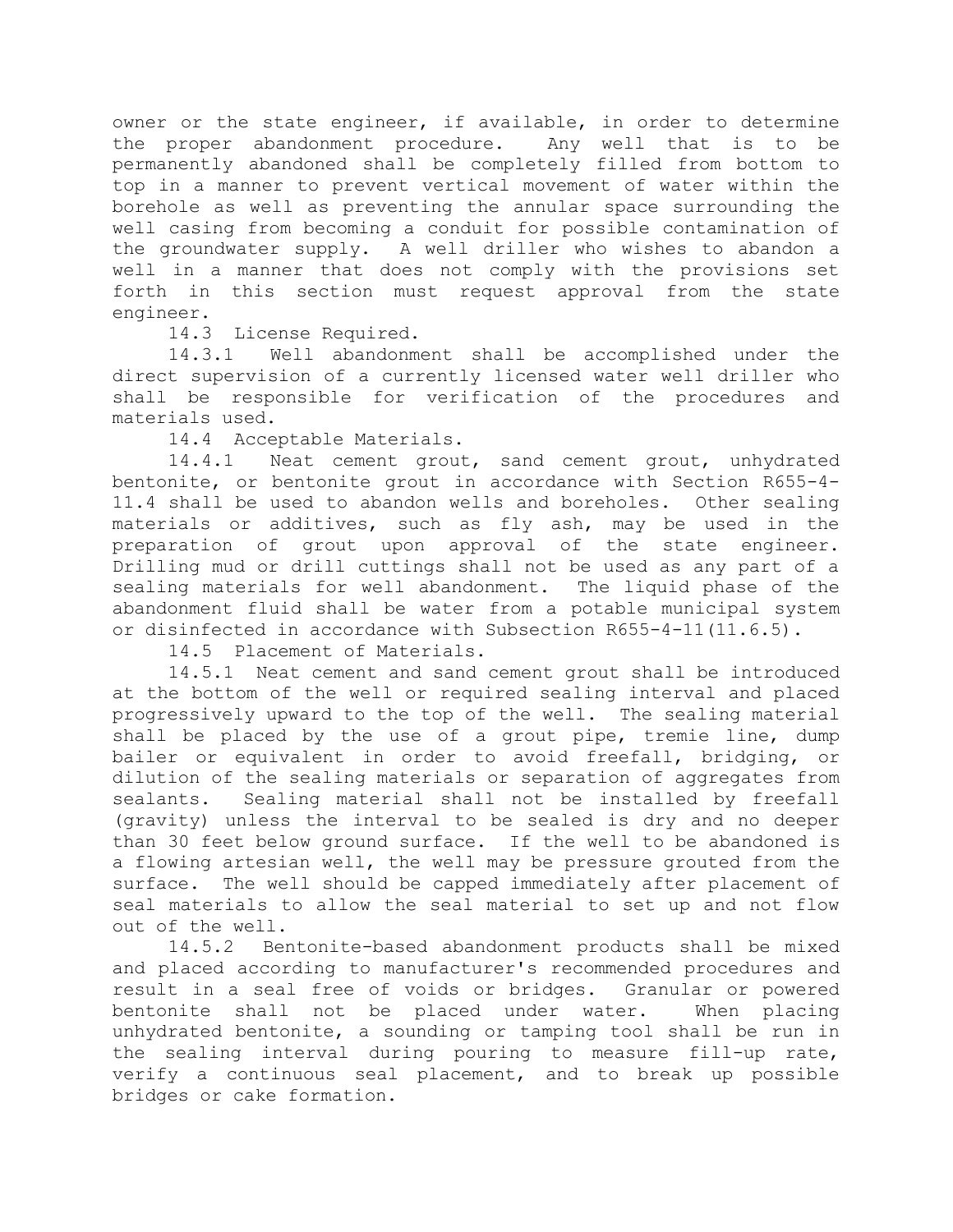owner or the state engineer, if available, in order to determine the proper abandonment procedure. Any well that is to be permanently abandoned shall be completely filled from bottom to top in a manner to prevent vertical movement of water within the borehole as well as preventing the annular space surrounding the well casing from becoming a conduit for possible contamination of the groundwater supply. A well driller who wishes to abandon a well in a manner that does not comply with the provisions set forth in this section must request approval from the state engineer.

14.3 License Required.

14.3.1 Well abandonment shall be accomplished under the direct supervision of a currently licensed water well driller who shall be responsible for verification of the procedures and materials used.

14.4 Acceptable Materials.

14.4.1 Neat cement grout, sand cement grout, unhydrated bentonite, or bentonite grout in accordance with Section R655-4-11.4 shall be used to abandon wells and boreholes. Other sealing materials or additives, such as fly ash, may be used in the preparation of grout upon approval of the state engineer. Drilling mud or drill cuttings shall not be used as any part of a sealing materials for well abandonment. The liquid phase of the abandonment fluid shall be water from a potable municipal system or disinfected in accordance with Subsection R655-4-11(11.6.5).

14.5 Placement of Materials.

14.5.1 Neat cement and sand cement grout shall be introduced at the bottom of the well or required sealing interval and placed progressively upward to the top of the well. The sealing material shall be placed by the use of a grout pipe, tremie line, dump bailer or equivalent in order to avoid freefall, bridging, or dilution of the sealing materials or separation of aggregates from sealants. Sealing material shall not be installed by freefall (gravity) unless the interval to be sealed is dry and no deeper than 30 feet below ground surface. If the well to be abandoned is a flowing artesian well, the well may be pressure grouted from the surface. The well should be capped immediately after placement of seal materials to allow the seal material to set up and not flow out of the well.

14.5.2 Bentonite-based abandonment products shall be mixed and placed according to manufacturer's recommended procedures and result in a seal free of voids or bridges. Granular or powered bentonite shall not be placed under water. When placing unhydrated bentonite, a sounding or tamping tool shall be run in the sealing interval during pouring to measure fill-up rate, verify a continuous seal placement, and to break up possible bridges or cake formation.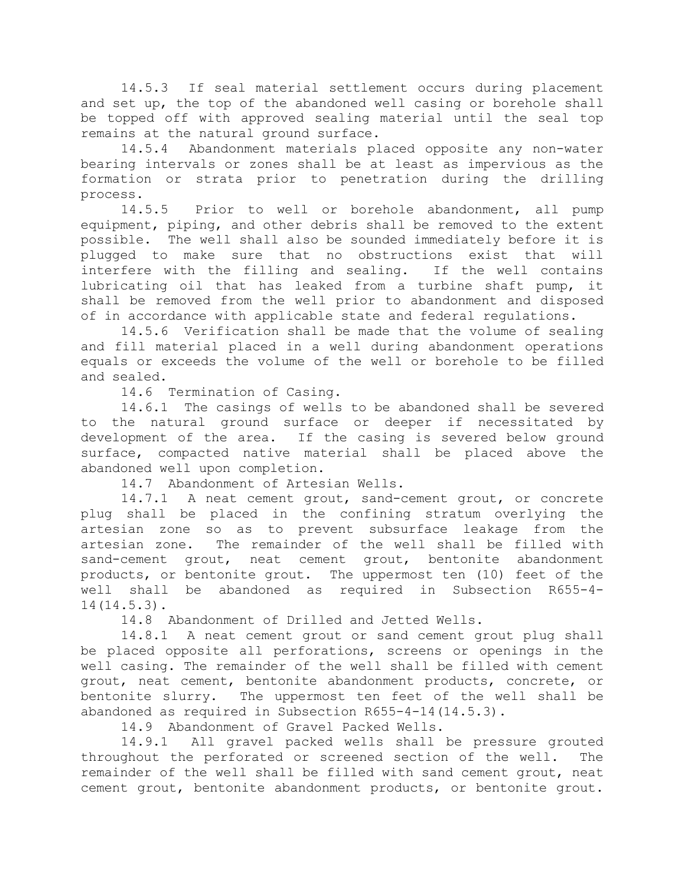14.5.3 If seal material settlement occurs during placement and set up, the top of the abandoned well casing or borehole shall be topped off with approved sealing material until the seal top remains at the natural ground surface.

14.5.4 Abandonment materials placed opposite any non-water bearing intervals or zones shall be at least as impervious as the formation or strata prior to penetration during the drilling process.

14.5.5 Prior to well or borehole abandonment, all pump equipment, piping, and other debris shall be removed to the extent possible. The well shall also be sounded immediately before it is plugged to make sure that no obstructions exist that will interfere with the filling and sealing. If the well contains lubricating oil that has leaked from a turbine shaft pump, it shall be removed from the well prior to abandonment and disposed of in accordance with applicable state and federal regulations.

14.5.6 Verification shall be made that the volume of sealing and fill material placed in a well during abandonment operations equals or exceeds the volume of the well or borehole to be filled and sealed.

14.6 Termination of Casing.

14.6.1 The casings of wells to be abandoned shall be severed to the natural ground surface or deeper if necessitated by development of the area. If the casing is severed below ground surface, compacted native material shall be placed above the abandoned well upon completion.

14.7 Abandonment of Artesian Wells.

14.7.1 A neat cement grout, sand-cement grout, or concrete plug shall be placed in the confining stratum overlying the artesian zone so as to prevent subsurface leakage from the artesian zone. The remainder of the well shall be filled with sand-cement grout, neat cement grout, bentonite abandonment products, or bentonite grout. The uppermost ten (10) feet of the well shall be abandoned as required in Subsection R655-4-14(14.5.3).

14.8 Abandonment of Drilled and Jetted Wells.

14.8.1 A neat cement grout or sand cement grout plug shall be placed opposite all perforations, screens or openings in the well casing. The remainder of the well shall be filled with cement grout, neat cement, bentonite abandonment products, concrete, or bentonite slurry. The uppermost ten feet of the well shall be abandoned as required in Subsection R655-4-14(14.5.3).

14.9 Abandonment of Gravel Packed Wells.

14.9.1 All gravel packed wells shall be pressure grouted throughout the perforated or screened section of the well. The remainder of the well shall be filled with sand cement grout, neat cement grout, bentonite abandonment products, or bentonite grout.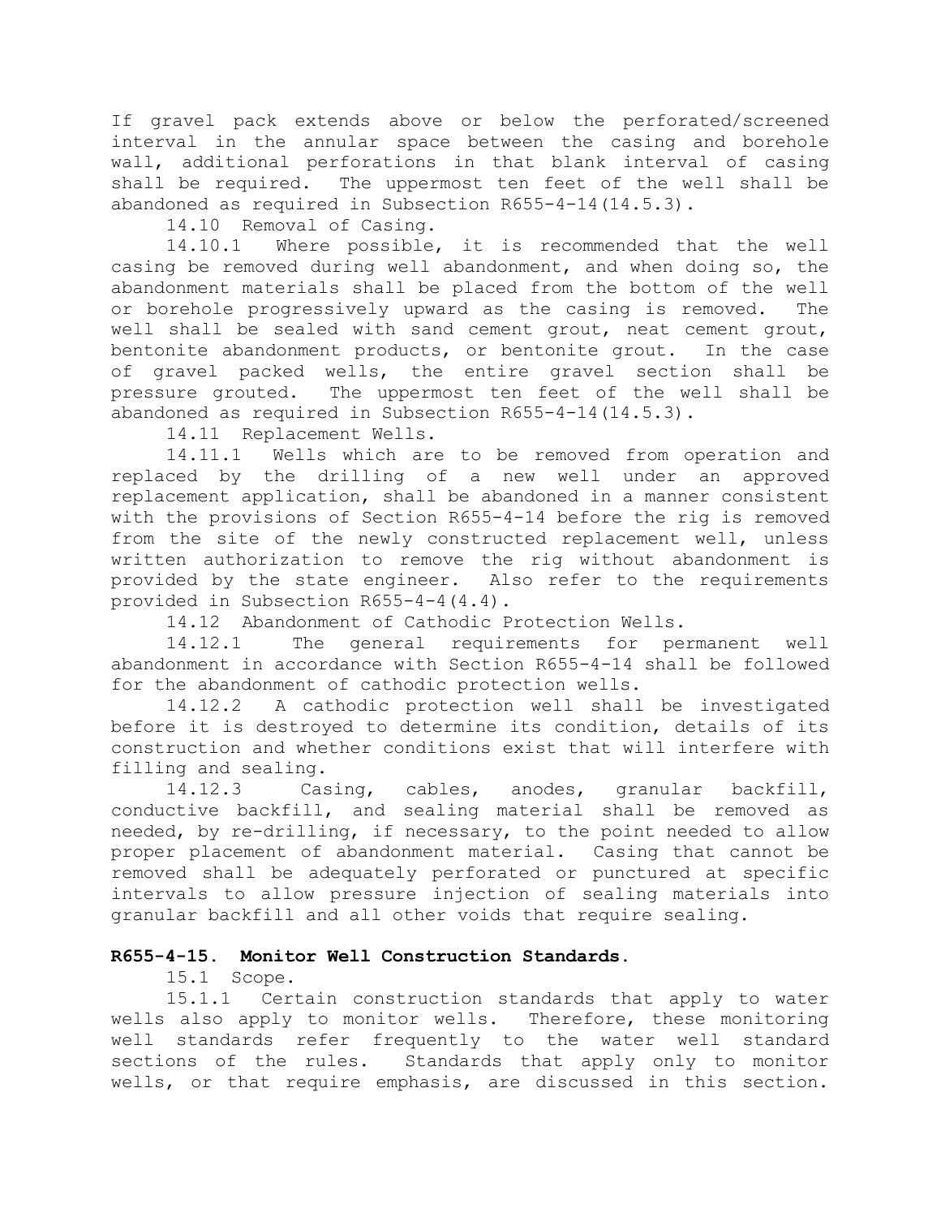If gravel pack extends above or below the perforated/screened interval in the annular space between the casing and borehole wall, additional perforations in that blank interval of casing shall be required. The uppermost ten feet of the well shall be abandoned as required in Subsection R655-4-14(14.5.3).

14.10 Removal of Casing.

14.10.1 Where possible, it is recommended that the well casing be removed during well abandonment, and when doing so, the abandonment materials shall be placed from the bottom of the well or borehole progressively upward as the casing is removed. The well shall be sealed with sand cement grout, neat cement grout, bentonite abandonment products, or bentonite grout. In the case of gravel packed wells, the entire gravel section shall be pressure grouted. The uppermost ten feet of the well shall be abandoned as required in Subsection R655-4-14(14.5.3).

14.11 Replacement Wells.

14.11.1 Wells which are to be removed from operation and replaced by the drilling of a new well under an approved replacement application, shall be abandoned in a manner consistent with the provisions of Section R655-4-14 before the rig is removed from the site of the newly constructed replacement well, unless written authorization to remove the rig without abandonment is provided by the state engineer. Also refer to the requirements provided in Subsection R655-4-4(4.4).

14.12 Abandonment of Cathodic Protection Wells.

14.12.1 The general requirements for permanent well abandonment in accordance with Section R655-4-14 shall be followed for the abandonment of cathodic protection wells.

14.12.2 A cathodic protection well shall be investigated before it is destroyed to determine its condition, details of its construction and whether conditions exist that will interfere with filling and sealing.

14.12.3 Casing, cables, anodes, granular backfill, conductive backfill, and sealing material shall be removed as needed, by re-drilling, if necessary, to the point needed to allow proper placement of abandonment material. Casing that cannot be removed shall be adequately perforated or punctured at specific intervals to allow pressure injection of sealing materials into granular backfill and all other voids that require sealing.

**R655-4-15. Monitor Well Construction Standards.**

15.1 Scope.

15.1.1 Certain construction standards that apply to water wells also apply to monitor wells. Therefore, these monitoring well standards refer frequently to the water well standard sections of the rules. Standards that apply only to monitor wells, or that require emphasis, are discussed in this section.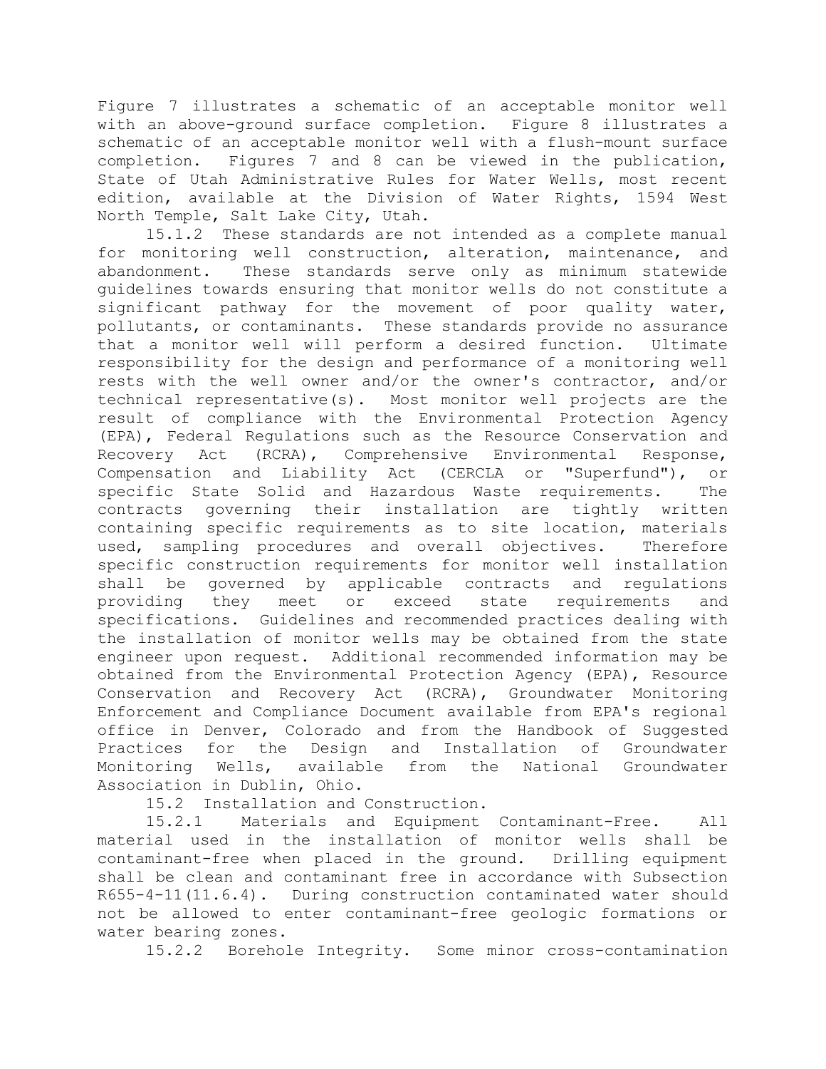Figure 7 illustrates a schematic of an acceptable monitor well with an above-ground surface completion. Figure 8 illustrates a schematic of an acceptable monitor well with a flush-mount surface completion. Figures 7 and 8 can be viewed in the publication, State of Utah Administrative Rules for Water Wells, most recent edition, available at the Division of Water Rights, 1594 West North Temple, Salt Lake City, Utah.

15.1.2 These standards are not intended as a complete manual for monitoring well construction, alteration, maintenance, and abandonment. These standards serve only as minimum statewide guidelines towards ensuring that monitor wells do not constitute a significant pathway for the movement of poor quality water, pollutants, or contaminants. These standards provide no assurance that a monitor well will perform a desired function. Ultimate responsibility for the design and performance of a monitoring well rests with the well owner and/or the owner's contractor, and/or technical representative(s). Most monitor well projects are the result of compliance with the Environmental Protection Agency (EPA), Federal Regulations such as the Resource Conservation and Recovery Act (RCRA), Comprehensive Environmental Response, Compensation and Liability Act (CERCLA or "Superfund"), or specific State Solid and Hazardous Waste requirements. The contracts governing their installation are tightly written containing specific requirements as to site location, materials used, sampling procedures and overall objectives. Therefore specific construction requirements for monitor well installation shall be governed by applicable contracts and regulations providing they meet or exceed state requirements and specifications. Guidelines and recommended practices dealing with the installation of monitor wells may be obtained from the state engineer upon request. Additional recommended information may be obtained from the Environmental Protection Agency (EPA), Resource Conservation and Recovery Act (RCRA), Groundwater Monitoring Enforcement and Compliance Document available from EPA's regional office in Denver, Colorado and from the Handbook of Suggested Practices for the Design and Installation of Groundwater Monitoring Wells, available from the National Groundwater Association in Dublin, Ohio.

15.2 Installation and Construction.

15.2.1 Materials and Equipment Contaminant-Free. All material used in the installation of monitor wells shall be contaminant-free when placed in the ground. Drilling equipment shall be clean and contaminant free in accordance with Subsection R655-4-11(11.6.4). During construction contaminated water should not be allowed to enter contaminant-free geologic formations or water bearing zones.

15.2.2 Borehole Integrity. Some minor cross-contamination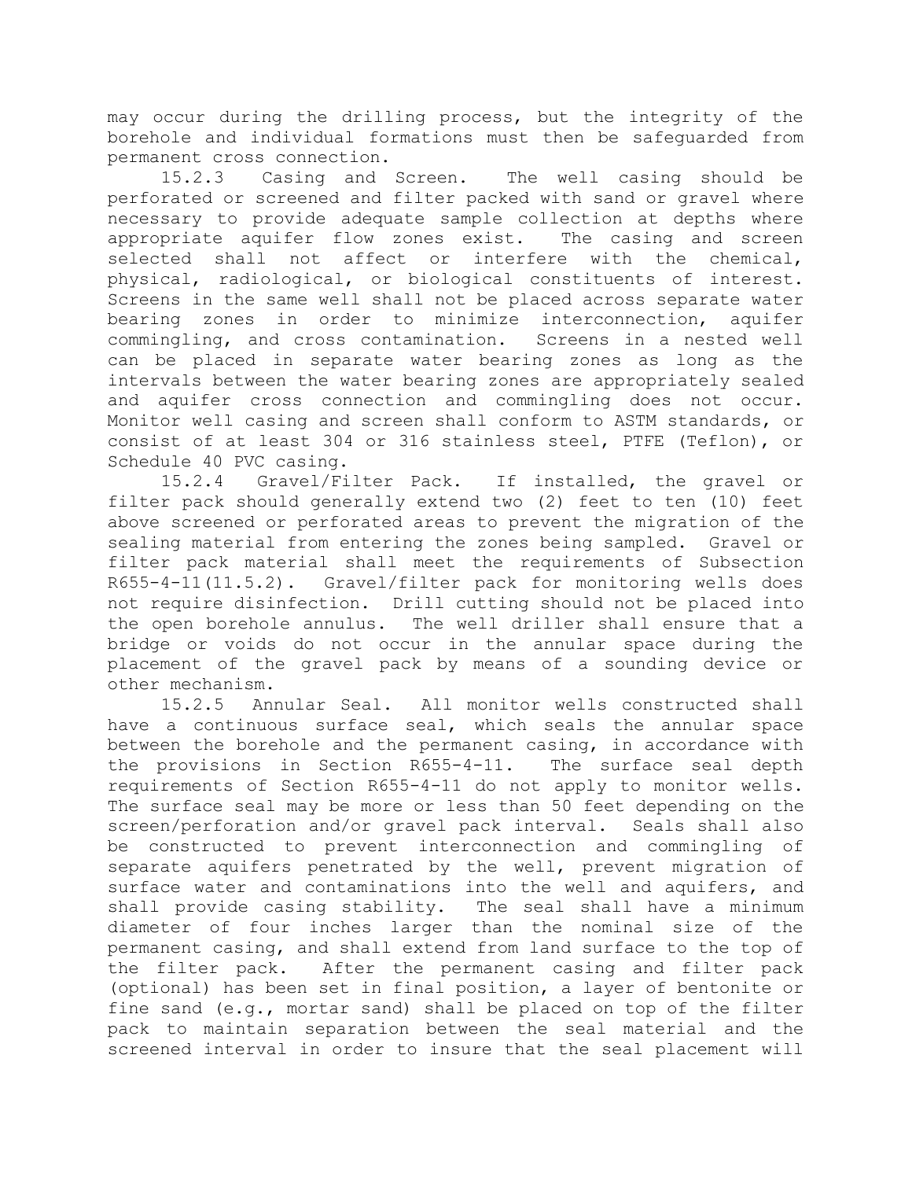may occur during the drilling process, but the integrity of the borehole and individual formations must then be safeguarded from permanent cross connection.

15.2.3 Casing and Screen. The well casing should be perforated or screened and filter packed with sand or gravel where necessary to provide adequate sample collection at depths where appropriate aquifer flow zones exist. The casing and screen selected shall not affect or interfere with the chemical, physical, radiological, or biological constituents of interest. Screens in the same well shall not be placed across separate water bearing zones in order to minimize interconnection, aquifer commingling, and cross contamination. Screens in a nested well can be placed in separate water bearing zones as long as the intervals between the water bearing zones are appropriately sealed and aquifer cross connection and commingling does not occur. Monitor well casing and screen shall conform to ASTM standards, or consist of at least 304 or 316 stainless steel, PTFE (Teflon), or Schedule 40 PVC casing.

15.2.4 Gravel/Filter Pack. If installed, the gravel or filter pack should generally extend two (2) feet to ten (10) feet above screened or perforated areas to prevent the migration of the sealing material from entering the zones being sampled. Gravel or filter pack material shall meet the requirements of Subsection R655-4-11(11.5.2). Gravel/filter pack for monitoring wells does not require disinfection. Drill cutting should not be placed into the open borehole annulus. The well driller shall ensure that a bridge or voids do not occur in the annular space during the placement of the gravel pack by means of a sounding device or other mechanism.

15.2.5 Annular Seal. All monitor wells constructed shall have a continuous surface seal, which seals the annular space between the borehole and the permanent casing, in accordance with the provisions in Section R655-4-11. The surface seal depth requirements of Section R655-4-11 do not apply to monitor wells. The surface seal may be more or less than 50 feet depending on the screen/perforation and/or gravel pack interval. Seals shall also be constructed to prevent interconnection and commingling of separate aquifers penetrated by the well, prevent migration of surface water and contaminations into the well and aquifers, and shall provide casing stability. The seal shall have a minimum diameter of four inches larger than the nominal size of the permanent casing, and shall extend from land surface to the top of the filter pack. After the permanent casing and filter pack (optional) has been set in final position, a layer of bentonite or fine sand (e.g., mortar sand) shall be placed on top of the filter pack to maintain separation between the seal material and the screened interval in order to insure that the seal placement will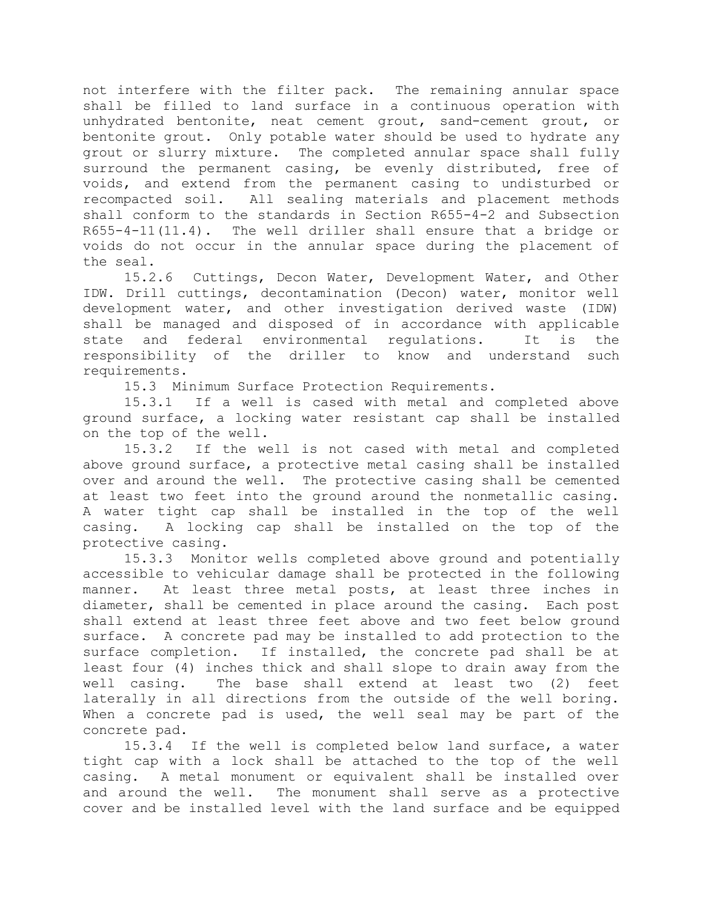not interfere with the filter pack. The remaining annular space shall be filled to land surface in a continuous operation with unhydrated bentonite, neat cement grout, sand-cement grout, or bentonite grout. Only potable water should be used to hydrate any grout or slurry mixture. The completed annular space shall fully surround the permanent casing, be evenly distributed, free of voids, and extend from the permanent casing to undisturbed or recompacted soil. All sealing materials and placement methods shall conform to the standards in Section R655-4-2 and Subsection R655-4-11(11.4). The well driller shall ensure that a bridge or voids do not occur in the annular space during the placement of the seal.

15.2.6 Cuttings, Decon Water, Development Water, and Other IDW. Drill cuttings, decontamination (Decon) water, monitor well development water, and other investigation derived waste (IDW) shall be managed and disposed of in accordance with applicable state and federal environmental regulations. It is the responsibility of the driller to know and understand such requirements.

15.3 Minimum Surface Protection Requirements.

15.3.1 If a well is cased with metal and completed above ground surface, a locking water resistant cap shall be installed on the top of the well.

15.3.2 If the well is not cased with metal and completed above ground surface, a protective metal casing shall be installed over and around the well. The protective casing shall be cemented at least two feet into the ground around the nonmetallic casing. A water tight cap shall be installed in the top of the well casing. A locking cap shall be installed on the top of the protective casing.

15.3.3 Monitor wells completed above ground and potentially accessible to vehicular damage shall be protected in the following manner. At least three metal posts, at least three inches in diameter, shall be cemented in place around the casing. Each post shall extend at least three feet above and two feet below ground surface. A concrete pad may be installed to add protection to the surface completion. If installed, the concrete pad shall be at least four (4) inches thick and shall slope to drain away from the well casing. The base shall extend at least two (2) feet laterally in all directions from the outside of the well boring. When a concrete pad is used, the well seal may be part of the concrete pad.

15.3.4 If the well is completed below land surface, a water tight cap with a lock shall be attached to the top of the well casing. A metal monument or equivalent shall be installed over and around the well. The monument shall serve as a protective cover and be installed level with the land surface and be equipped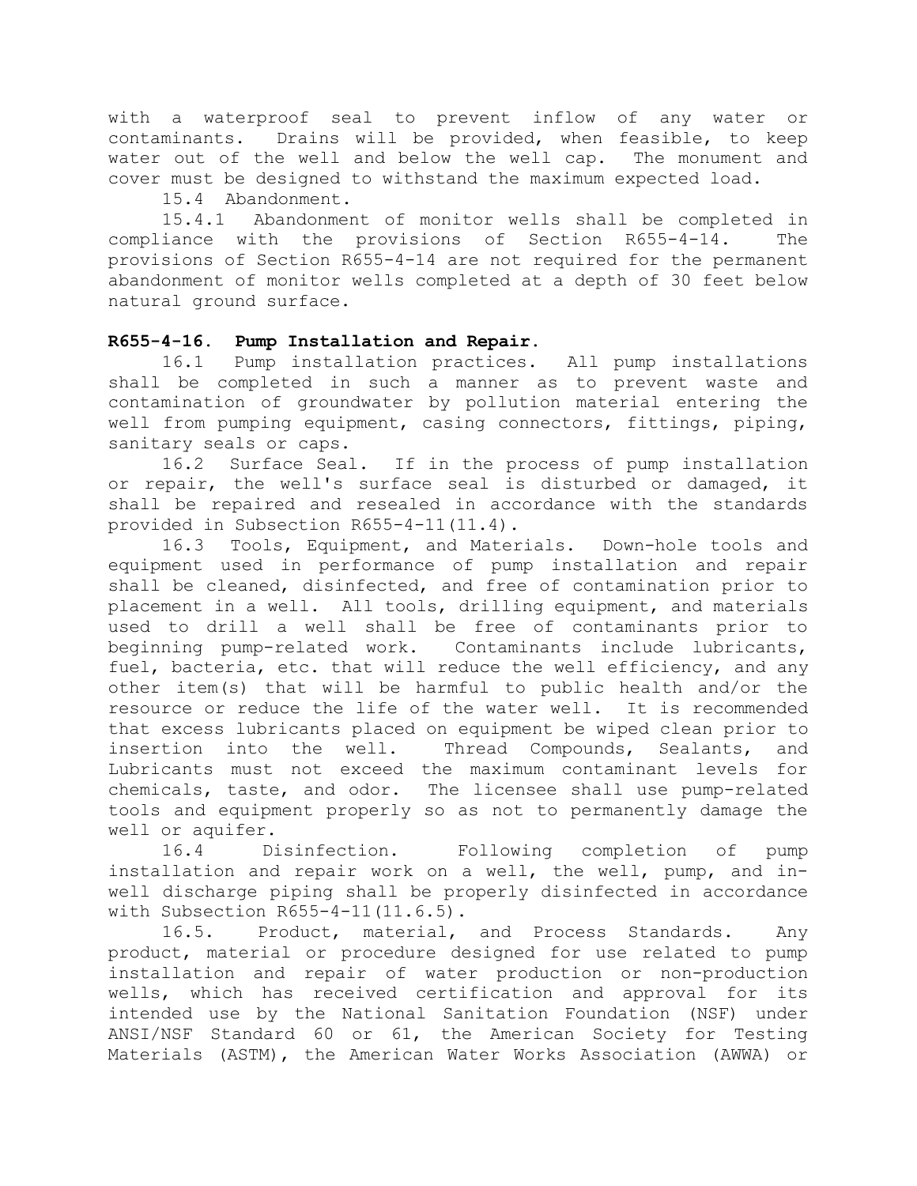with a waterproof seal to prevent inflow of any water or contaminants. Drains will be provided, when feasible, to keep water out of the well and below the well cap. The monument and cover must be designed to withstand the maximum expected load.

15.4 Abandonment.

15.4.1 Abandonment of monitor wells shall be completed in compliance with the provisions of Section R655-4-14. The provisions of Section R655-4-14 are not required for the permanent abandonment of monitor wells completed at a depth of 30 feet below natural ground surface.

**R655-4-16. Pump Installation and Repair.**

16.1 Pump installation practices. All pump installations shall be completed in such a manner as to prevent waste and contamination of groundwater by pollution material entering the well from pumping equipment, casing connectors, fittings, piping, sanitary seals or caps.

16.2 Surface Seal. If in the process of pump installation or repair, the well's surface seal is disturbed or damaged, it shall be repaired and resealed in accordance with the standards provided in Subsection R655-4-11(11.4).

16.3 Tools, Equipment, and Materials. Down-hole tools and equipment used in performance of pump installation and repair shall be cleaned, disinfected, and free of contamination prior to placement in a well. All tools, drilling equipment, and materials used to drill a well shall be free of contaminants prior to beginning pump-related work. Contaminants include lubricants, fuel, bacteria, etc. that will reduce the well efficiency, and any other item(s) that will be harmful to public health and/or the resource or reduce the life of the water well. It is recommended that excess lubricants placed on equipment be wiped clean prior to insertion into the well. Thread Compounds, Sealants, and Lubricants must not exceed the maximum contaminant levels for chemicals, taste, and odor. The licensee shall use pump-related tools and equipment properly so as not to permanently damage the well or aquifer.

16.4 Disinfection. Following completion of pump installation and repair work on a well, the well, pump, and in-well discharge piping shall be properly disinfected in accordance with Subsection R655-4-11(11.6.5).

16.5. Product, material, and Process Standards. Any product, material or procedure designed for use related to pump installation and repair of water production or non-production wells, which has received certification and approval for its intended use by the National Sanitation Foundation (NSF) under ANSI/NSF Standard 60 or 61, the American Society for Testing Materials (ASTM), the American Water Works Association (AWWA) or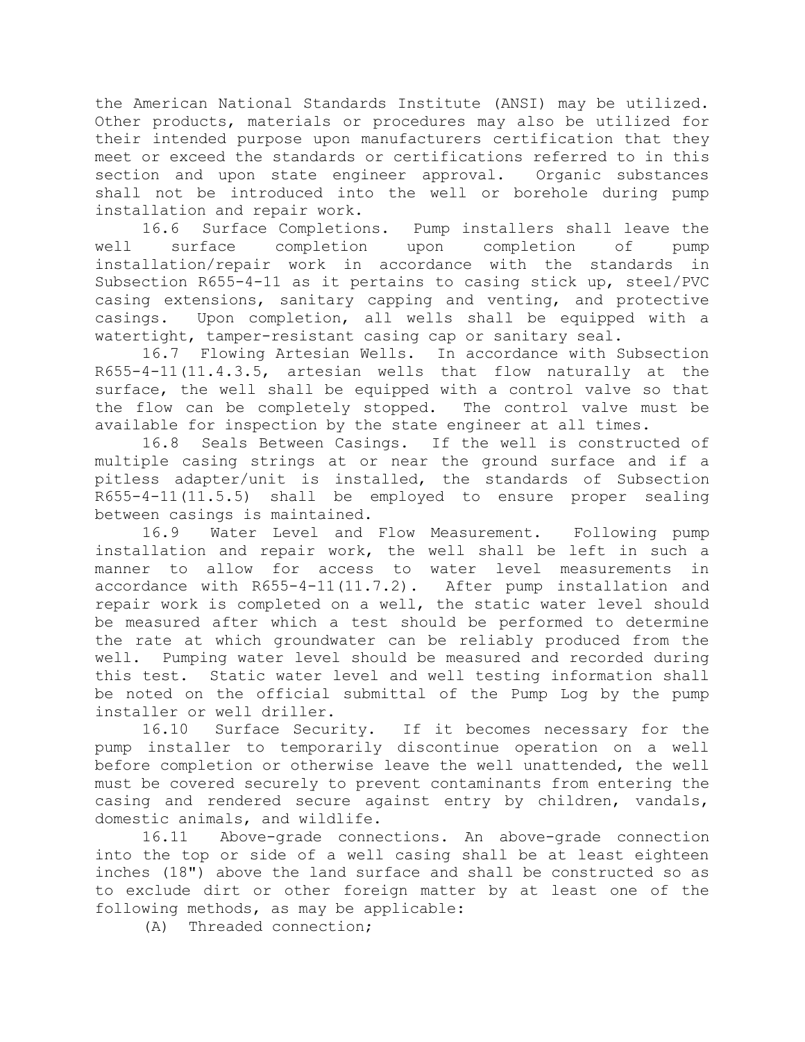the American National Standards Institute (ANSI) may be utilized. Other products, materials or procedures may also be utilized for their intended purpose upon manufacturers certification that they meet or exceed the standards or certifications referred to in this section and upon state engineer approval. Organic substances shall not be introduced into the well or borehole during pump installation and repair work.

16.6 Surface Completions. Pump installers shall leave the well surface completion upon completion of pump installation/repair work in accordance with the standards in Subsection R655-4-11 as it pertains to casing stick up, steel/PVC casing extensions, sanitary capping and venting, and protective casings. Upon completion, all wells shall be equipped with a watertight, tamper-resistant casing cap or sanitary seal.

16.7 Flowing Artesian Wells. In accordance with Subsection R655-4-11(11.4.3.5, artesian wells that flow naturally at the surface, the well shall be equipped with a control valve so that the flow can be completely stopped. The control valve must be available for inspection by the state engineer at all times.

16.8 Seals Between Casings. If the well is constructed of multiple casing strings at or near the ground surface and if a pitless adapter/unit is installed, the standards of Subsection R655-4-11(11.5.5) shall be employed to ensure proper sealing between casings is maintained.

16.9 Water Level and Flow Measurement. Following pump installation and repair work, the well shall be left in such a manner to allow for access to water level measurements in accordance with R655-4-11(11.7.2). After pump installation and repair work is completed on a well, the static water level should be measured after which a test should be performed to determine the rate at which groundwater can be reliably produced from the well. Pumping water level should be measured and recorded during this test. Static water level and well testing information shall be noted on the official submittal of the Pump Log by the pump installer or well driller.

16.10 Surface Security. If it becomes necessary for the pump installer to temporarily discontinue operation on a well before completion or otherwise leave the well unattended, the well must be covered securely to prevent contaminants from entering the casing and rendered secure against entry by children, vandals, domestic animals, and wildlife.

16.11 Above-grade connections. An above-grade connection into the top or side of a well casing shall be at least eighteen inches (18") above the land surface and shall be constructed so as to exclude dirt or other foreign matter by at least one of the following methods, as may be applicable:

(A) Threaded connection;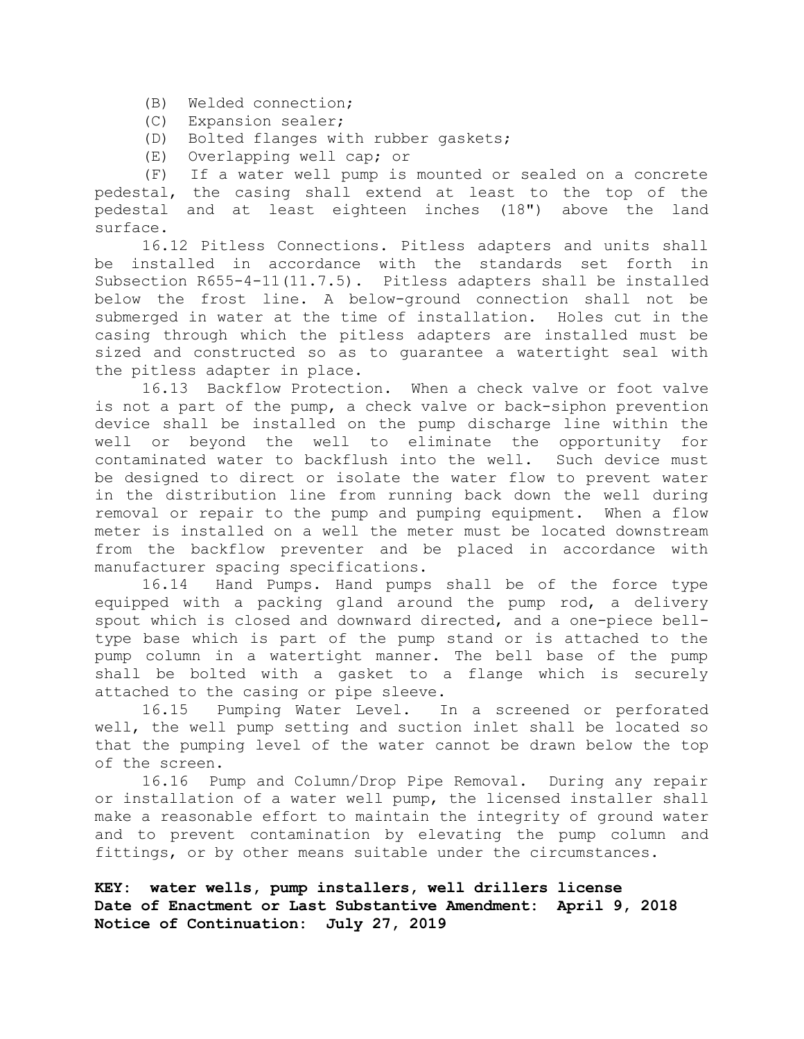(B) Welded connection;

(C) Expansion sealer;

(D) Bolted flanges with rubber gaskets;

(E) Overlapping well cap; or

(F) If a water well pump is mounted or sealed on a concrete pedestal, the casing shall extend at least to the top of the pedestal and at least eighteen inches (18") above the land surface.

16.12 Pitless Connections. Pitless adapters and units shall be installed in accordance with the standards set forth in Subsection R655-4-11(11.7.5). Pitless adapters shall be installed below the frost line. A below-ground connection shall not be submerged in water at the time of installation. Holes cut in the casing through which the pitless adapters are installed must be sized and constructed so as to guarantee a watertight seal with the pitless adapter in place.

16.13 Backflow Protection. When a check valve or foot valve is not a part of the pump, a check valve or back-siphon prevention device shall be installed on the pump discharge line within the well or beyond the well to eliminate the opportunity for contaminated water to backflush into the well. Such device must be designed to direct or isolate the water flow to prevent water in the distribution line from running back down the well during removal or repair to the pump and pumping equipment. When a flow meter is installed on a well the meter must be located downstream from the backflow preventer and be placed in accordance with manufacturer spacing specifications.

16.14 Hand Pumps. Hand pumps shall be of the force type equipped with a packing gland around the pump rod, a delivery spout which is closed and downward directed, and a one-piece bell-type base which is part of the pump stand or is attached to the pump column in a watertight manner. The bell base of the pump shall be bolted with a gasket to a flange which is securely attached to the casing or pipe sleeve.

16.15 Pumping Water Level. In a screened or perforated well, the well pump setting and suction inlet shall be located so that the pumping level of the water cannot be drawn below the top of the screen.

16.16 Pump and Column/Drop Pipe Removal. During any repair or installation of a water well pump, the licensed installer shall make a reasonable effort to maintain the integrity of ground water and to prevent contamination by elevating the pump column and fittings, or by other means suitable under the circumstances.

**KEY: water wells, pump installers, well drillers license**
**Date of Enactment or Last Substantive Amendment: April 9, 2018**
**Notice of Continuation: July 27, 2019**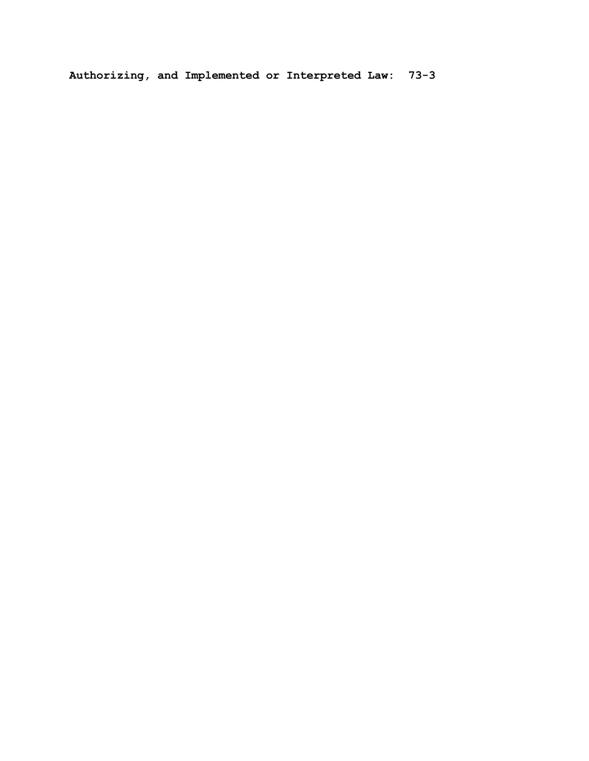**Authorizing, and Implemented or Interpreted Law: 73-3**